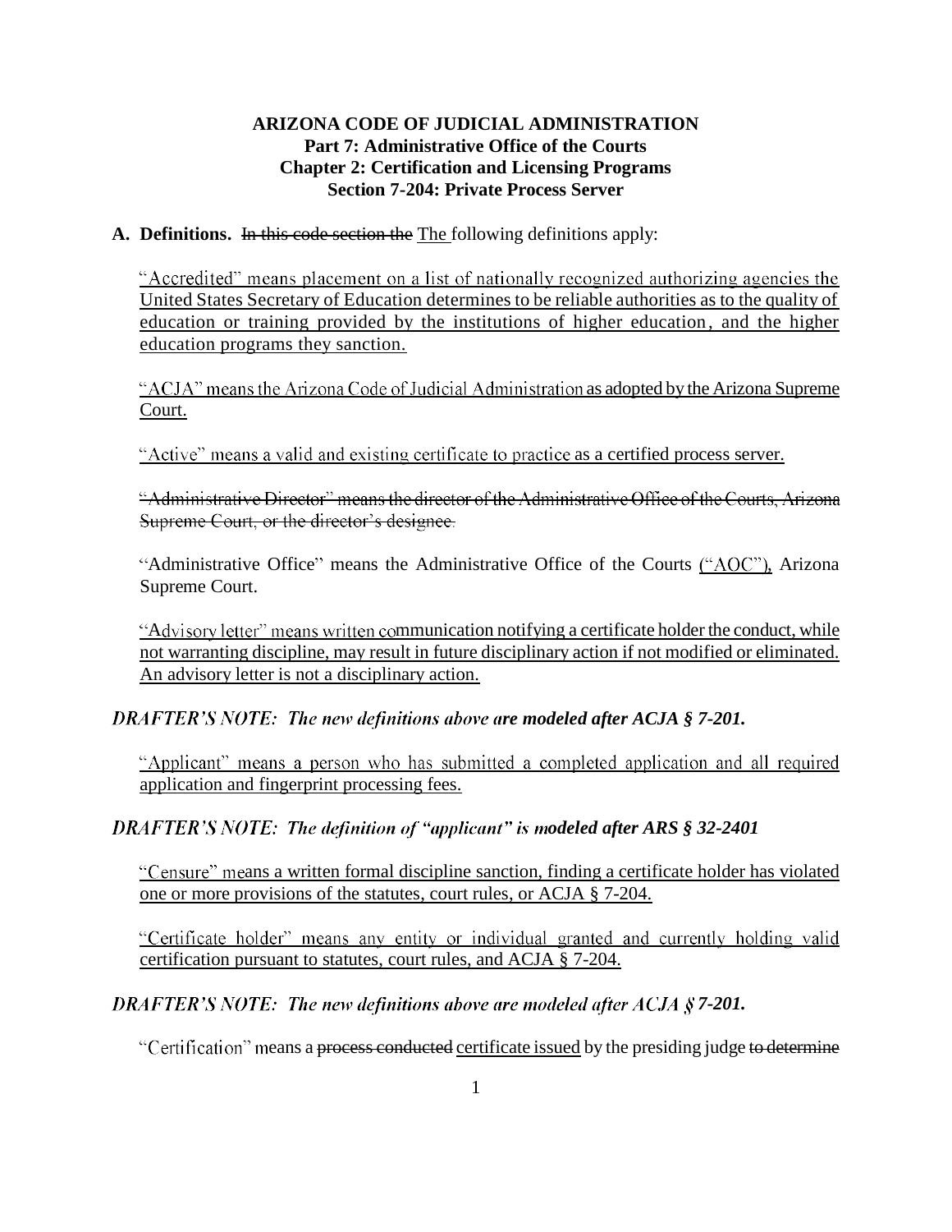**ARIZONA CODE OF JUDICIAL ADMINISTRATION**
**Part 7: Administrative Office of the Courts**
**Chapter 2: Certification and Licensing Programs**
**Section 7-204: Private Process Server**

**A. Definitions.** ~~In this code section the~~ The following definitions apply:

"Accredited" means placement on a list of nationally recognized authorizing agencies the United States Secretary of Education determines to be reliable authorities as to the quality of education or training provided by the institutions of higher education, and the higher education programs they sanction.

"ACJA" means the Arizona Code of Judicial Administration as adopted by the Arizona Supreme Court.

"Active" means a valid and existing certificate to practice as a certified process server.

~~"Administrative Director" means the director of the Administrative Office of the Courts, Arizona Supreme Court, or the director's designee.~~

"Administrative Office" means the Administrative Office of the Courts ("AOC"), Arizona Supreme Court.

"Advisory letter" means written communication notifying a certificate holder the conduct, while not warranting discipline, may result in future disciplinary action if not modified or eliminated. An advisory letter is not a disciplinary action.

***DRAFTER'S NOTE: The new definitions above are modeled after ACJA § 7-201.***

"Applicant" means a person who has submitted a completed application and all required application and fingerprint processing fees.

***DRAFTER'S NOTE: The definition of "applicant" is modeled after ARS § 32-2401***

"Censure" means a written formal discipline sanction, finding a certificate holder has violated one or more provisions of the statutes, court rules, or ACJA § 7-204.

"Certificate holder" means any entity or individual granted and currently holding valid certification pursuant to statutes, court rules, and ACJA § 7-204.

***DRAFTER'S NOTE: The new definitions above are modeled after ACJA § 7-201.***

"Certification" means a ~~process conducted~~ certificate issued by the presiding judge ~~to determine~~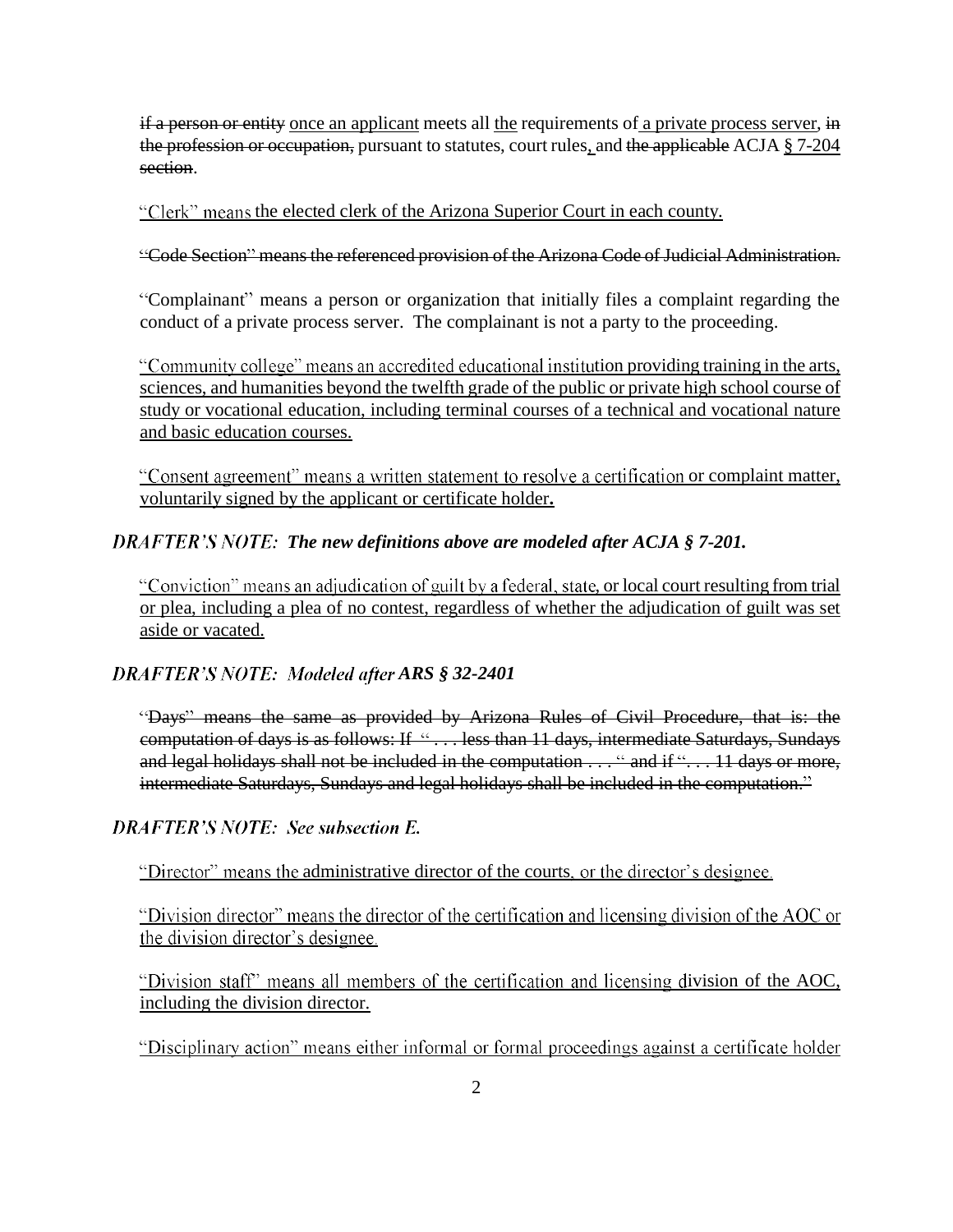~~if a person or entity~~ once an applicant meets all the requirements of a private process server, ~~in the profession or occupation,~~ pursuant to statutes, court rules, and ~~the applicable~~ ACJA § 7-204 ~~section~~.

"Clerk" means the elected clerk of the Arizona Superior Court in each county.

~~"Code Section" means the referenced provision of the Arizona Code of Judicial Administration.~~

"Complainant" means a person or organization that initially files a complaint regarding the conduct of a private process server. The complainant is not a party to the proceeding.

"Community college" means an accredited educational institution providing training in the arts, sciences, and humanities beyond the twelfth grade of the public or private high school course of study or vocational education, including terminal courses of a technical and vocational nature and basic education courses.

"Consent agreement" means a written statement to resolve a certification or complaint matter, voluntarily signed by the applicant or certificate holder.

***DRAFTER'S NOTE: The new definitions above are modeled after ACJA § 7-201.***

"Conviction" means an adjudication of guilt by a federal, state, or local court resulting from trial or plea, including a plea of no contest, regardless of whether the adjudication of guilt was set aside or vacated.

***DRAFTER'S NOTE: Modeled after ARS § 32-2401***

~~"Days" means the same as provided by Arizona Rules of Civil Procedure, that is: the computation of days is as follows: If ". . . less than 11 days, intermediate Saturdays, Sundays and legal holidays shall not be included in the computation . . . " and if ". . . 11 days or more, intermediate Saturdays, Sundays and legal holidays shall be included in the computation."~~

***DRAFTER'S NOTE: See subsection E.***

"Director" means the administrative director of the courts, or the director's designee.

"Division director" means the director of the certification and licensing division of the AOC or the division director's designee.

"Division staff" means all members of the certification and licensing division of the AOC, including the division director.

"Disciplinary action" means either informal or formal proceedings against a certificate holder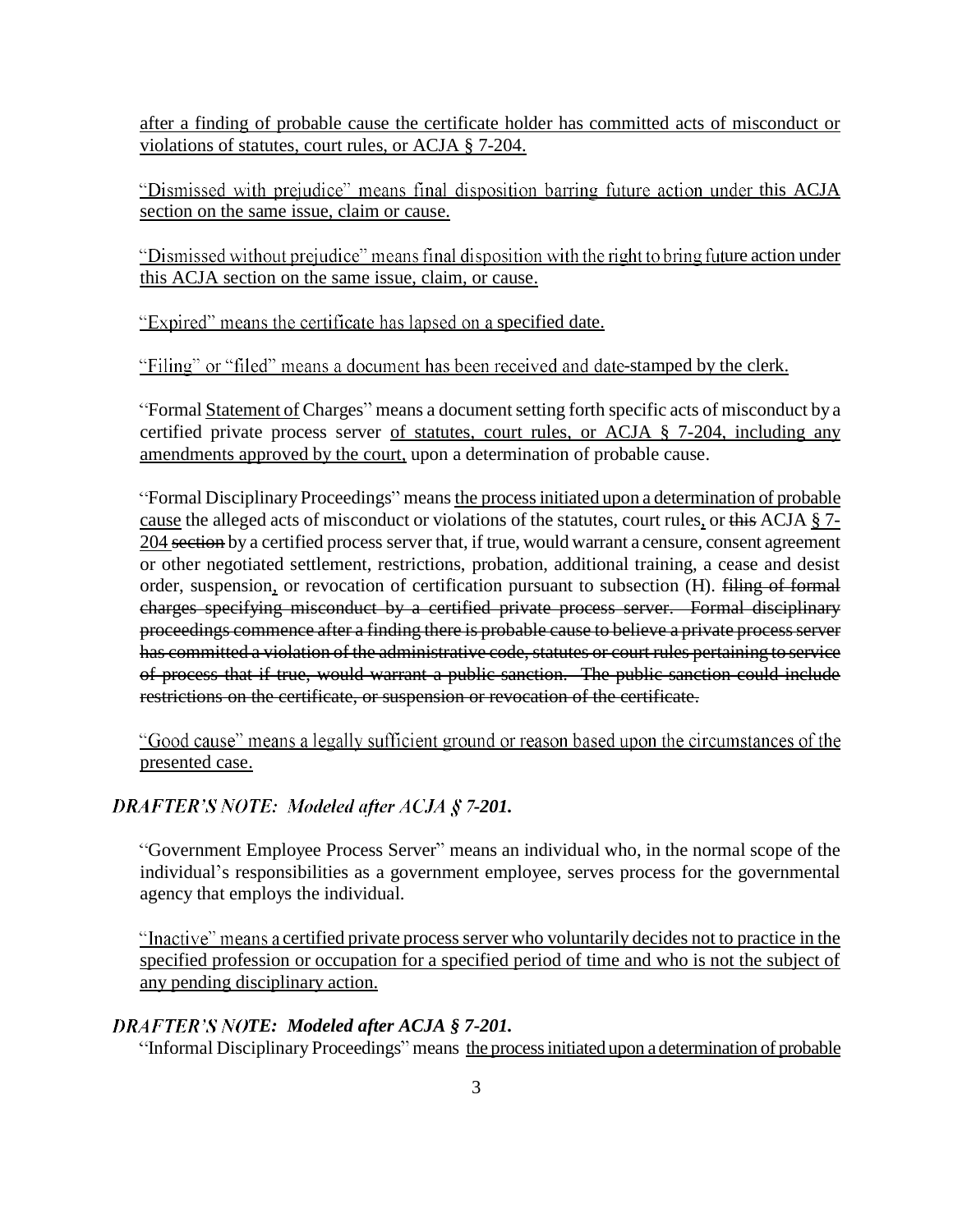<u>after a finding of probable cause the certificate holder has committed acts of misconduct or violations of statutes, court rules, or ACJA § 7-204.</u>

<u>"Dismissed with prejudice" means final disposition barring future action under this ACJA section on the same issue, claim or cause.</u>

<u>"Dismissed without prejudice" means final disposition with the right to bring future action under this ACJA section on the same issue, claim, or cause.</u>

<u>"Expired" means the certificate has lapsed on a specified date.</u>

<u>"Filing" or "filed" means a document has been received and date-stamped by the clerk.</u>

"Formal <u>Statement of</u> Charges" means a document setting forth specific acts of misconduct by a certified private process server <u>of statutes, court rules, or ACJA § 7-204, including any amendments approved by the court,</u> upon a determination of probable cause.

"Formal Disciplinary Proceedings" means <u>the process initiated upon a determination of probable cause</u> the alleged acts of misconduct or violations of the statutes, court rules<u>,</u> or ~~this~~ ACJA <u>§ 7-204</u> ~~section~~ by a certified process server that, if true, would warrant a censure, consent agreement or other negotiated settlement, restrictions, probation, additional training, a cease and desist order, suspension<u>,</u> or revocation of certification pursuant to subsection (H). ~~filing of formal charges specifying misconduct by a certified private process server. Formal disciplinary proceedings commence after a finding there is probable cause to believe a private process server has committed a violation of the administrative code, statutes or court rules pertaining to service of process that if true, would warrant a public sanction. The public sanction could include restrictions on the certificate, or suspension or revocation of the certificate.~~

<u>"Good cause" means a legally sufficient ground or reason based upon the circumstances of the presented case.</u>

***DRAFTER'S NOTE: Modeled after ACJA § 7-201.***

"Government Employee Process Server" means an individual who, in the normal scope of the individual's responsibilities as a government employee, serves process for the governmental agency that employs the individual.

<u>"Inactive" means a certified private process server who voluntarily decides not to practice in the specified profession or occupation for a specified period of time and who is not the subject of any pending disciplinary action.</u>

***DRAFTER'S NOTE: Modeled after ACJA § 7-201.***

"Informal Disciplinary Proceedings" means <u>the process initiated upon a determination of probable</u>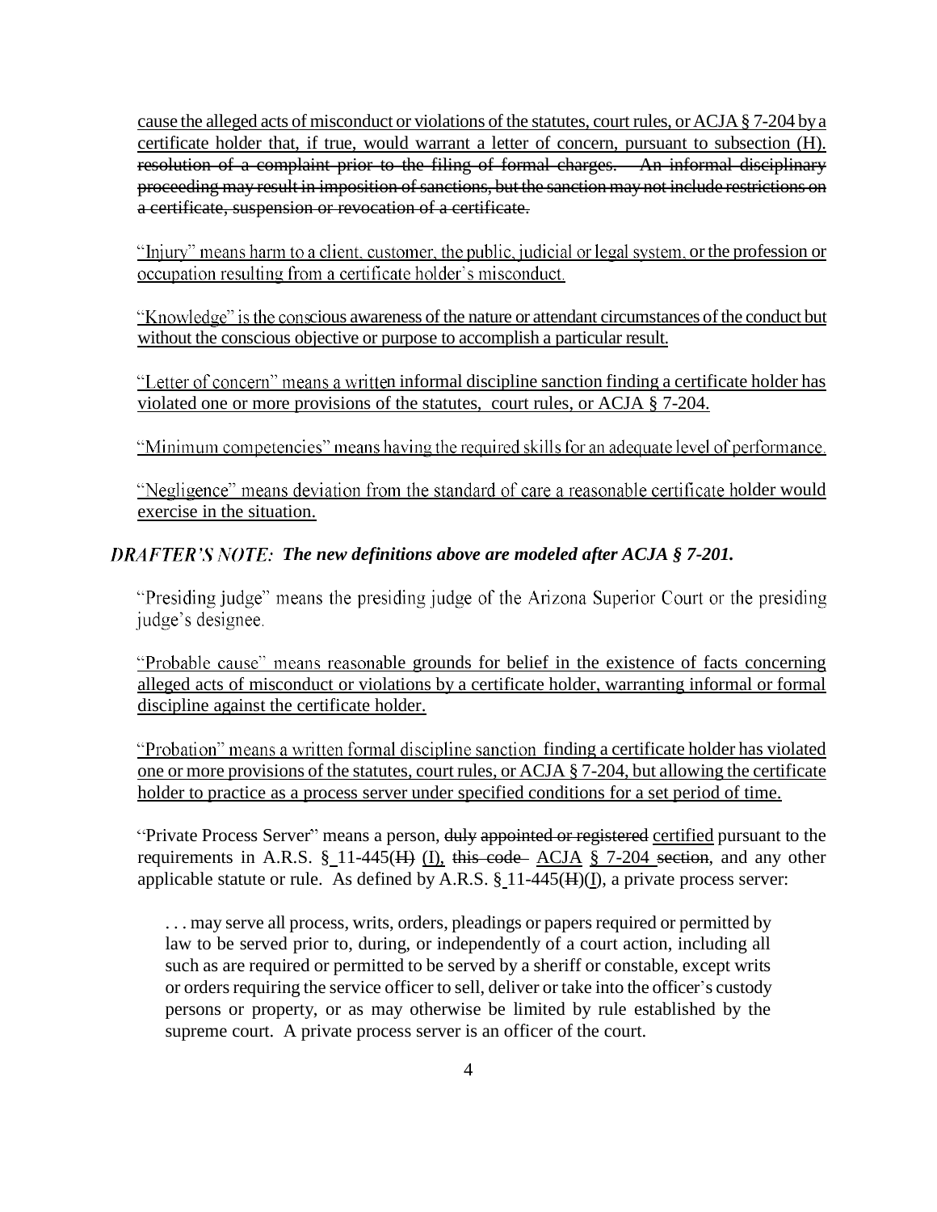cause the alleged acts of misconduct or violations of the statutes, court rules, or ACJA § 7-204 by a certificate holder that, if true, would warrant a letter of concern, pursuant to subsection (H). ~~resolution of a complaint prior to the filing of formal charges. An informal disciplinary proceeding may result in imposition of sanctions, but the sanction may not include restrictions on a certificate, suspension or revocation of a certificate.~~

"Injury" means harm to a client, customer, the public, judicial or legal system, or the profession or occupation resulting from a certificate holder's misconduct.

"Knowledge" is the conscious awareness of the nature or attendant circumstances of the conduct but without the conscious objective or purpose to accomplish a particular result.

"Letter of concern" means a written informal discipline sanction finding a certificate holder has violated one or more provisions of the statutes, court rules, or ACJA § 7-204.

"Minimum competencies" means having the required skills for an adequate level of performance.

"Negligence" means deviation from the standard of care a reasonable certificate holder would exercise in the situation.

***DRAFTER'S NOTE: The new definitions above are modeled after ACJA § 7-201.***

"Presiding judge" means the presiding judge of the Arizona Superior Court or the presiding judge's designee.

"Probable cause" means reasonable grounds for belief in the existence of facts concerning alleged acts of misconduct or violations by a certificate holder, warranting informal or formal discipline against the certificate holder.

"Probation" means a written formal discipline sanction finding a certificate holder has violated one or more provisions of the statutes, court rules, or ACJA § 7-204, but allowing the certificate holder to practice as a process server under specified conditions for a set period of time.

"Private Process Server" means a person, ~~duly appointed or registered~~ certified pursuant to the requirements in A.R.S. § 11-445(~~H~~) (I), ~~this code~~ ACJA § 7-204 ~~section~~, and any other applicable statute or rule. As defined by A.R.S. § 11-445(~~H~~)(I), a private process server:

> . . . may serve all process, writs, orders, pleadings or papers required or permitted by law to be served prior to, during, or independently of a court action, including all such as are required or permitted to be served by a sheriff or constable, except writs or orders requiring the service officer to sell, deliver or take into the officer's custody persons or property, or as may otherwise be limited by rule established by the supreme court. A private process server is an officer of the court.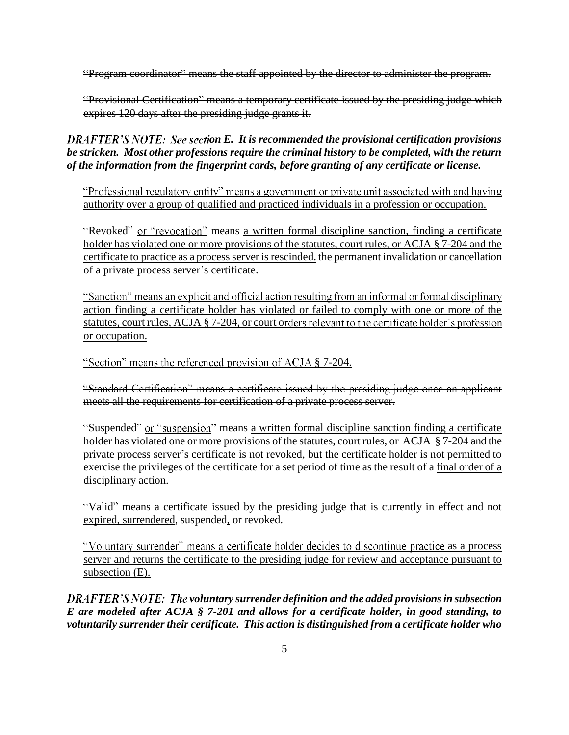~~"Program coordinator" means the staff appointed by the director to administer the program.~~

~~"Provisional Certification" means a temporary certificate issued by the presiding judge which expires 120 days after the presiding judge grants it.~~

***DRAFTER'S NOTE: See section E. It is recommended the provisional certification provisions be stricken. Most other professions require the criminal history to be completed, with the return of the information from the fingerprint cards, before granting of any certificate or license.***

<u>"Professional regulatory entity" means a government or private unit associated with and having authority over a group of qualified and practiced individuals in a profession or occupation.</u>

"Revoked" <u>or "revocation"</u> means <u>a written formal discipline sanction, finding a certificate holder has violated one or more provisions of the statutes, court rules, or ACJA § 7-204 and the certificate to practice as a process server is rescinded.</u> ~~the permanent invalidation or cancellation of a private process server's certificate.~~

<u>"Sanction" means an explicit and official action resulting from an informal or formal disciplinary action finding a certificate holder has violated or failed to comply with one or more of the statutes, court rules, ACJA § 7-204, or court orders relevant to the certificate holder's profession or occupation.</u>

<u>"Section" means the referenced provision of ACJA § 7-204.</u>

~~"Standard Certification" means a certificate issued by the presiding judge once an applicant meets all the requirements for certification of a private process server.~~

"Suspended" <u>or "suspension"</u> means <u>a written formal discipline sanction finding a certificate holder has violated one or more provisions of the statutes, court rules, or ACJA § 7-204 and</u> the private process server's certificate is not revoked, but the certificate holder is not permitted to exercise the privileges of the certificate for a set period of time as the result of a <u>final order of a</u> disciplinary action.

"Valid" means a certificate issued by the presiding judge that is currently in effect and not <u>expired, surrendered</u>, suspended<u>,</u> or revoked.

<u>"Voluntary surrender" means a certificate holder decides to discontinue practice as a process server and returns the certificate to the presiding judge for review and acceptance pursuant to subsection (E).</u>

***DRAFTER'S NOTE: The voluntary surrender definition and the added provisions in subsection E are modeled after ACJA § 7-201 and allows for a certificate holder, in good standing, to voluntarily surrender their certificate. This action is distinguished from a certificate holder who***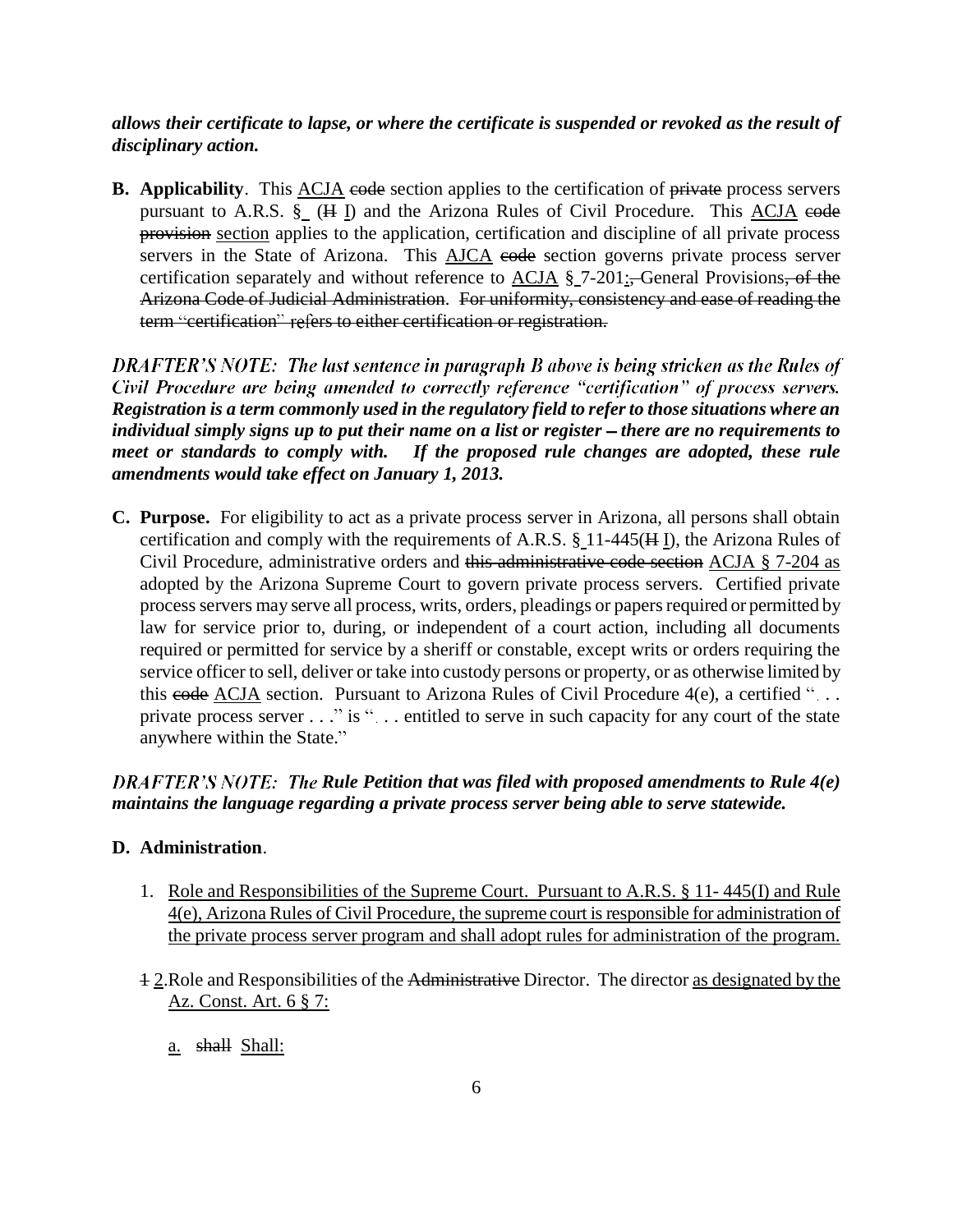***allows their certificate to lapse, or where the certificate is suspended or revoked as the result of disciplinary action.***

**B. Applicability**. This ACJA ~~code~~ section applies to the certification of ~~private~~ process servers pursuant to A.R.S. § (~~H~~ I) and the Arizona Rules of Civil Procedure. This ACJA ~~code provision~~ section applies to the application, certification and discipline of all private process servers in the State of Arizona. This AJCA ~~code~~ section governs private process server certification separately and without reference to ACJA § 7-201;~~,~~ General Provisions~~, of the Arizona Code of Judicial Administration~~. ~~For uniformity, consistency and ease of reading the term "certification" refers to either certification or registration.~~

***DRAFTER'S NOTE: The last sentence in paragraph B above is being stricken as the Rules of Civil Procedure are being amended to correctly reference "certification" of process servers. Registration is a term commonly used in the regulatory field to refer to those situations where an individual simply signs up to put their name on a list or register – there are no requirements to meet or standards to comply with. If the proposed rule changes are adopted, these rule amendments would take effect on January 1, 2013.***

**C. Purpose.** For eligibility to act as a private process server in Arizona, all persons shall obtain certification and comply with the requirements of A.R.S. § 11-445(~~H~~ I), the Arizona Rules of Civil Procedure, administrative orders and ~~this administrative code section~~ ACJA § 7-204 as adopted by the Arizona Supreme Court to govern private process servers. Certified private process servers may serve all process, writs, orders, pleadings or papers required or permitted by law for service prior to, during, or independent of a court action, including all documents required or permitted for service by a sheriff or constable, except writs or orders requiring the service officer to sell, deliver or take into custody persons or property, or as otherwise limited by this ~~code~~ ACJA section. Pursuant to Arizona Rules of Civil Procedure 4(e), a certified ". . . private process server . . ." is ". . . entitled to serve in such capacity for any court of the state anywhere within the State."

***DRAFTER'S NOTE: The Rule Petition that was filed with proposed amendments to Rule 4(e) maintains the language regarding a private process server being able to serve statewide.***

**D. Administration**.

1. Role and Responsibilities of the Supreme Court. Pursuant to A.R.S. § 11- 445(I) and Rule 4(e), Arizona Rules of Civil Procedure, the supreme court is responsible for administration of the private process server program and shall adopt rules for administration of the program.

~~1~~ 2. Role and Responsibilities of the ~~Administrative~~ Director. The director as designated by the Az. Const. Art. 6 § 7:

   a. ~~shall~~ Shall: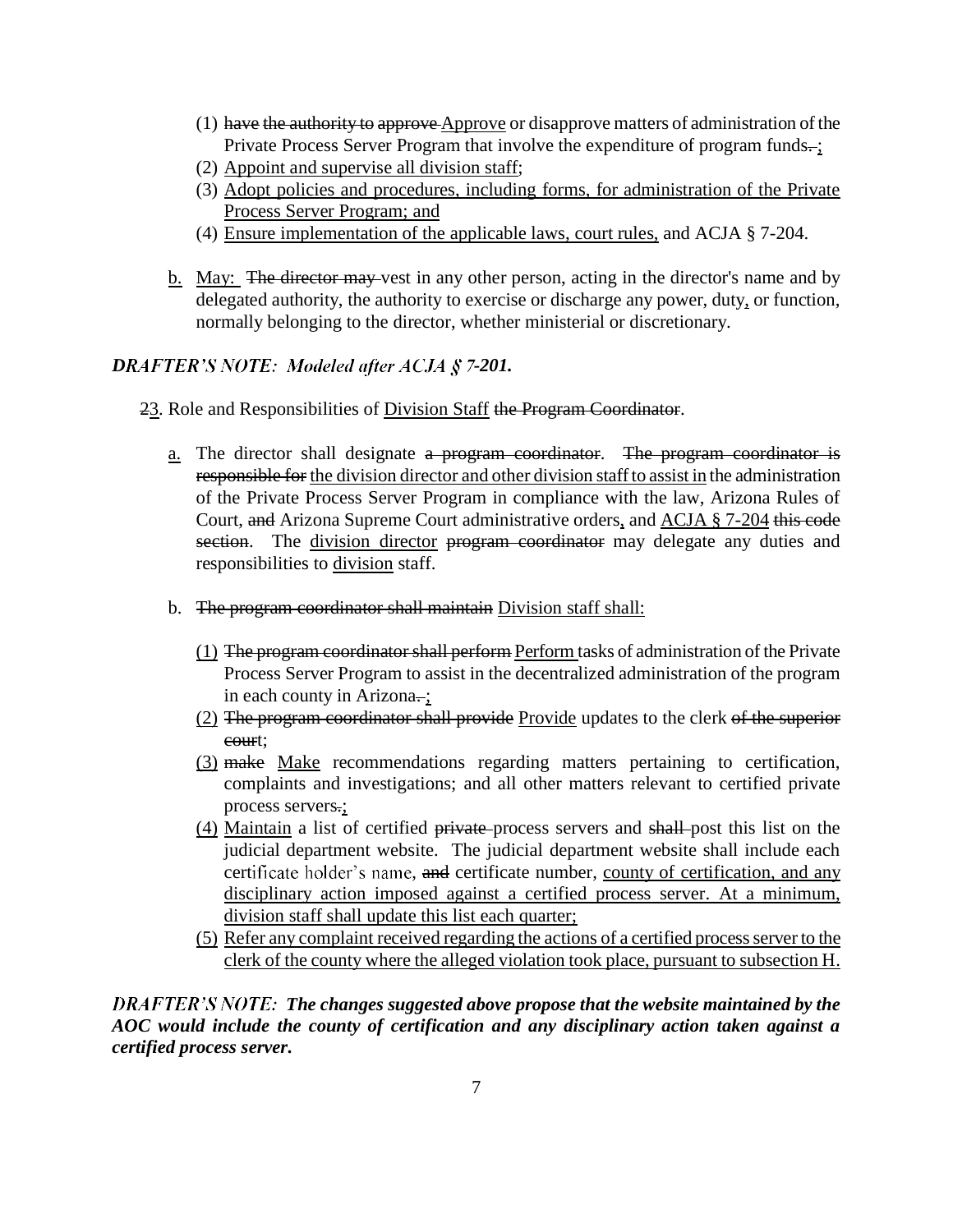(1) ~~have the authority to approve~~ <u>Approve</u> or disapprove matters of administration of the Private Process Server Program that involve the expenditure of program funds~~.~~<u>;</u>
(2) <u>Appoint and supervise all division staff</u>;
(3) <u>Adopt policies and procedures, including forms, for administration of the Private Process Server Program; and</u>
(4) <u>Ensure implementation of the applicable laws, court rules,</u> and ACJA § 7-204.

<u>b.</u> <u>May:</u> ~~The director may~~ vest in any other person, acting in the director's name and by delegated authority, the authority to exercise or discharge any power, duty<u>,</u> or function, normally belonging to the director, whether ministerial or discretionary.

***DRAFTER'S NOTE: Modeled after ACJA § 7-201.***

~~2~~<u>3</u>. Role and Responsibilities of <u>Division Staff</u> ~~the Program Coordinator~~.

<u>a.</u> The director shall designate ~~a program coordinator~~. ~~The program coordinator is responsible for~~ <u>the division director and other division staff to assist in</u> the administration of the Private Process Server Program in compliance with the law, Arizona Rules of Court, ~~and~~ Arizona Supreme Court administrative orders<u>,</u> and <u>ACJA § 7-204</u> ~~this code section~~. The <u>division director</u> ~~program coordinator~~ may delegate any duties and responsibilities to <u>division</u> staff.

b. ~~The program coordinator shall maintain~~ <u>Division staff shall:</u>

<u>(1)</u> ~~The program coordinator shall perform~~ <u>Perform</u> tasks of administration of the Private Process Server Program to assist in the decentralized administration of the program in each county in Arizona~~.~~<u>;</u>
<u>(2)</u> ~~The program coordinator shall provide~~ <u>Provide</u> updates to the clerk ~~of the superior court~~;
<u>(3)</u> ~~make~~ <u>Make</u> recommendations regarding matters pertaining to certification, complaints and investigations; and all other matters relevant to certified private process servers~~.~~<u>;</u>
<u>(4)</u> <u>Maintain</u> a list of certified ~~private~~ process servers and ~~shall~~ post this list on the judicial department website. The judicial department website shall include each certificate holder's name, ~~and~~ certificate number, <u>county of certification, and any disciplinary action imposed against a certified process server. At a minimum, division staff shall update this list each quarter;</u>
<u>(5)</u> <u>Refer any complaint received regarding the actions of a certified process server to the clerk of the county where the alleged violation took place, pursuant to subsection H.</u>

***DRAFTER'S NOTE: The changes suggested above propose that the website maintained by the AOC would include the county of certification and any disciplinary action taken against a certified process server.***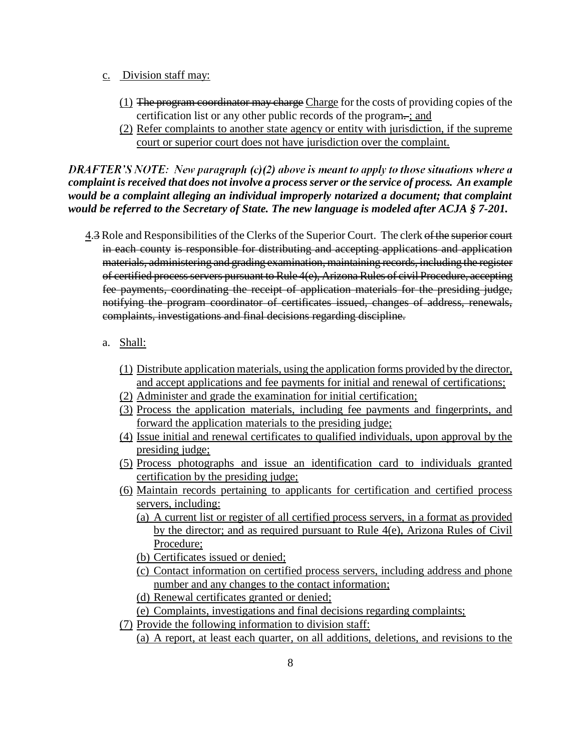c. Division staff may:

(1) ~~The program coordinator may charge~~ Charge for the costs of providing copies of the certification list or any other public records of the program~~.~~; and

(2) Refer complaints to another state agency or entity with jurisdiction, if the supreme court or superior court does not have jurisdiction over the complaint.

***DRAFTER'S NOTE: New paragraph (c)(2) above is meant to apply to those situations where a complaint is received that does not involve a process server or the service of process. An example would be a complaint alleging an individual improperly notarized a document; that complaint would be referred to the Secretary of State. The new language is modeled after ACJA § 7-201.***

4.~~3~~ Role and Responsibilities of the Clerks of the Superior Court. The clerk ~~of the superior court in each county is responsible for distributing and accepting applications and application materials, administering and grading examination, maintaining records, including the register of certified process servers pursuant to Rule 4(e), Arizona Rules of civil Procedure, accepting fee payments, coordinating the receipt of application materials for the presiding judge, notifying the program coordinator of certificates issued, changes of address, renewals, complaints, investigations and final decisions regarding discipline.~~

a. Shall:

(1) Distribute application materials, using the application forms provided by the director, and accept applications and fee payments for initial and renewal of certifications;

(2) Administer and grade the examination for initial certification;

(3) Process the application materials, including fee payments and fingerprints, and forward the application materials to the presiding judge;

(4) Issue initial and renewal certificates to qualified individuals, upon approval by the presiding judge;

(5) Process photographs and issue an identification card to individuals granted certification by the presiding judge;

(6) Maintain records pertaining to applicants for certification and certified process servers, including:

   (a) A current list or register of all certified process servers, in a format as provided by the director; and as required pursuant to Rule 4(e), Arizona Rules of Civil Procedure;

   (b) Certificates issued or denied;

   (c) Contact information on certified process servers, including address and phone number and any changes to the contact information;

   (d) Renewal certificates granted or denied;

   (e) Complaints, investigations and final decisions regarding complaints;

(7) Provide the following information to division staff:

   (a) A report, at least each quarter, on all additions, deletions, and revisions to the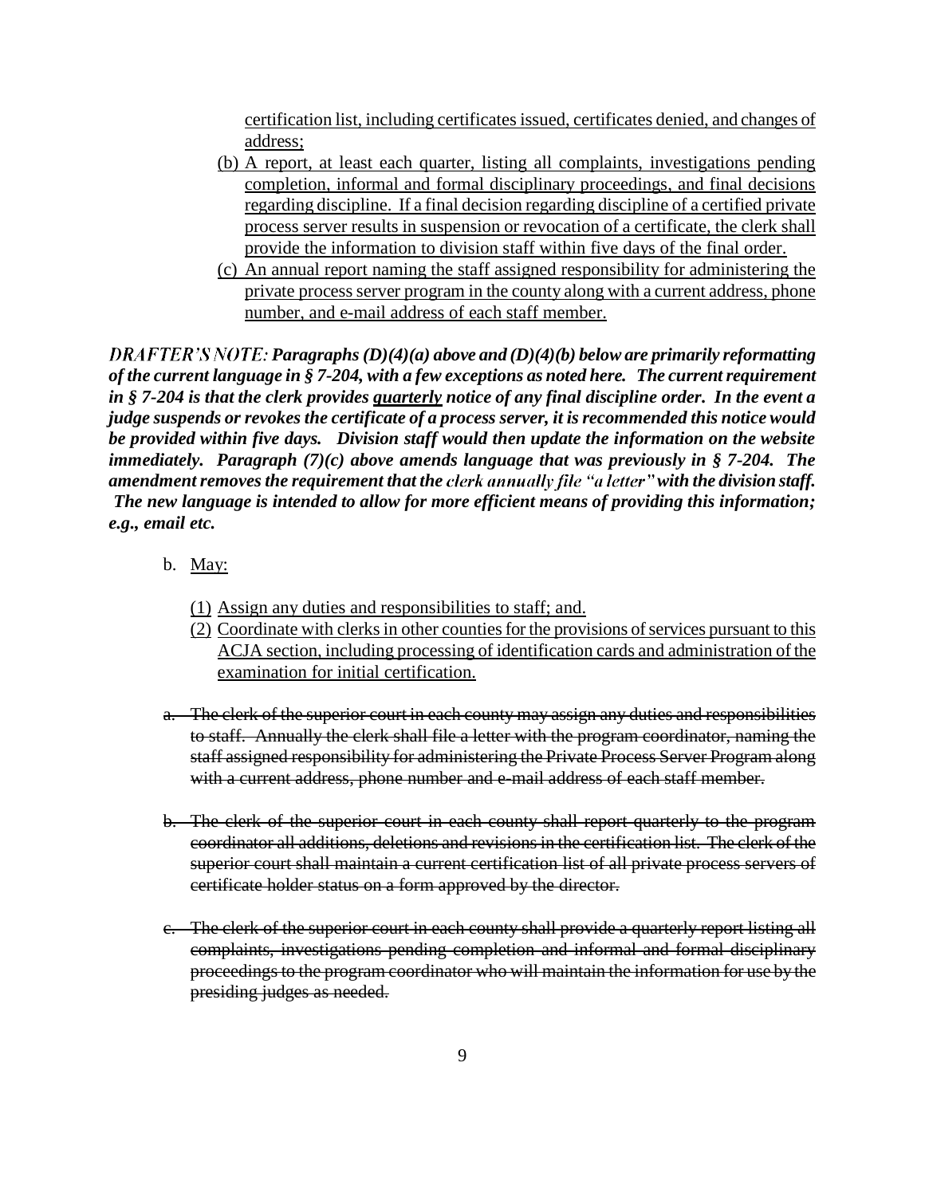certification list, including certificates issued, certificates denied, and changes of address;

(b) A report, at least each quarter, listing all complaints, investigations pending completion, informal and formal disciplinary proceedings, and final decisions regarding discipline. If a final decision regarding discipline of a certified private process server results in suspension or revocation of a certificate, the clerk shall provide the information to division staff within five days of the final order.

(c) An annual report naming the staff assigned responsibility for administering the private process server program in the county along with a current address, phone number, and e-mail address of each staff member.

***DRAFTER'S NOTE: Paragraphs (D)(4)(a) above and (D)(4)(b) below are primarily reformatting of the current language in § 7-204, with a few exceptions as noted here. The current requirement in § 7-204 is that the clerk provides quarterly notice of any final discipline order. In the event a judge suspends or revokes the certificate of a process server, it is recommended this notice would be provided within five days. Division staff would then update the information on the website immediately. Paragraph (7)(c) above amends language that was previously in § 7-204. The amendment removes the requirement that the clerk annually file "a letter" with the division staff. The new language is intended to allow for more efficient means of providing this information; e.g., email etc.***

b. May:

(1) Assign any duties and responsibilities to staff; and.

(2) Coordinate with clerks in other counties for the provisions of services pursuant to this ACJA section, including processing of identification cards and administration of the examination for initial certification.

~~a. The clerk of the superior court in each county may assign any duties and responsibilities to staff. Annually the clerk shall file a letter with the program coordinator, naming the staff assigned responsibility for administering the Private Process Server Program along with a current address, phone number and e-mail address of each staff member.~~

~~b. The clerk of the superior court in each county shall report quarterly to the program coordinator all additions, deletions and revisions in the certification list. The clerk of the superior court shall maintain a current certification list of all private process servers of certificate holder status on a form approved by the director.~~

~~c. The clerk of the superior court in each county shall provide a quarterly report listing all complaints, investigations pending completion and informal and formal disciplinary proceedings to the program coordinator who will maintain the information for use by the presiding judges as needed.~~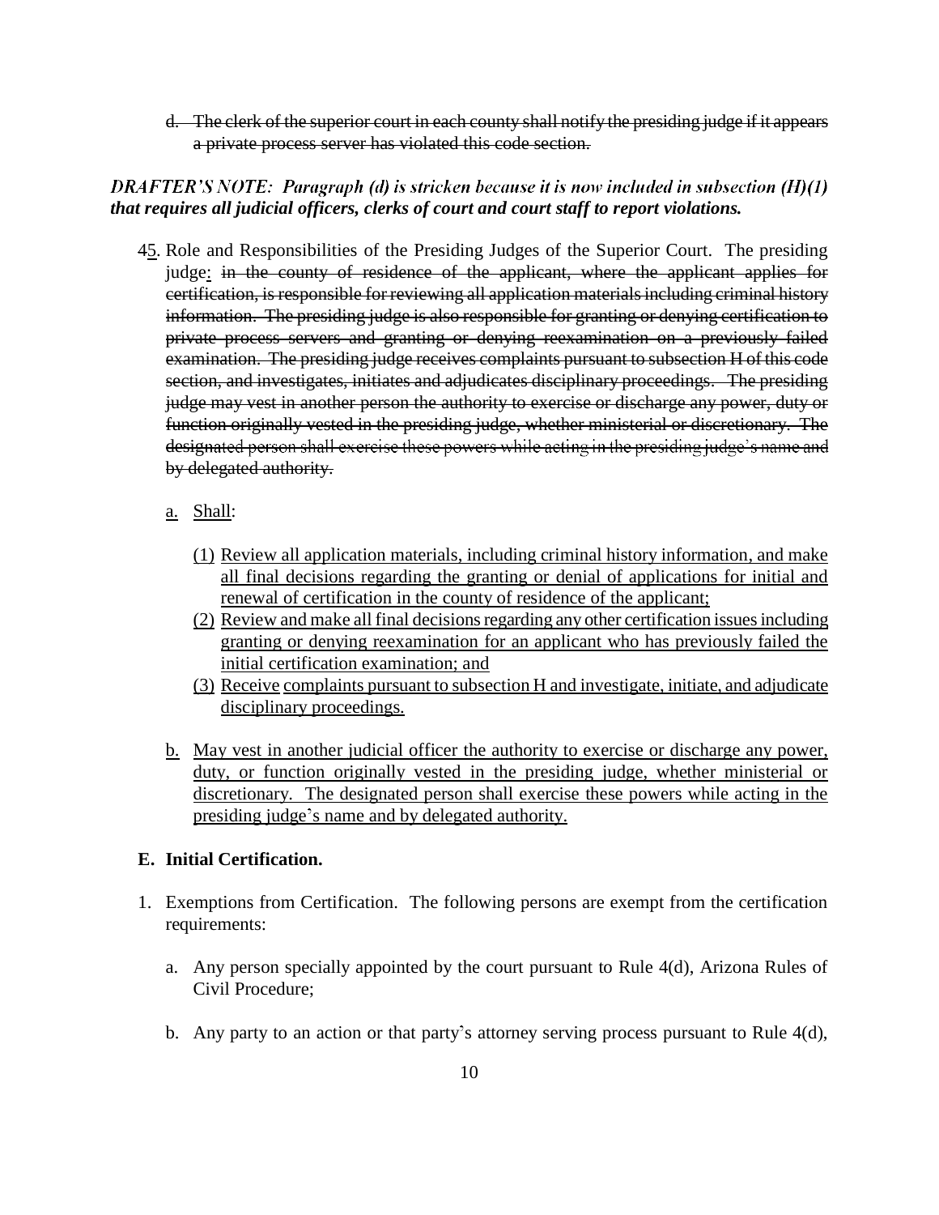d. ~~The clerk of the superior court in each county shall notify the presiding judge if it appears a private process server has violated this code section.~~

***DRAFTER'S NOTE: Paragraph (d) is stricken because it is now included in subsection (H)(1) that requires all judicial officers, clerks of court and court staff to report violations.***

~~4~~<u>5</u>. Role and Responsibilities of the Presiding Judges of the Superior Court. The presiding judge<u>:</u> ~~in the county of residence of the applicant, where the applicant applies for certification, is responsible for reviewing all application materials including criminal history information. The presiding judge is also responsible for granting or denying certification to private process servers and granting or denying reexamination on a previously failed examination. The presiding judge receives complaints pursuant to subsection H of this code section, and investigates, initiates and adjudicates disciplinary proceedings. The presiding judge may vest in another person the authority to exercise or discharge any power, duty or function originally vested in the presiding judge, whether ministerial or discretionary. The designated person shall exercise these powers while acting in the presiding judge's name and by delegated authority.~~

<u>a.</u> <u>Shall</u>:

<u>(1)</u> <u>Review all application materials, including criminal history information, and make all final decisions regarding the granting or denial of applications for initial and renewal of certification in the county of residence of the applicant;</u>

<u>(2)</u> <u>Review and make all final decisions regarding any other certification issues including granting or denying reexamination for an applicant who has previously failed the initial certification examination; and</u>

<u>(3)</u> <u>Receive</u> <u>complaints pursuant to subsection H and investigate, initiate, and adjudicate disciplinary proceedings.</u>

<u>b.</u> <u>May vest in another judicial officer the authority to exercise or discharge any power, duty, or function originally vested in the presiding judge, whether ministerial or discretionary. The designated person shall exercise these powers while acting in the presiding judge's name and by delegated authority.</u>

**E. Initial Certification.**

1. Exemptions from Certification. The following persons are exempt from the certification requirements:

   a. Any person specially appointed by the court pursuant to Rule 4(d), Arizona Rules of Civil Procedure;

   b. Any party to an action or that party's attorney serving process pursuant to Rule 4(d),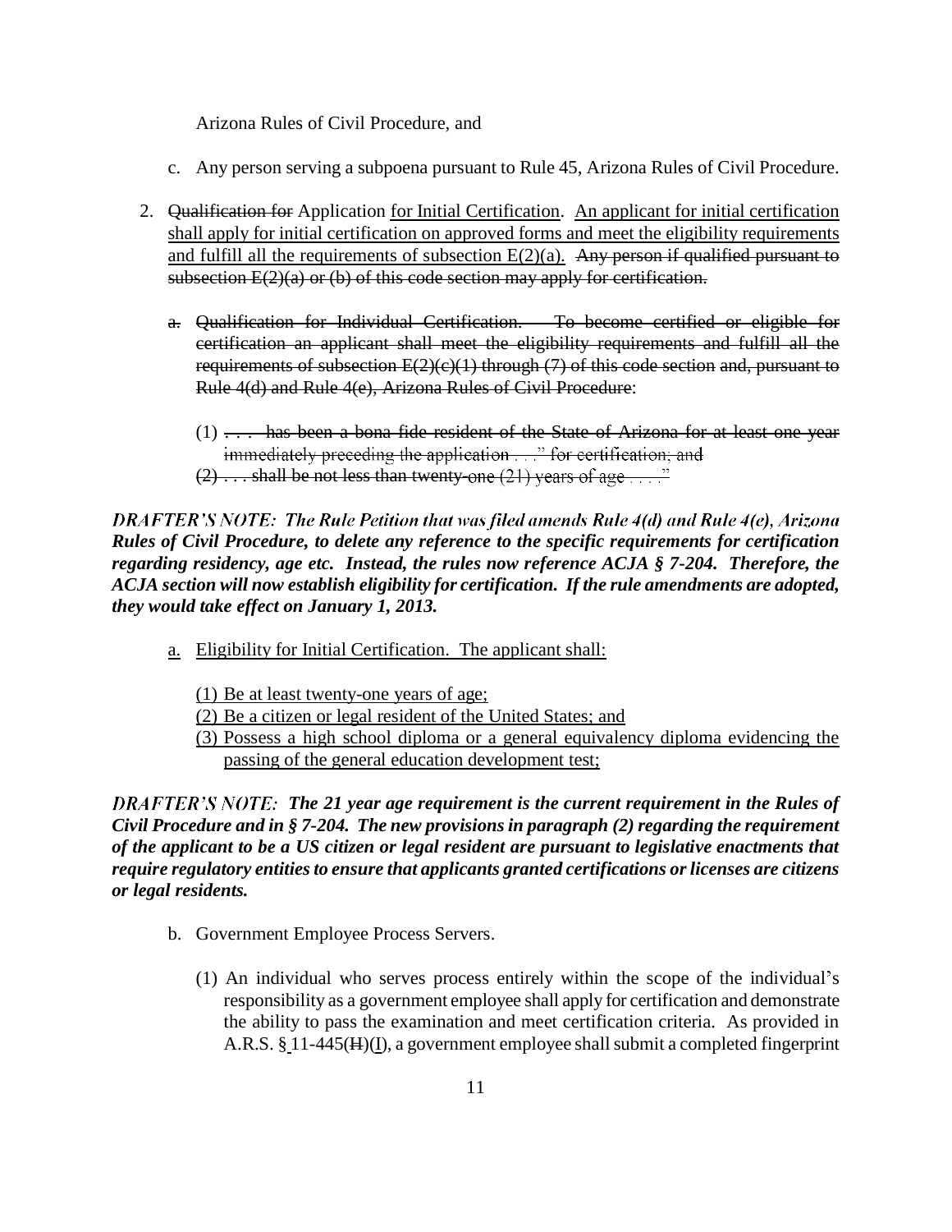Arizona Rules of Civil Procedure, and

c. Any person serving a subpoena pursuant to Rule 45, Arizona Rules of Civil Procedure.

2. ~~Qualification for~~ Application <u>for Initial Certification</u>. <u>An applicant for initial certification shall apply for initial certification on approved forms and meet the eligibility requirements and fulfill all the requirements of subsection E(2)(a).</u> ~~Any person if qualified pursuant to subsection E(2)(a) or (b) of this code section may apply for certification.~~

   ~~a. Qualification for Individual Certification. To become certified or eligible for certification an applicant shall meet the eligibility requirements and fulfill all the requirements of subsection E(2)(c)(1) through (7) of this code section and, pursuant to Rule 4(d) and Rule 4(e), Arizona Rules of Civil Procedure~~:

      (1) ~~. . . has been a bona fide resident of the State of Arizona for at least one year immediately preceding the application . . ." for certification; and~~
      ~~(2) . . . shall be not less than twenty-one (21) years of age . . . ."~~

***DRAFTER'S NOTE: The Rule Petition that was filed amends Rule 4(d) and Rule 4(e), Arizona Rules of Civil Procedure, to delete any reference to the specific requirements for certification regarding residency, age etc. Instead, the rules now reference ACJA § 7-204. Therefore, the ACJA section will now establish eligibility for certification. If the rule amendments are adopted, they would take effect on January 1, 2013.***

   <u>a. Eligibility for Initial Certification. The applicant shall:</u>

      <u>(1) Be at least twenty-one years of age;</u>
      <u>(2) Be a citizen or legal resident of the United States; and</u>
      <u>(3) Possess a high school diploma or a general equivalency diploma evidencing the passing of the general education development test;</u>

***DRAFTER'S NOTE: The 21 year age requirement is the current requirement in the Rules of Civil Procedure and in § 7-204. The new provisions in paragraph (2) regarding the requirement of the applicant to be a US citizen or legal resident are pursuant to legislative enactments that require regulatory entities to ensure that applicants granted certifications or licenses are citizens or legal residents.***

   b. Government Employee Process Servers.

      (1) An individual who serves process entirely within the scope of the individual's responsibility as a government employee shall apply for certification and demonstrate the ability to pass the examination and meet certification criteria. As provided in A.R.S. § 11-445(~~H~~)(<u>I</u>), a government employee shall submit a completed fingerprint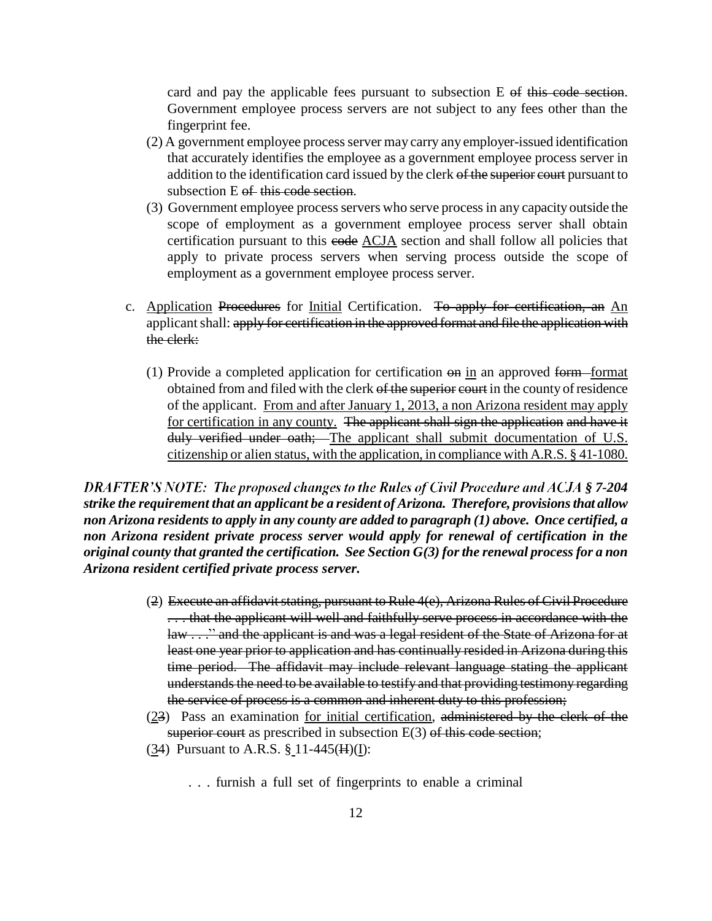card and pay the applicable fees pursuant to subsection E ~~of this code section~~. Government employee process servers are not subject to any fees other than the fingerprint fee.

(2) A government employee process server may carry any employer-issued identification that accurately identifies the employee as a government employee process server in addition to the identification card issued by the clerk ~~of the superior court~~ pursuant to subsection E ~~of this code section~~.

(3) Government employee process servers who serve process in any capacity outside the scope of employment as a government employee process server shall obtain certification pursuant to this ~~code~~ <u>ACJA</u> section and shall follow all policies that apply to private process servers when serving process outside the scope of employment as a government employee process server.

c. <u>Application</u> ~~Procedures~~ for <u>Initial</u> Certification. ~~To apply for certification, an~~ <u>An</u> applicant shall: ~~apply for certification in the approved format and file the application with the clerk:~~

(1) Provide a completed application for certification ~~on~~ <u>in</u> an approved ~~form~~ format obtained from and filed with the clerk ~~of the superior court~~ in the county of residence of the applicant. <u>From and after January 1, 2013, a non Arizona resident may apply for certification in any county.</u> ~~The applicant shall sign the application and have it duly verified under oath;~~ <u>The applicant shall submit documentation of U.S. citizenship or alien status, with the application, in compliance with A.R.S. § 41-1080.</u>

***DRAFTER'S NOTE: The proposed changes to the Rules of Civil Procedure and ACJA § 7-204 strike the requirement that an applicant be a resident of Arizona. Therefore, provisions that allow non Arizona residents to apply in any county are added to paragraph (1) above. Once certified, a non Arizona resident private process server would apply for renewal of certification in the original county that granted the certification. See Section G(3) for the renewal process for a non Arizona resident certified private process server.***

(<u>2</u>) ~~Execute an affidavit stating, pursuant to Rule 4(e), Arizona Rules of Civil Procedure ". . . that the applicant will well and faithfully serve process in accordance with the law . . ." and the applicant is and was a legal resident of the State of Arizona for at least one year prior to application and has continually resided in Arizona during this time period. The affidavit may include relevant language stating the applicant understands the need to be available to testify and that providing testimony regarding the service of process is a common and inherent duty to this profession;~~

(<u>2</u>~~3~~) Pass an examination <u>for initial certification</u>, ~~administered by the clerk of the superior court~~ as prescribed in subsection E(3) ~~of this code section~~;

(<u>3</u>~~4~~) Pursuant to A.R.S. § 11-445(~~H~~)(<u>I</u>):

. . . furnish a full set of fingerprints to enable a criminal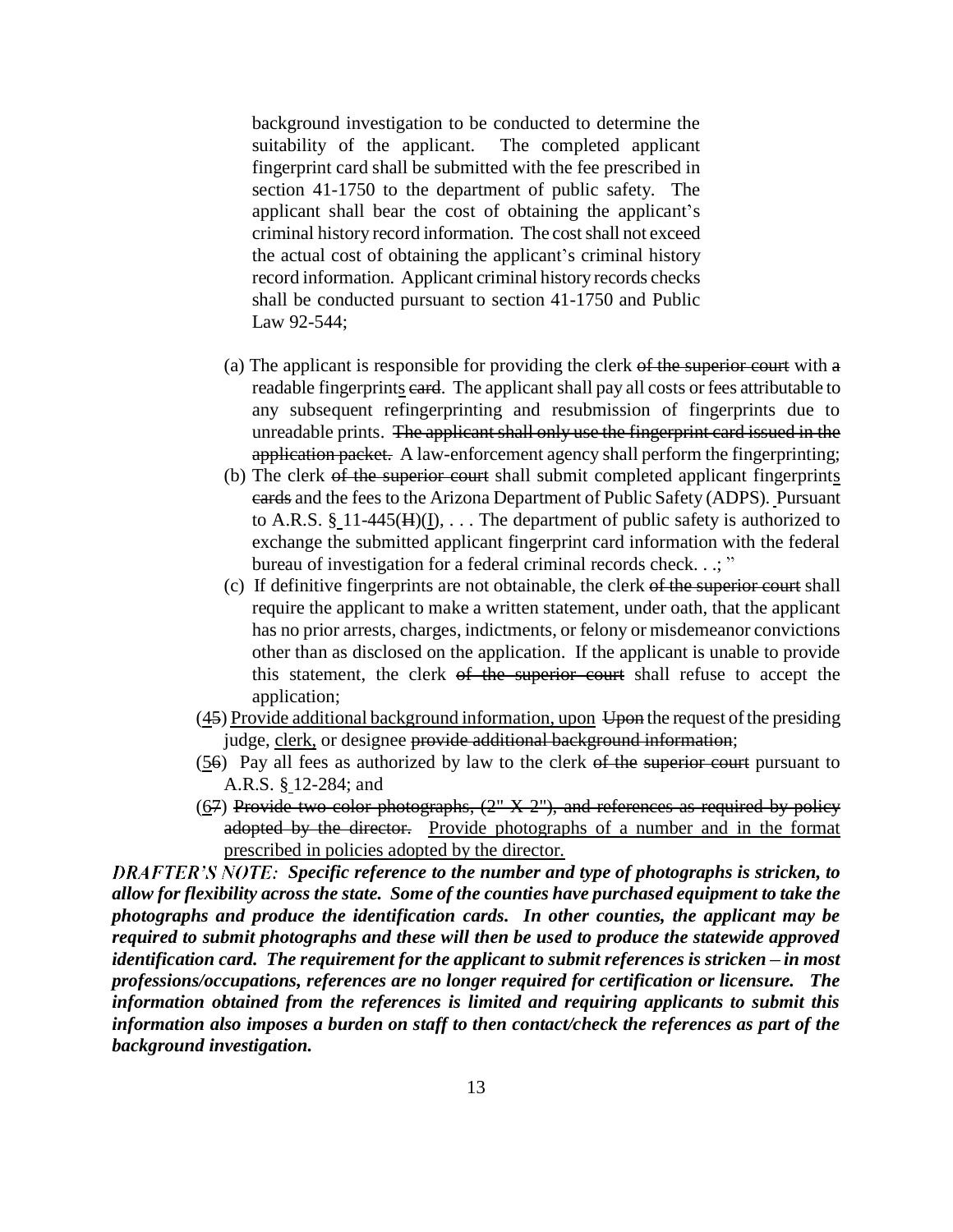background investigation to be conducted to determine the suitability of the applicant. The completed applicant fingerprint card shall be submitted with the fee prescribed in section 41-1750 to the department of public safety. The applicant shall bear the cost of obtaining the applicant's criminal history record information. The cost shall not exceed the actual cost of obtaining the applicant's criminal history record information. Applicant criminal history records checks shall be conducted pursuant to section 41-1750 and Public Law 92-544;

(a) The applicant is responsible for providing the clerk ~~of the superior court~~ with ~~a~~ readable fingerprint<u>s</u> ~~card~~. The applicant shall pay all costs or fees attributable to any subsequent refingerprinting and resubmission of fingerprints due to unreadable prints. ~~The applicant shall only use the fingerprint card issued in the application packet.~~ A law-enforcement agency shall perform the fingerprinting;

(b) The clerk ~~of the superior court~~ shall submit completed applicant fingerprint<u>s</u> ~~cards~~ and the fees to the Arizona Department of Public Safety (ADPS). Pursuant to A.R.S. § 11-445(~~H~~)(<u>I</u>), . . . The department of public safety is authorized to exchange the submitted applicant fingerprint card information with the federal bureau of investigation for a federal criminal records check. . .; "

(c) If definitive fingerprints are not obtainable, the clerk ~~of the superior court~~ shall require the applicant to make a written statement, under oath, that the applicant has no prior arrests, charges, indictments, or felony or misdemeanor convictions other than as disclosed on the application. If the applicant is unable to provide this statement, the clerk ~~of the superior court~~ shall refuse to accept the application;

(<u>4</u>~~5~~) <u>Provide additional background information, upon</u> ~~Upon~~ the request of the presiding judge, <u>clerk,</u> or designee ~~provide additional background information~~;

(<u>5</u>~~6~~) Pay all fees as authorized by law to the clerk ~~of the superior court~~ pursuant to A.R.S. § 12-284; and

(<u>6</u>~~7~~) ~~Provide two color photographs, (2" X 2"), and references as required by policy adopted by the director.~~ <u>Provide photographs of a number and in the format prescribed in policies adopted by the director.</u>

***DRAFTER'S NOTE:* Specific reference to the number and type of photographs is stricken, to allow for flexibility across the state. Some of the counties have purchased equipment to take the photographs and produce the identification cards. In other counties, the applicant may be required to submit photographs and these will then be used to produce the statewide approved identification card. The requirement for the applicant to submit references is stricken – in most professions/occupations, references are no longer required for certification or licensure. The information obtained from the references is limited and requiring applicants to submit this information also imposes a burden on staff to then contact/check the references as part of the background investigation.**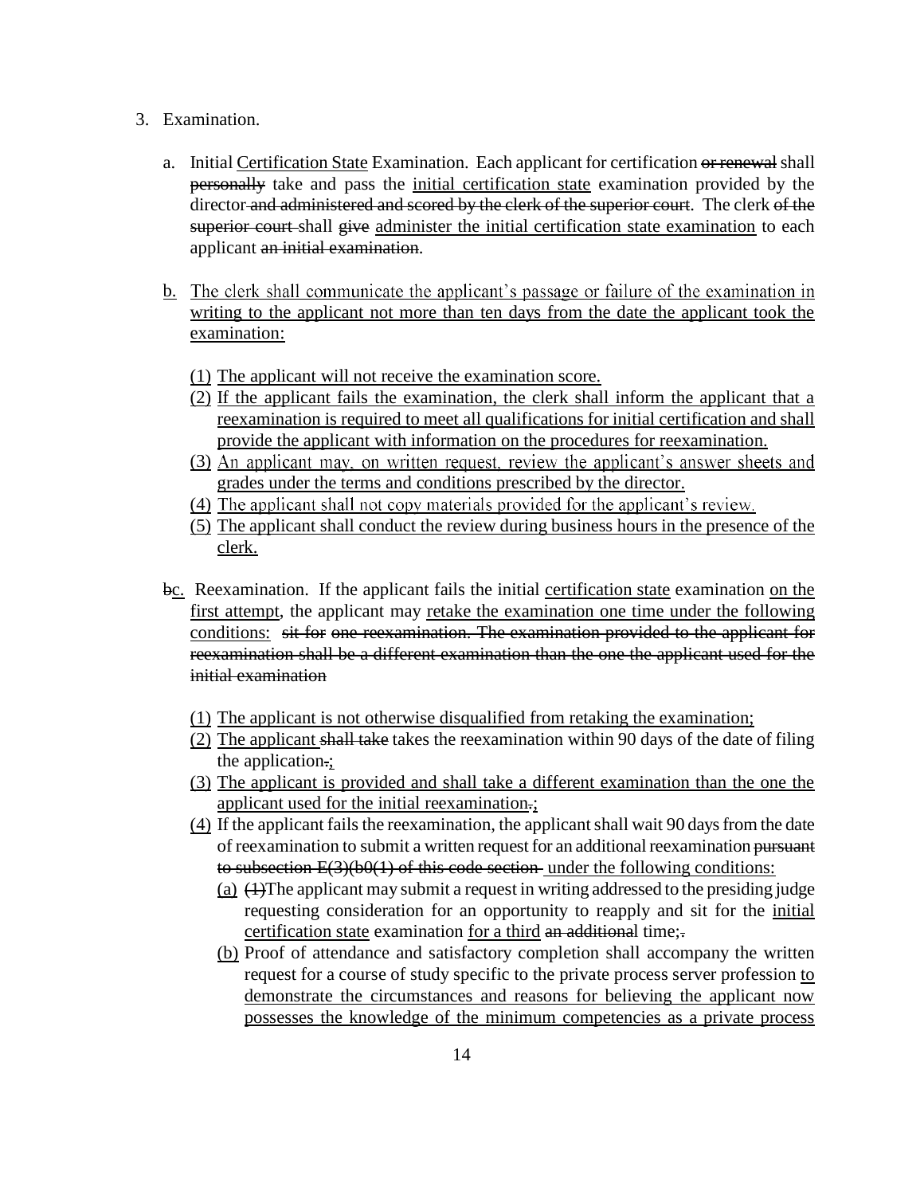3. Examination.

   a. Initial <u>Certification State</u> Examination. Each applicant for certification ~~or renewal~~ shall ~~personally~~ take and pass the <u>initial certification state</u> examination provided by the director ~~and administered and scored by the clerk of the superior court~~. The clerk ~~of the superior court~~ shall ~~give~~ <u>administer the initial certification state examination</u> to each applicant ~~an initial examination~~.

   <u>b.</u> <u>The clerk shall communicate the applicant's passage or failure of the examination in writing to the applicant not more than ten days from the date the applicant took the examination:</u>

      <u>(1)</u> <u>The applicant will not receive the examination score.</u>
      <u>(2)</u> <u>If the applicant fails the examination, the clerk shall inform the applicant that a reexamination is required to meet all qualifications for initial certification and shall provide the applicant with information on the procedures for reexamination.</u>
      <u>(3)</u> <u>An applicant may, on written request, review the applicant's answer sheets and grades under the terms and conditions prescribed by the director.</u>
      <u>(4)</u> <u>The applicant shall not copy materials provided for the applicant's review.</u>
      <u>(5)</u> <u>The applicant shall conduct the review during business hours in the presence of the clerk.</u>

   ~~b~~<u>c.</u> Reexamination. If the applicant fails the initial <u>certification state</u> examination <u>on the first attempt</u>, the applicant may <u>retake the examination one time under the following conditions:</u> ~~sit for one reexamination. The examination provided to the applicant for reexamination shall be a different examination than the one the applicant used for the initial examination~~

      <u>(1)</u> <u>The applicant is not otherwise disqualified from retaking the examination;</u>
      <u>(2)</u> <u>The applicant</u> ~~shall take~~ takes the reexamination within 90 days of the date of filing the application~~.~~<u>;</u>
      <u>(3)</u> <u>The applicant is provided and shall take a different examination than the one the applicant used for the initial reexamination</u>~~.~~<u>;</u>
      <u>(4)</u> If the applicant fails the reexamination, the applicant shall wait 90 days from the date of reexamination to submit a written request for an additional reexamination ~~pursuant to subsection E(3)(b0(1) of this code section~~ <u>under the following conditions:</u>
         <u>(a)</u> ~~(1)~~The applicant may submit a request in writing addressed to the presiding judge requesting consideration for an opportunity to reapply and sit for the <u>initial certification state</u> examination <u>for a third</u> ~~an additional~~ time;~~.~~
         <u>(b)</u> Proof of attendance and satisfactory completion shall accompany the written request for a course of study specific to the private process server profession <u>to demonstrate the circumstances and reasons for believing the applicant now possesses the knowledge of the minimum competencies as a private process</u>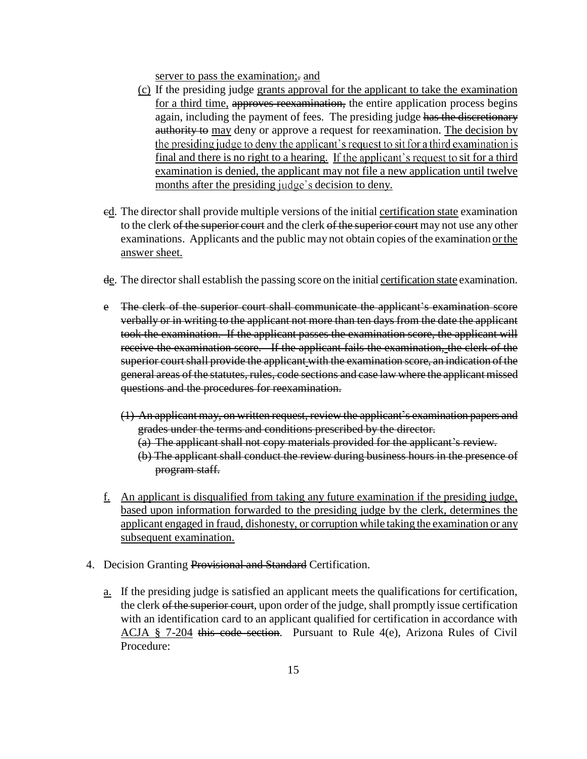server to pass the examination;. and

(c) If the presiding judge grants approval for the applicant to take the examination for a third time, approves reexamination, the entire application process begins again, including the payment of fees. The presiding judge has the discretionary authority to may deny or approve a request for reexamination. The decision by the presiding judge to deny the applicant's request to sit for a third examination is final and there is no right to a hearing. If the applicant's request to sit for a third examination is denied, the applicant may not file a new application until twelve months after the presiding judge's decision to deny.

cd. The director shall provide multiple versions of the initial certification state examination to the clerk of the superior court and the clerk of the superior court may not use any other examinations. Applicants and the public may not obtain copies of the examination or the answer sheet.

de. The director shall establish the passing score on the initial certification state examination.

e The clerk of the superior court shall communicate the applicant's examination score verbally or in writing to the applicant not more than ten days from the date the applicant took the examination. If the applicant passes the examination score, the applicant will receive the examination score. If the applicant fails the examination, the clerk of the superior court shall provide the applicant with the examination score, an indication of the general areas of the statutes, rules, code sections and case law where the applicant missed questions and the procedures for reexamination.

(1) An applicant may, on written request, review the applicant's examination papers and grades under the terms and conditions prescribed by the director.
  (a) The applicant shall not copy materials provided for the applicant's review.
  (b) The applicant shall conduct the review during business hours in the presence of program staff.

f. An applicant is disqualified from taking any future examination if the presiding judge, based upon information forwarded to the presiding judge by the clerk, determines the applicant engaged in fraud, dishonesty, or corruption while taking the examination or any subsequent examination.

4. Decision Granting Provisional and Standard Certification.

   a. If the presiding judge is satisfied an applicant meets the qualifications for certification, the clerk of the superior court, upon order of the judge, shall promptly issue certification with an identification card to an applicant qualified for certification in accordance with ACJA § 7-204 this code section. Pursuant to Rule 4(e), Arizona Rules of Civil Procedure: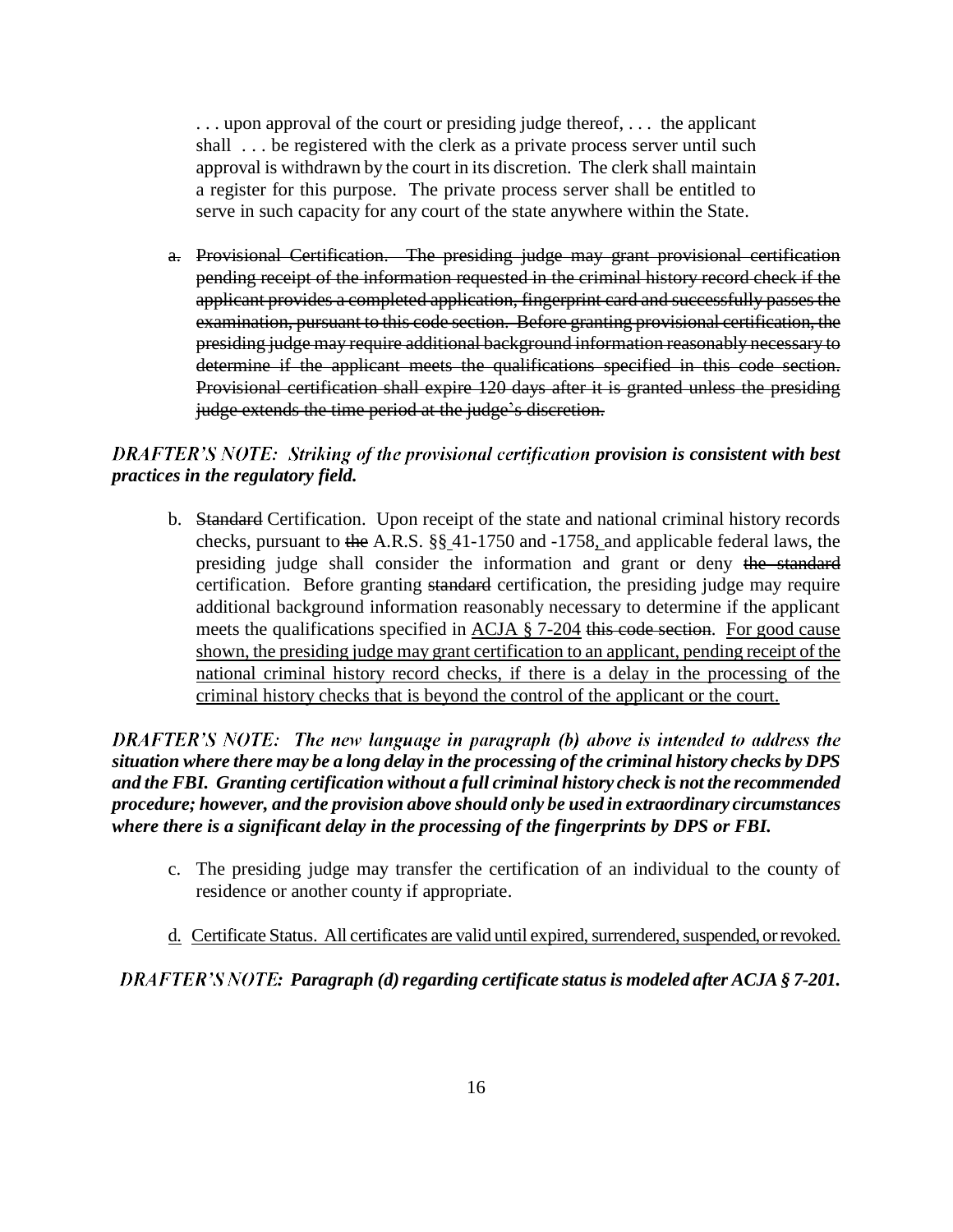> . . . upon approval of the court or presiding judge thereof, . . . the applicant shall . . . be registered with the clerk as a private process server until such approval is withdrawn by the court in its discretion. The clerk shall maintain a register for this purpose. The private process server shall be entitled to serve in such capacity for any court of the state anywhere within the State.

a. ~~Provisional Certification. The presiding judge may grant provisional certification pending receipt of the information requested in the criminal history record check if the applicant provides a completed application, fingerprint card and successfully passes the examination, pursuant to this code section. Before granting provisional certification, the presiding judge may require additional background information reasonably necessary to determine if the applicant meets the qualifications specified in this code section. Provisional certification shall expire 120 days after it is granted unless the presiding judge extends the time period at the judge's discretion.~~

***DRAFTER'S NOTE: Striking of the provisional certification provision is consistent with best practices in the regulatory field.***

b. ~~Standard~~ Certification. Upon receipt of the state and national criminal history records checks, pursuant to ~~the~~ A.R.S. §§ 41-1750 and -1758, and applicable federal laws, the presiding judge shall consider the information and grant or deny ~~the standard~~ certification. Before granting ~~standard~~ certification, the presiding judge may require additional background information reasonably necessary to determine if the applicant meets the qualifications specified in <u>ACJA § 7-204</u> ~~this code section~~. <u>For good cause shown, the presiding judge may grant certification to an applicant, pending receipt of the national criminal history record checks, if there is a delay in the processing of the criminal history checks that is beyond the control of the applicant or the court.</u>

***DRAFTER'S NOTE: The new language in paragraph (b) above is intended to address the situation where there may be a long delay in the processing of the criminal history checks by DPS and the FBI. Granting certification without a full criminal history check is not the recommended procedure; however, and the provision above should only be used in extraordinary circumstances where there is a significant delay in the processing of the fingerprints by DPS or FBI.***

c. The presiding judge may transfer the certification of an individual to the county of residence or another county if appropriate.

<u>d. Certificate Status. All certificates are valid until expired, surrendered, suspended, or revoked.</u>

***DRAFTER'S NOTE: Paragraph (d) regarding certificate status is modeled after ACJA § 7-201.***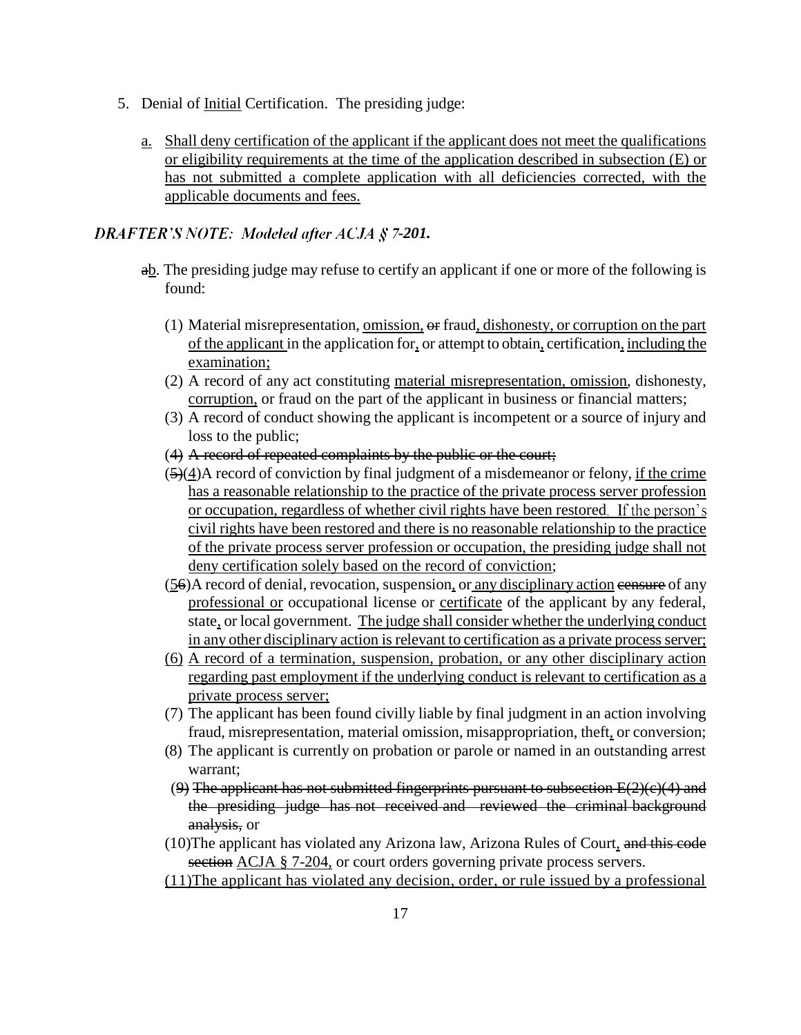5. Denial of Initial Certification. The presiding judge:

   a. Shall deny certification of the applicant if the applicant does not meet the qualifications or eligibility requirements at the time of the application described in subsection (E) or has not submitted a complete application with all deficiencies corrected, with the applicable documents and fees.

***DRAFTER'S NOTE: Modeled after ACJA § 7-201.***

   ab. The presiding judge may refuse to certify an applicant if one or more of the following is found:

   (1) Material misrepresentation, omission, or fraud, dishonesty, or corruption on the part of the applicant in the application for, or attempt to obtain, certification, including the examination;
   (2) A record of any act constituting material misrepresentation, omission, dishonesty, corruption, or fraud on the part of the applicant in business or financial matters;
   (3) A record of conduct showing the applicant is incompetent or a source of injury and loss to the public;
   (4) ~~A record of repeated complaints by the public or the court;~~
   (~~5~~)(4)A record of conviction by final judgment of a misdemeanor or felony, if the crime has a reasonable relationship to the practice of the private process server profession or occupation, regardless of whether civil rights have been restored. If the person's civil rights have been restored and there is no reasonable relationship to the practice of the private process server profession or occupation, the presiding judge shall not deny certification solely based on the record of conviction;
   (5~~6~~)A record of denial, revocation, suspension, or any disciplinary action ~~censure~~ of any professional or occupational license or certificate of the applicant by any federal, state, or local government. The judge shall consider whether the underlying conduct in any other disciplinary action is relevant to certification as a private process server;
   (6) A record of a termination, suspension, probation, or any other disciplinary action regarding past employment if the underlying conduct is relevant to certification as a private process server;
   (7) The applicant has been found civilly liable by final judgment in an action involving fraud, misrepresentation, material omission, misappropriation, theft, or conversion;
   (8) The applicant is currently on probation or parole or named in an outstanding arrest warrant;
   (9) ~~The applicant has not submitted fingerprints pursuant to subsection E(2)(c)(4) and the presiding judge has not received and reviewed the criminal background analysis,~~ or
   (10)The applicant has violated any Arizona law, Arizona Rules of Court, ~~and this code section~~ ACJA § 7-204, or court orders governing private process servers.
   (11)The applicant has violated any decision, order, or rule issued by a professional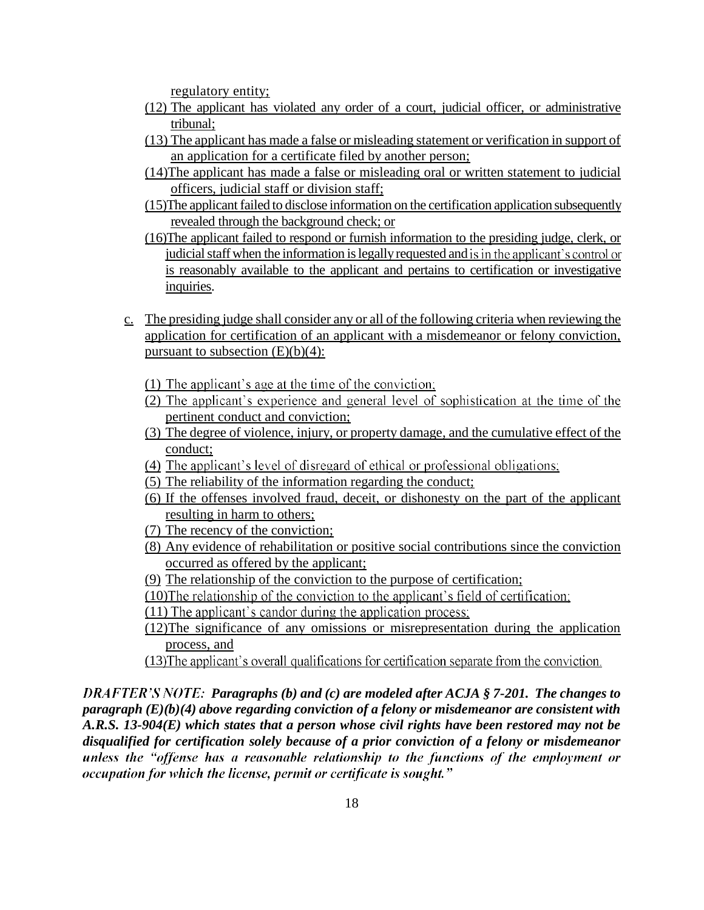regulatory entity;

(12) The applicant has violated any order of a court, judicial officer, or administrative tribunal;

(13) The applicant has made a false or misleading statement or verification in support of an application for a certificate filed by another person;

(14) The applicant has made a false or misleading oral or written statement to judicial officers, judicial staff or division staff;

(15) The applicant failed to disclose information on the certification application subsequently revealed through the background check; or

(16) The applicant failed to respond or furnish information to the presiding judge, clerk, or judicial staff when the information is legally requested and is in the applicant's control or is reasonably available to the applicant and pertains to certification or investigative inquiries.

c. The presiding judge shall consider any or all of the following criteria when reviewing the application for certification of an applicant with a misdemeanor or felony conviction, pursuant to subsection (E)(b)(4):

(1) The applicant's age at the time of the conviction;

(2) The applicant's experience and general level of sophistication at the time of the pertinent conduct and conviction;

(3) The degree of violence, injury, or property damage, and the cumulative effect of the conduct;

(4) The applicant's level of disregard of ethical or professional obligations;

(5) The reliability of the information regarding the conduct;

(6) If the offenses involved fraud, deceit, or dishonesty on the part of the applicant resulting in harm to others;

(7) The recency of the conviction;

(8) Any evidence of rehabilitation or positive social contributions since the conviction occurred as offered by the applicant;

(9) The relationship of the conviction to the purpose of certification;

(10) The relationship of the conviction to the applicant's field of certification;

(11) The applicant's candor during the application process;

(12) The significance of any omissions or misrepresentation during the application process, and

(13) The applicant's overall qualifications for certification separate from the conviction.

***DRAFTER'S NOTE: Paragraphs (b) and (c) are modeled after ACJA § 7-201. The changes to paragraph (E)(b)(4) above regarding conviction of a felony or misdemeanor are consistent with A.R.S. 13-904(E) which states that a person whose civil rights have been restored may not be disqualified for certification solely because of a prior conviction of a felony or misdemeanor unless the "offense has a reasonable relationship to the functions of the employment or occupation for which the license, permit or certificate is sought."***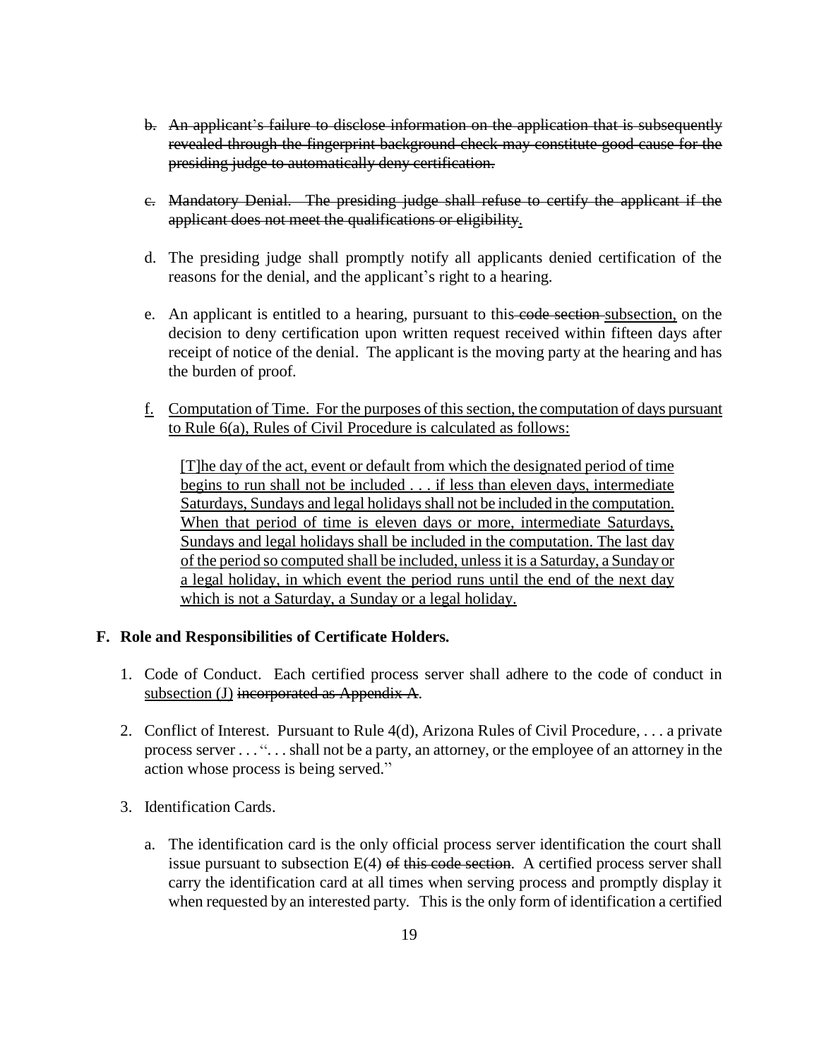b. ~~An applicant's failure to disclose information on the application that is subsequently revealed through the fingerprint background check may constitute good cause for the presiding judge to automatically deny certification.~~

c. ~~Mandatory Denial. The presiding judge shall refuse to certify the applicant if the applicant does not meet the qualifications or eligibility.~~

d. The presiding judge shall promptly notify all applicants denied certification of the reasons for the denial, and the applicant's right to a hearing.

e. An applicant is entitled to a hearing, pursuant to this ~~code section~~ <u>subsection,</u> on the decision to deny certification upon written request received within fifteen days after receipt of notice of the denial. The applicant is the moving party at the hearing and has the burden of proof.

<u>f. Computation of Time. For the purposes of this section, the computation of days pursuant to Rule 6(a), Rules of Civil Procedure is calculated as follows:</u>

> <u>[T]he day of the act, event or default from which the designated period of time begins to run shall not be included . . . if less than eleven days, intermediate Saturdays, Sundays and legal holidays shall not be included in the computation. When that period of time is eleven days or more, intermediate Saturdays, Sundays and legal holidays shall be included in the computation. The last day of the period so computed shall be included, unless it is a Saturday, a Sunday or a legal holiday, in which event the period runs until the end of the next day which is not a Saturday, a Sunday or a legal holiday.</u>

**F. Role and Responsibilities of Certificate Holders.**

1. Code of Conduct. Each certified process server shall adhere to the code of conduct in <u>subsection (J)</u> ~~incorporated as Appendix A~~.

2. Conflict of Interest. Pursuant to Rule 4(d), Arizona Rules of Civil Procedure, . . . a private process server . . . ". . . shall not be a party, an attorney, or the employee of an attorney in the action whose process is being served."

3. Identification Cards.

   a. The identification card is the only official process server identification the court shall issue pursuant to subsection E(4) ~~of this code section~~. A certified process server shall carry the identification card at all times when serving process and promptly display it when requested by an interested party. This is the only form of identification a certified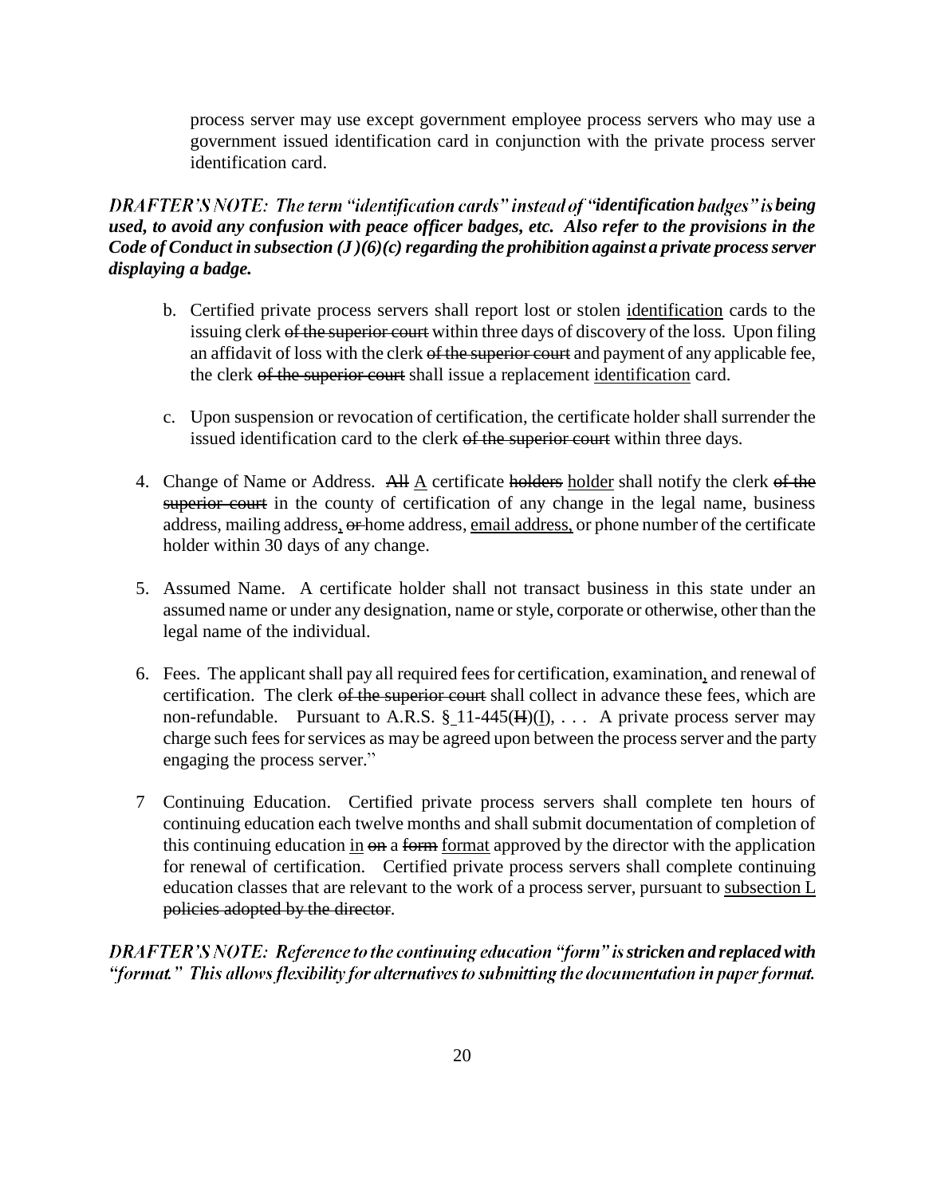process server may use except government employee process servers who may use a government issued identification card in conjunction with the private process server identification card.

***DRAFTER'S NOTE: The term "identification cards" instead of "identification badges" is being used, to avoid any confusion with peace officer badges, etc. Also refer to the provisions in the Code of Conduct in subsection (J)(6)(c) regarding the prohibition against a private process server displaying a badge.***

b. Certified private process servers shall report lost or stolen <u>identification</u> cards to the issuing clerk ~~of the superior court~~ within three days of discovery of the loss. Upon filing an affidavit of loss with the clerk ~~of the superior court~~ and payment of any applicable fee, the clerk ~~of the superior court~~ shall issue a replacement <u>identification</u> card.

c. Upon suspension or revocation of certification, the certificate holder shall surrender the issued identification card to the clerk ~~of the superior court~~ within three days.

4. Change of Name or Address. ~~All~~ <u>A</u> certificate ~~holders~~ <u>holder</u> shall notify the clerk ~~of the superior court~~ in the county of certification of any change in the legal name, business address, mailing address<u>,</u> ~~or~~ home address, <u>email address,</u> or phone number of the certificate holder within 30 days of any change.

5. Assumed Name. A certificate holder shall not transact business in this state under an assumed name or under any designation, name or style, corporate or otherwise, other than the legal name of the individual.

6. Fees. The applicant shall pay all required fees for certification, examination<u>,</u> and renewal of certification. The clerk ~~of the superior court~~ shall collect in advance these fees, which are non-refundable. Pursuant to A.R.S. § 11-445(~~H~~)(<u>I</u>), . . . A private process server may charge such fees for services as may be agreed upon between the process server and the party engaging the process server."

7 Continuing Education. Certified private process servers shall complete ten hours of continuing education each twelve months and shall submit documentation of completion of this continuing education <u>in</u> ~~on~~ a ~~form~~ <u>format</u> approved by the director with the application for renewal of certification. Certified private process servers shall complete continuing education classes that are relevant to the work of a process server, pursuant to <u>subsection L</u> ~~policies adopted by the director~~.

***DRAFTER'S NOTE: Reference to the continuing education "form" is stricken and replaced with "format." This allows flexibility for alternatives to submitting the documentation in paper format.***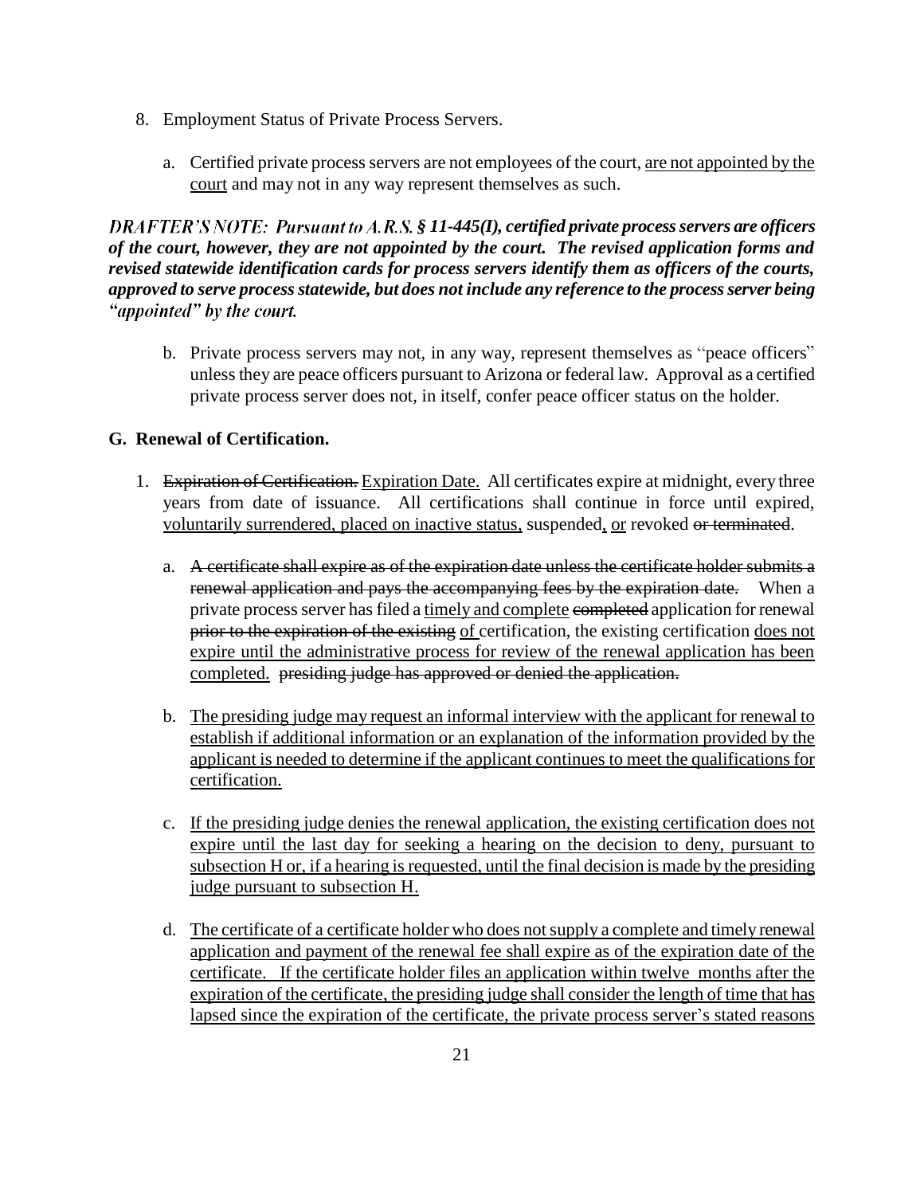8. Employment Status of Private Process Servers.

    a. Certified private process servers are not employees of the court, <u>are not appointed by the court</u> and may not in any way represent themselves as such.

***DRAFTER'S NOTE: Pursuant to A.R.S. § 11-445(I), certified private process servers are officers of the court, however, they are not appointed by the court. The revised application forms and revised statewide identification cards for process servers identify them as officers of the courts, approved to serve process statewide, but does not include any reference to the process server being "appointed" by the court.***

    b. Private process servers may not, in any way, represent themselves as "peace officers" unless they are peace officers pursuant to Arizona or federal law. Approval as a certified private process server does not, in itself, confer peace officer status on the holder.

**G. Renewal of Certification.**

1. ~~Expiration of Certification.~~ <u>Expiration Date.</u> All certificates expire at midnight, every three years from date of issuance. All certifications shall continue in force until expired, <u>voluntarily surrendered, placed on inactive status,</u> suspended<u>,</u> <u>or</u> revoked ~~or terminated~~.

    a. ~~A certificate shall expire as of the expiration date unless the certificate holder submits a renewal application and pays the accompanying fees by the expiration date.~~ When a private process server has filed a <u>timely and complete</u> ~~completed~~ application for renewal ~~prior to the expiration of the existing~~ <u>of</u> certification, the existing certification <u>does not expire until the administrative process for review of the renewal application has been completed.</u> ~~presiding judge has approved or denied the application.~~

    b. <u>The presiding judge may request an informal interview with the applicant for renewal to establish if additional information or an explanation of the information provided by the applicant is needed to determine if the applicant continues to meet the qualifications for certification.</u>

    c. <u>If the presiding judge denies the renewal application, the existing certification does not expire until the last day for seeking a hearing on the decision to deny, pursuant to subsection H or, if a hearing is requested, until the final decision is made by the presiding judge pursuant to subsection H.</u>

    d. <u>The certificate of a certificate holder who does not supply a complete and timely renewal application and payment of the renewal fee shall expire as of the expiration date of the certificate. If the certificate holder files an application within twelve months after the expiration of the certificate, the presiding judge shall consider the length of time that has lapsed since the expiration of the certificate, the private process server's stated reasons</u>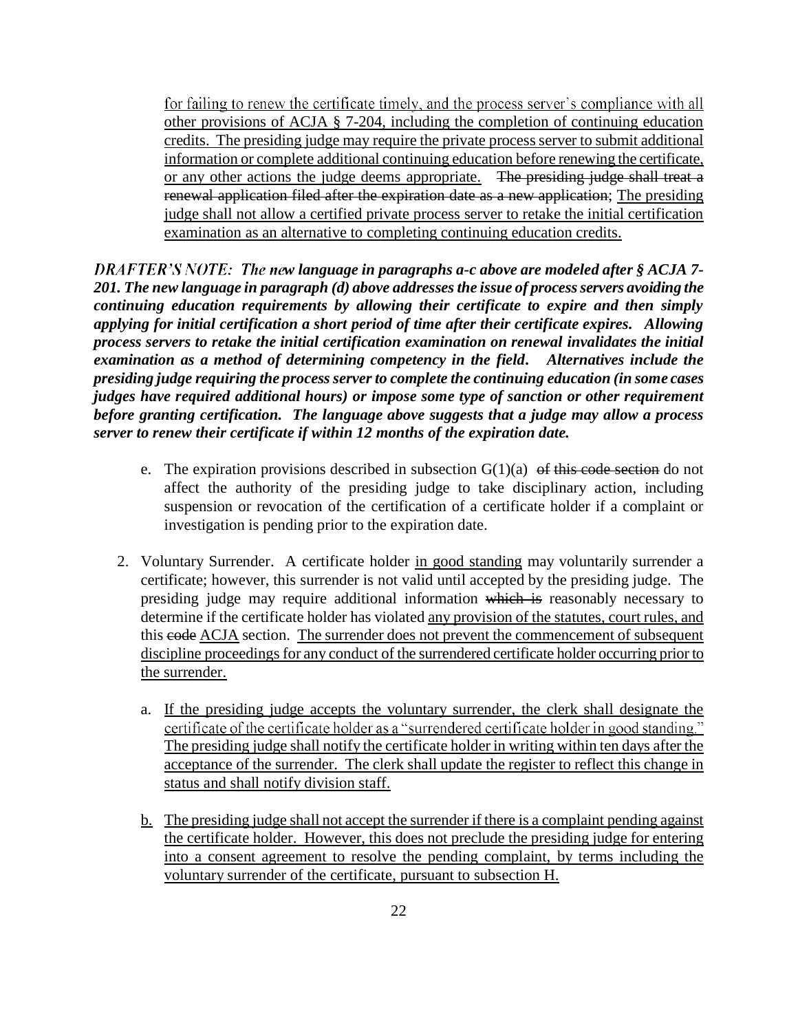for failing to renew the certificate timely, and the process server's compliance with all other provisions of ACJA § 7-204, including the completion of continuing education credits. The presiding judge may require the private process server to submit additional information or complete additional continuing education before renewing the certificate, or any other actions the judge deems appropriate. ~~The presiding judge shall treat a renewal application filed after the expiration date as a new application~~; The presiding judge shall not allow a certified private process server to retake the initial certification examination as an alternative to completing continuing education credits.

***DRAFTER'S NOTE: The new language in paragraphs a-c above are modeled after § ACJA 7-201. The new language in paragraph (d) above addresses the issue of process servers avoiding the continuing education requirements by allowing their certificate to expire and then simply applying for initial certification a short period of time after their certificate expires. Allowing process servers to retake the initial certification examination on renewal invalidates the initial examination as a method of determining competency in the field. Alternatives include the presiding judge requiring the process server to complete the continuing education (in some cases judges have required additional hours) or impose some type of sanction or other requirement before granting certification. The language above suggests that a judge may allow a process server to renew their certificate if within 12 months of the expiration date.***

e. The expiration provisions described in subsection G(1)(a) ~~of this code section~~ do not affect the authority of the presiding judge to take disciplinary action, including suspension or revocation of the certification of a certificate holder if a complaint or investigation is pending prior to the expiration date.

2. Voluntary Surrender. A certificate holder in good standing may voluntarily surrender a certificate; however, this surrender is not valid until accepted by the presiding judge. The presiding judge may require additional information ~~which is~~ reasonably necessary to determine if the certificate holder has violated any provision of the statutes, court rules, and this ~~code~~ ACJA section. The surrender does not prevent the commencement of subsequent discipline proceedings for any conduct of the surrendered certificate holder occurring prior to the surrender.

   a. If the presiding judge accepts the voluntary surrender, the clerk shall designate the certificate of the certificate holder as a "surrendered certificate holder in good standing." The presiding judge shall notify the certificate holder in writing within ten days after the acceptance of the surrender. The clerk shall update the register to reflect this change in status and shall notify division staff.

   b. The presiding judge shall not accept the surrender if there is a complaint pending against the certificate holder. However, this does not preclude the presiding judge for entering into a consent agreement to resolve the pending complaint, by terms including the voluntary surrender of the certificate, pursuant to subsection H.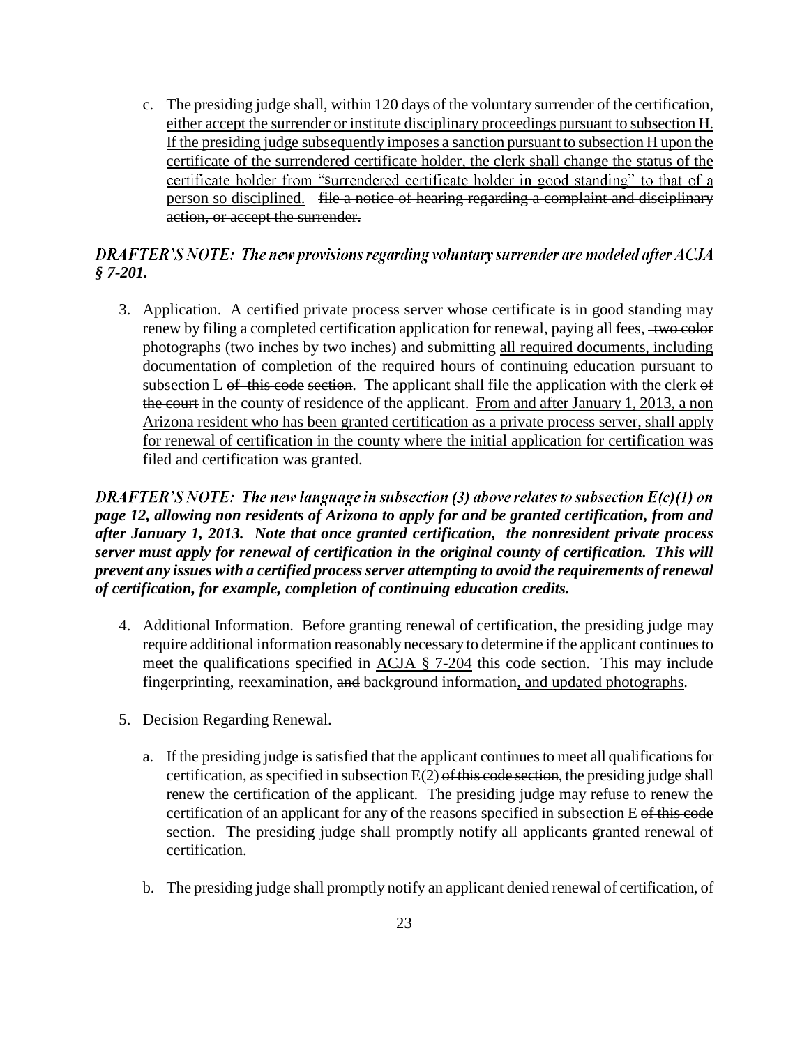c. <u>The presiding judge shall, within 120 days of the voluntary surrender of the certification, either accept the surrender or institute disciplinary proceedings pursuant to subsection H. If the presiding judge subsequently imposes a sanction pursuant to subsection H upon the certificate of the surrendered certificate holder, the clerk shall change the status of the certificate holder from "surrendered certificate holder in good standing" to that of a person so disciplined.</u> ~~file a notice of hearing regarding a complaint and disciplinary action, or accept the surrender.~~

***DRAFTER'S NOTE: The new provisions regarding voluntary surrender are modeled after ACJA § 7-201.***

3. Application. A certified private process server whose certificate is in good standing may renew by filing a completed certification application for renewal, paying all fees, ~~two color photographs (two inches by two inches)~~ and submitting <u>all required documents, including</u> documentation of completion of the required hours of continuing education pursuant to subsection L ~~of this code~~ ~~section~~. The applicant shall file the application with the clerk ~~of the court~~ in the county of residence of the applicant. <u>From and after January 1, 2013, a non Arizona resident who has been granted certification as a private process server, shall apply for renewal of certification in the county where the initial application for certification was filed and certification was granted.</u>

***DRAFTER'S NOTE: The new language in subsection (3) above relates to subsection E(c)(1) on page 12, allowing non residents of Arizona to apply for and be granted certification, from and after January 1, 2013. Note that once granted certification, the nonresident private process server must apply for renewal of certification in the original county of certification. This will prevent any issues with a certified process server attempting to avoid the requirements of renewal of certification, for example, completion of continuing education credits.***

4. Additional Information. Before granting renewal of certification, the presiding judge may require additional information reasonably necessary to determine if the applicant continues to meet the qualifications specified in <u>ACJA § 7-204</u> ~~this code section~~. This may include fingerprinting, reexamination, ~~and~~ background information<u>, and updated photographs</u>.

5. Decision Regarding Renewal.

   a. If the presiding judge is satisfied that the applicant continues to meet all qualifications for certification, as specified in subsection E(2) ~~of this code section~~, the presiding judge shall renew the certification of the applicant. The presiding judge may refuse to renew the certification of an applicant for any of the reasons specified in subsection E ~~of this code section~~. The presiding judge shall promptly notify all applicants granted renewal of certification.

   b. The presiding judge shall promptly notify an applicant denied renewal of certification, of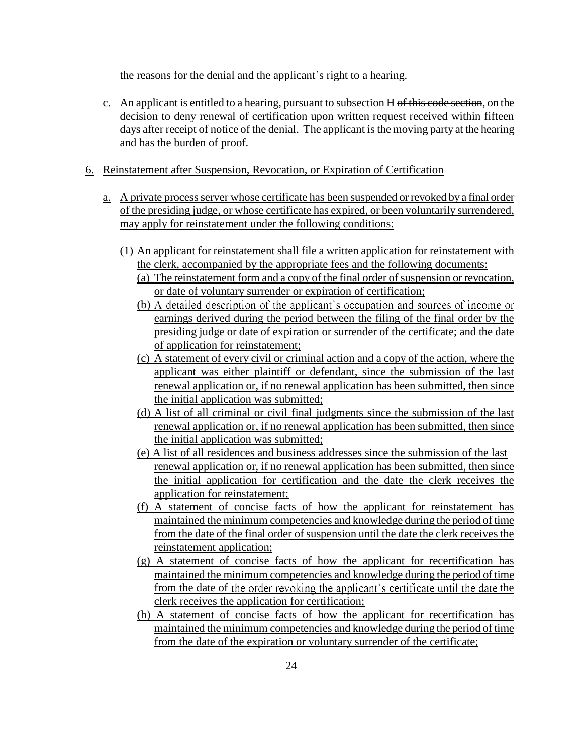the reasons for the denial and the applicant's right to a hearing.

c. An applicant is entitled to a hearing, pursuant to subsection H ~~of this code section~~, on the decision to deny renewal of certification upon written request received within fifteen days after receipt of notice of the denial. The applicant is the moving party at the hearing and has the burden of proof.

6. Reinstatement after Suspension, Revocation, or Expiration of Certification

   a. A private process server whose certificate has been suspended or revoked by a final order of the presiding judge, or whose certificate has expired, or been voluntarily surrendered, may apply for reinstatement under the following conditions:

      (1) An applicant for reinstatement shall file a written application for reinstatement with the clerk, accompanied by the appropriate fees and the following documents:

         (a) The reinstatement form and a copy of the final order of suspension or revocation, or date of voluntary surrender or expiration of certification;

         (b) A detailed description of the applicant's occupation and sources of income or earnings derived during the period between the filing of the final order by the presiding judge or date of expiration or surrender of the certificate; and the date of application for reinstatement;

         (c) A statement of every civil or criminal action and a copy of the action, where the applicant was either plaintiff or defendant, since the submission of the last renewal application or, if no renewal application has been submitted, then since the initial application was submitted;

         (d) A list of all criminal or civil final judgments since the submission of the last renewal application or, if no renewal application has been submitted, then since the initial application was submitted;

         (e) A list of all residences and business addresses since the submission of the last renewal application or, if no renewal application has been submitted, then since the initial application for certification and the date the clerk receives the application for reinstatement;

         (f) A statement of concise facts of how the applicant for reinstatement has maintained the minimum competencies and knowledge during the period of time from the date of the final order of suspension until the date the clerk receives the reinstatement application;

         (g) A statement of concise facts of how the applicant for recertification has maintained the minimum competencies and knowledge during the period of time from the date of the order revoking the applicant's certificate until the date the clerk receives the application for certification;

         (h) A statement of concise facts of how the applicant for recertification has maintained the minimum competencies and knowledge during the period of time from the date of the expiration or voluntary surrender of the certificate;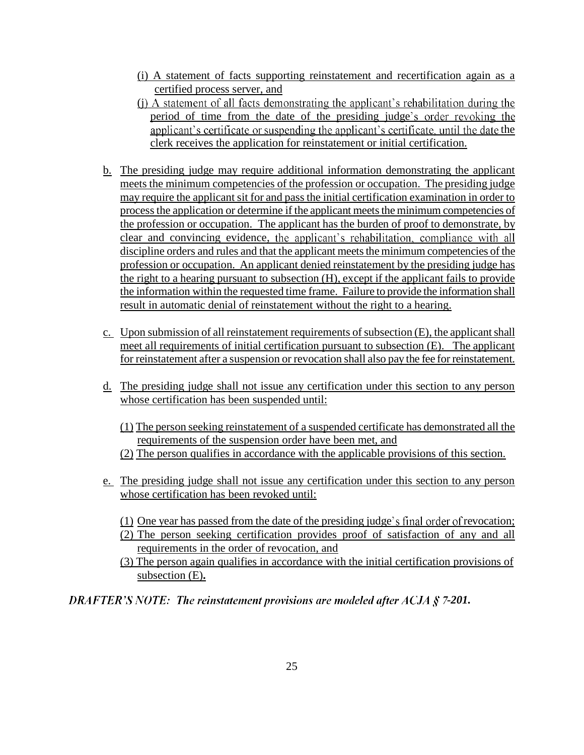(i) A statement of facts supporting reinstatement and recertification again as a certified process server, and

(j) A statement of all facts demonstrating the applicant's rehabilitation during the period of time from the date of the presiding judge's order revoking the applicant's certificate or suspending the applicant's certificate, until the date the clerk receives the application for reinstatement or initial certification.

b. The presiding judge may require additional information demonstrating the applicant meets the minimum competencies of the profession or occupation. The presiding judge may require the applicant sit for and pass the initial certification examination in order to process the application or determine if the applicant meets the minimum competencies of the profession or occupation. The applicant has the burden of proof to demonstrate, by clear and convincing evidence, the applicant's rehabilitation, compliance with all discipline orders and rules and that the applicant meets the minimum competencies of the profession or occupation. An applicant denied reinstatement by the presiding judge has the right to a hearing pursuant to subsection (H), except if the applicant fails to provide the information within the requested time frame. Failure to provide the information shall result in automatic denial of reinstatement without the right to a hearing.

c. Upon submission of all reinstatement requirements of subsection (E), the applicant shall meet all requirements of initial certification pursuant to subsection (E). The applicant for reinstatement after a suspension or revocation shall also pay the fee for reinstatement.

d. The presiding judge shall not issue any certification under this section to any person whose certification has been suspended until:

(1) The person seeking reinstatement of a suspended certificate has demonstrated all the requirements of the suspension order have been met, and

(2) The person qualifies in accordance with the applicable provisions of this section.

e. The presiding judge shall not issue any certification under this section to any person whose certification has been revoked until:

(1) One year has passed from the date of the presiding judge's final order of revocation;

(2) The person seeking certification provides proof of satisfaction of any and all requirements in the order of revocation, and

(3) The person again qualifies in accordance with the initial certification provisions of subsection (E).

***DRAFTER'S NOTE: The reinstatement provisions are modeled after ACJA § 7-201.***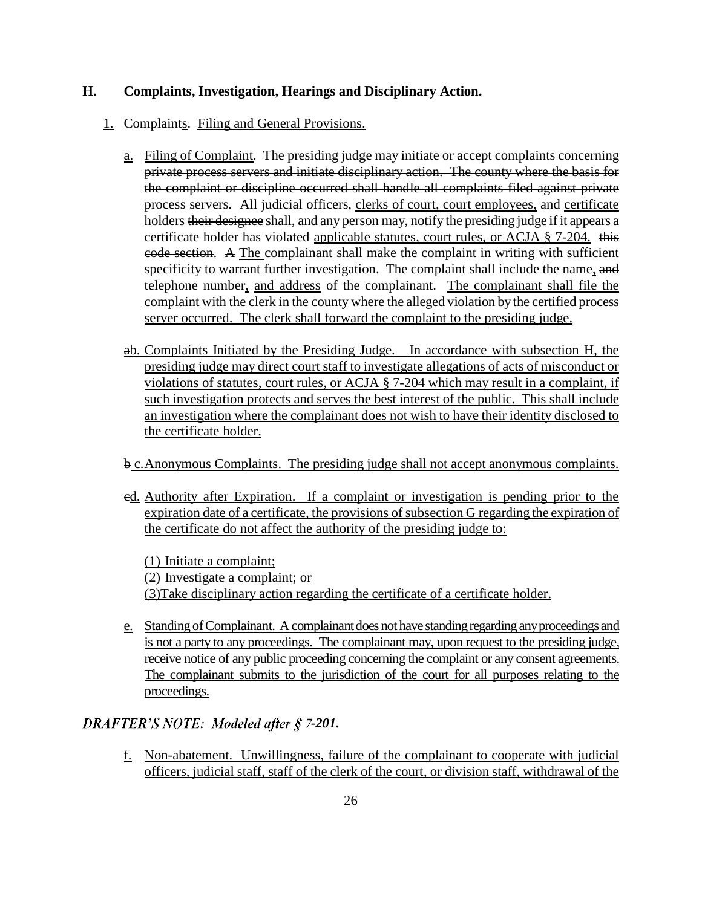### H. Complaints, Investigation, Hearings and Disciplinary Action.

1. Complaints. Filing and General Provisions.

   a. Filing of Complaint. ~~The presiding judge may initiate or accept complaints concerning private process servers and initiate disciplinary action. The county where the basis for the complaint or discipline occurred shall handle all complaints filed against private process servers.~~ All judicial officers, clerks of court, court employees, and certificate holders ~~their designee~~ shall, and any person may, notify the presiding judge if it appears a certificate holder has violated applicable statutes, court rules, or ACJA § 7-204. ~~this code section~~. ~~A~~ The complainant shall make the complaint in writing with sufficient specificity to warrant further investigation. The complaint shall include the name, ~~and~~ telephone number, and address of the complainant. The complainant shall file the complaint with the clerk in the county where the alleged violation by the certified process server occurred. The clerk shall forward the complaint to the presiding judge.

   ~~a~~b. Complaints Initiated by the Presiding Judge. In accordance with subsection H, the presiding judge may direct court staff to investigate allegations of acts of misconduct or violations of statutes, court rules, or ACJA § 7-204 which may result in a complaint, if such investigation protects and serves the best interest of the public. This shall include an investigation where the complainant does not wish to have their identity disclosed to the certificate holder.

   ~~b~~ c. Anonymous Complaints. The presiding judge shall not accept anonymous complaints.

   ~~c~~d. Authority after Expiration. If a complaint or investigation is pending prior to the expiration date of a certificate, the provisions of subsection G regarding the expiration of the certificate do not affect the authority of the presiding judge to:

      (1) Initiate a complaint;
      (2) Investigate a complaint; or
      (3)Take disciplinary action regarding the certificate of a certificate holder.

   e. Standing of Complainant. A complainant does not have standing regarding any proceedings and is not a party to any proceedings. The complainant may, upon request to the presiding judge, receive notice of any public proceeding concerning the complaint or any consent agreements. The complainant submits to the jurisdiction of the court for all purposes relating to the proceedings.

***DRAFTER'S NOTE: Modeled after § 7-201.***

   f. Non-abatement. Unwillingness, failure of the complainant to cooperate with judicial officers, judicial staff, staff of the clerk of the court, or division staff, withdrawal of the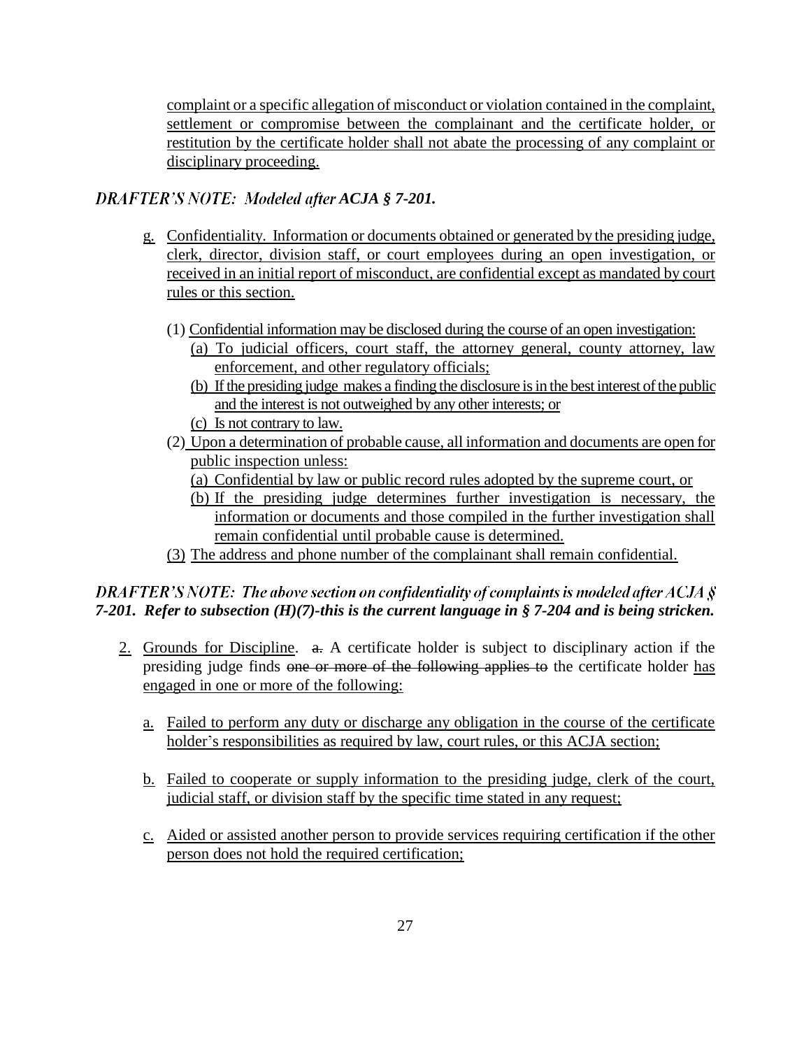complaint or a specific allegation of misconduct or violation contained in the complaint, settlement or compromise between the complainant and the certificate holder, or restitution by the certificate holder shall not abate the processing of any complaint or disciplinary proceeding.

***DRAFTER'S NOTE: Modeled after ACJA § 7-201.***

g. Confidentiality. Information or documents obtained or generated by the presiding judge, clerk, director, division staff, or court employees during an open investigation, or received in an initial report of misconduct, are confidential except as mandated by court rules or this section.

   (1) Confidential information may be disclosed during the course of an open investigation:
      (a) To judicial officers, court staff, the attorney general, county attorney, law enforcement, and other regulatory officials;
      (b) If the presiding judge makes a finding the disclosure is in the best interest of the public and the interest is not outweighed by any other interests; or
      (c) Is not contrary to law.
   (2) Upon a determination of probable cause, all information and documents are open for public inspection unless:
      (a) Confidential by law or public record rules adopted by the supreme court, or
      (b) If the presiding judge determines further investigation is necessary, the information or documents and those compiled in the further investigation shall remain confidential until probable cause is determined.
   (3) The address and phone number of the complainant shall remain confidential.

***DRAFTER'S NOTE: The above section on confidentiality of complaints is modeled after ACJA § 7-201. Refer to subsection (H)(7)-this is the current language in § 7-204 and is being stricken.***

2. Grounds for Discipline. ~~a.~~ A certificate holder is subject to disciplinary action if the presiding judge finds ~~one or more of the following applies to~~ the certificate holder has engaged in one or more of the following:

   a. Failed to perform any duty or discharge any obligation in the course of the certificate holder's responsibilities as required by law, court rules, or this ACJA section;

   b. Failed to cooperate or supply information to the presiding judge, clerk of the court, judicial staff, or division staff by the specific time stated in any request;

   c. Aided or assisted another person to provide services requiring certification if the other person does not hold the required certification;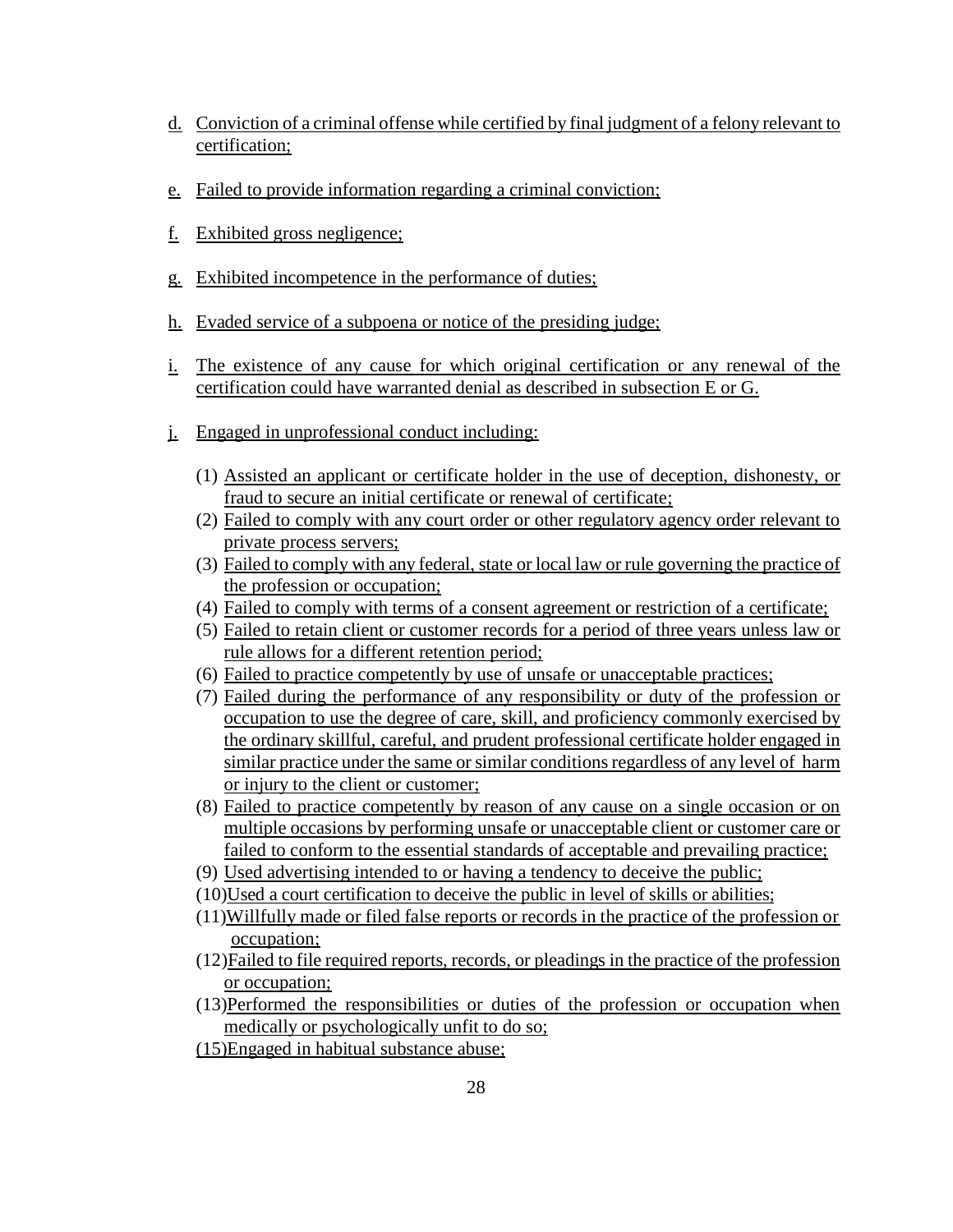d. Conviction of a criminal offense while certified by final judgment of a felony relevant to certification;

e. Failed to provide information regarding a criminal conviction;

f. Exhibited gross negligence;

g. Exhibited incompetence in the performance of duties;

h. Evaded service of a subpoena or notice of the presiding judge;

i. The existence of any cause for which original certification or any renewal of the certification could have warranted denial as described in subsection E or G.

j. Engaged in unprofessional conduct including:

   (1) Assisted an applicant or certificate holder in the use of deception, dishonesty, or fraud to secure an initial certificate or renewal of certificate;
   (2) Failed to comply with any court order or other regulatory agency order relevant to private process servers;
   (3) Failed to comply with any federal, state or local law or rule governing the practice of the profession or occupation;
   (4) Failed to comply with terms of a consent agreement or restriction of a certificate;
   (5) Failed to retain client or customer records for a period of three years unless law or rule allows for a different retention period;
   (6) Failed to practice competently by use of unsafe or unacceptable practices;
   (7) Failed during the performance of any responsibility or duty of the profession or occupation to use the degree of care, skill, and proficiency commonly exercised by the ordinary skillful, careful, and prudent professional certificate holder engaged in similar practice under the same or similar conditions regardless of any level of harm or injury to the client or customer;
   (8) Failed to practice competently by reason of any cause on a single occasion or on multiple occasions by performing unsafe or unacceptable client or customer care or failed to conform to the essential standards of acceptable and prevailing practice;
   (9) Used advertising intended to or having a tendency to deceive the public;
   (10) Used a court certification to deceive the public in level of skills or abilities;
   (11) Willfully made or filed false reports or records in the practice of the profession or occupation;
   (12) Failed to file required reports, records, or pleadings in the practice of the profession or occupation;
   (13) Performed the responsibilities or duties of the profession or occupation when medically or psychologically unfit to do so;
   (15) Engaged in habitual substance abuse;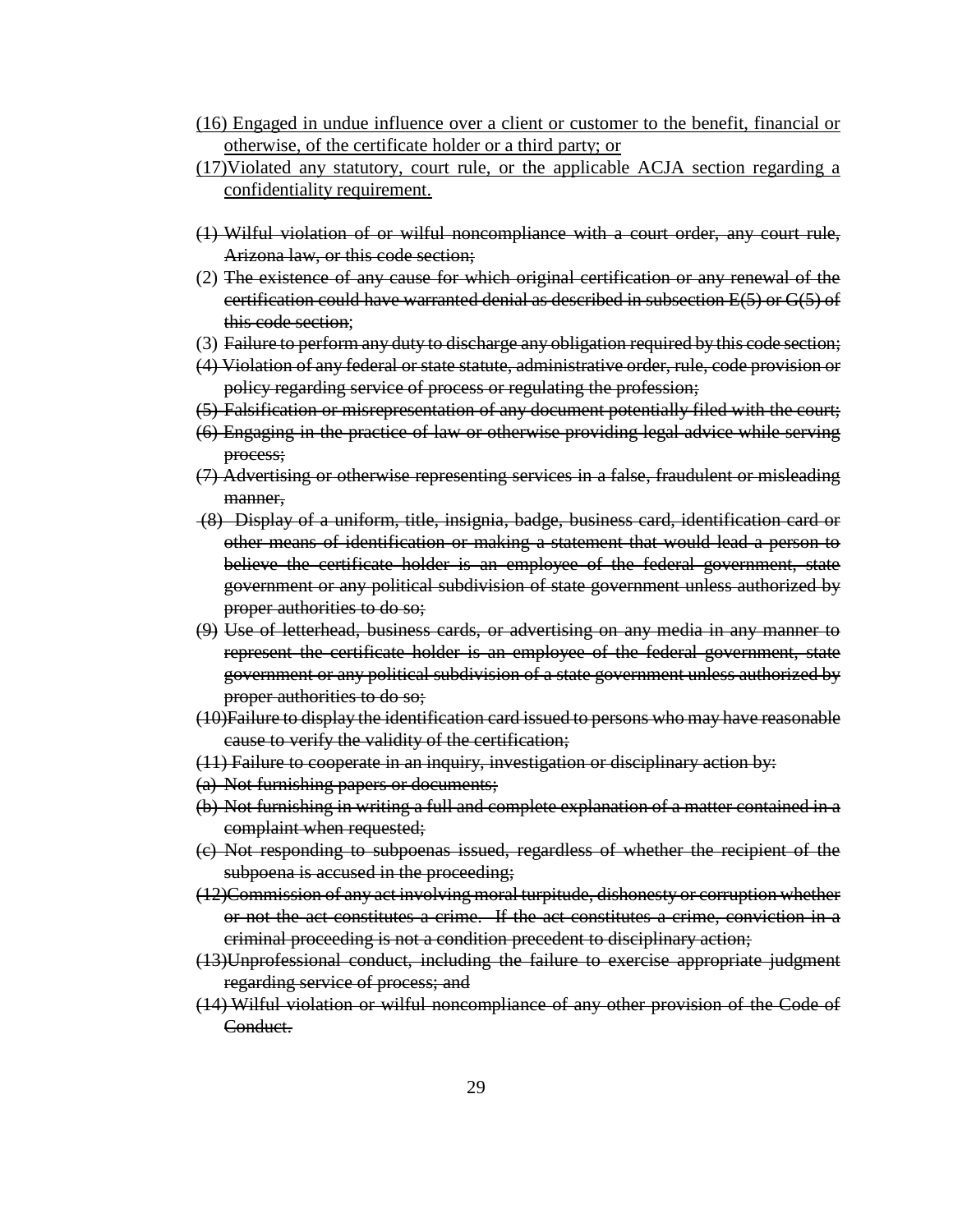<u>(16) Engaged in undue influence over a client or customer to the benefit, financial or otherwise, of the certificate holder or a third party; or</u>

<u>(17)Violated any statutory, court rule, or the applicable ACJA section regarding a confidentiality requirement.</u>

~~(1) Wilful violation of or wilful noncompliance with a court order, any court rule, Arizona law, or this code section;~~

(2) ~~The existence of any cause for which original certification or any renewal of the certification could have warranted denial as described in subsection E(5) or G(5) of this code section~~;

(3) ~~Failure to perform any duty to discharge any obligation required by this code section;~~

~~(4) Violation of any federal or state statute, administrative order, rule, code provision or policy regarding service of process or regulating the profession;~~

~~(5) Falsification or misrepresentation of any document potentially filed with the court;~~

~~(6) Engaging in the practice of law or otherwise providing legal advice while serving process;~~

~~(7) Advertising or otherwise representing services in a false, fraudulent or misleading manner,~~

~~(8) Display of a uniform, title, insignia, badge, business card, identification card or other means of identification or making a statement that would lead a person to believe the certificate holder is an employee of the federal government, state government or any political subdivision of state government unless authorized by proper authorities to do so;~~

~~(9) Use of letterhead, business cards, or advertising on any media in any manner to represent the certificate holder is an employee of the federal government, state government or any political subdivision of a state government unless authorized by proper authorities to do so;~~

~~(10)Failure to display the identification card issued to persons who may have reasonable cause to verify the validity of the certification;~~

~~(11) Failure to cooperate in an inquiry, investigation or disciplinary action by:~~

~~(a) Not furnishing papers or documents;~~

~~(b) Not furnishing in writing a full and complete explanation of a matter contained in a complaint when requested;~~

~~(c) Not responding to subpoenas issued, regardless of whether the recipient of the subpoena is accused in the proceeding;~~

~~(12)Commission of any act involving moral turpitude, dishonesty or corruption whether or not the act constitutes a crime. If the act constitutes a crime, conviction in a criminal proceeding is not a condition precedent to disciplinary action;~~

~~(13)Unprofessional conduct, including the failure to exercise appropriate judgment regarding service of process; and~~

~~(14) Wilful violation or wilful noncompliance of any other provision of the Code of Conduct.~~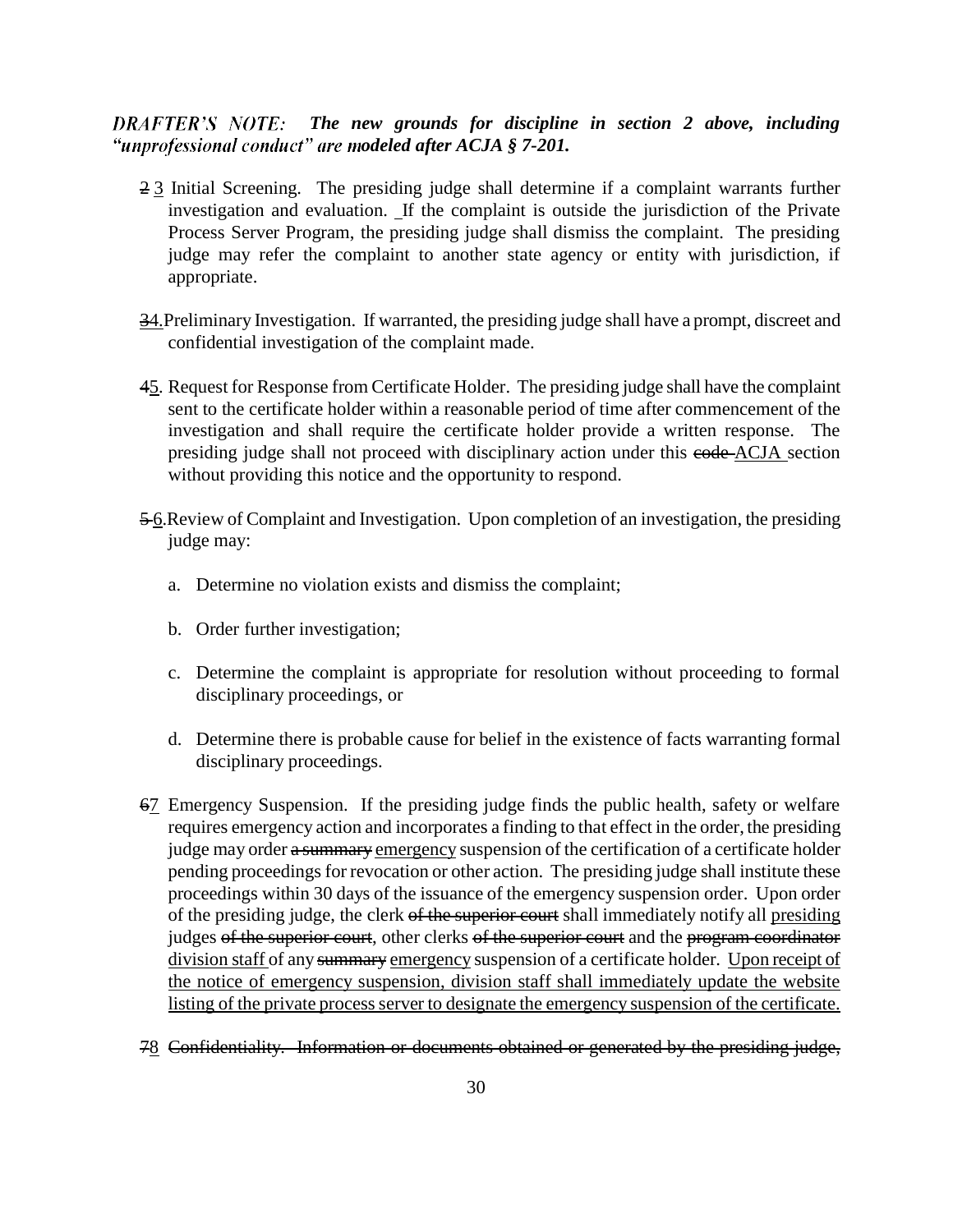***DRAFTER'S NOTE: The new grounds for discipline in section 2 above, including "unprofessional conduct" are modeled after ACJA § 7-201.***

~~2~~ <u>3</u> Initial Screening. The presiding judge shall determine if a complaint warrants further investigation and evaluation. If the complaint is outside the jurisdiction of the Private Process Server Program, the presiding judge shall dismiss the complaint. The presiding judge may refer the complaint to another state agency or entity with jurisdiction, if appropriate.

~~3~~<u>4.</u> Preliminary Investigation. If warranted, the presiding judge shall have a prompt, discreet and confidential investigation of the complaint made.

~~4~~<u>5</u>. Request for Response from Certificate Holder. The presiding judge shall have the complaint sent to the certificate holder within a reasonable period of time after commencement of the investigation and shall require the certificate holder provide a written response. The presiding judge shall not proceed with disciplinary action under this ~~code~~ <u>ACJA</u> section without providing this notice and the opportunity to respond.

~~5~~ <u>6</u>. Review of Complaint and Investigation. Upon completion of an investigation, the presiding judge may:

a. Determine no violation exists and dismiss the complaint;

b. Order further investigation;

c. Determine the complaint is appropriate for resolution without proceeding to formal disciplinary proceedings, or

d. Determine there is probable cause for belief in the existence of facts warranting formal disciplinary proceedings.

~~6~~<u>7</u> Emergency Suspension. If the presiding judge finds the public health, safety or welfare requires emergency action and incorporates a finding to that effect in the order, the presiding judge may order ~~a summary~~ <u>emergency</u> suspension of the certification of a certificate holder pending proceedings for revocation or other action. The presiding judge shall institute these proceedings within 30 days of the issuance of the emergency suspension order. Upon order of the presiding judge, the clerk ~~of the superior court~~ shall immediately notify all <u>presiding</u> judges ~~of the superior court~~, other clerks ~~of the superior court~~ and the ~~program coordinator~~ <u>division staff</u> of any ~~summary~~ <u>emergency</u> suspension of a certificate holder. <u>Upon receipt of the notice of emergency suspension, division staff shall immediately update the website listing of the private process server to designate the emergency suspension of the certificate.</u>

~~7~~<u>8</u> ~~Confidentiality. Information or documents obtained or generated by the presiding judge,~~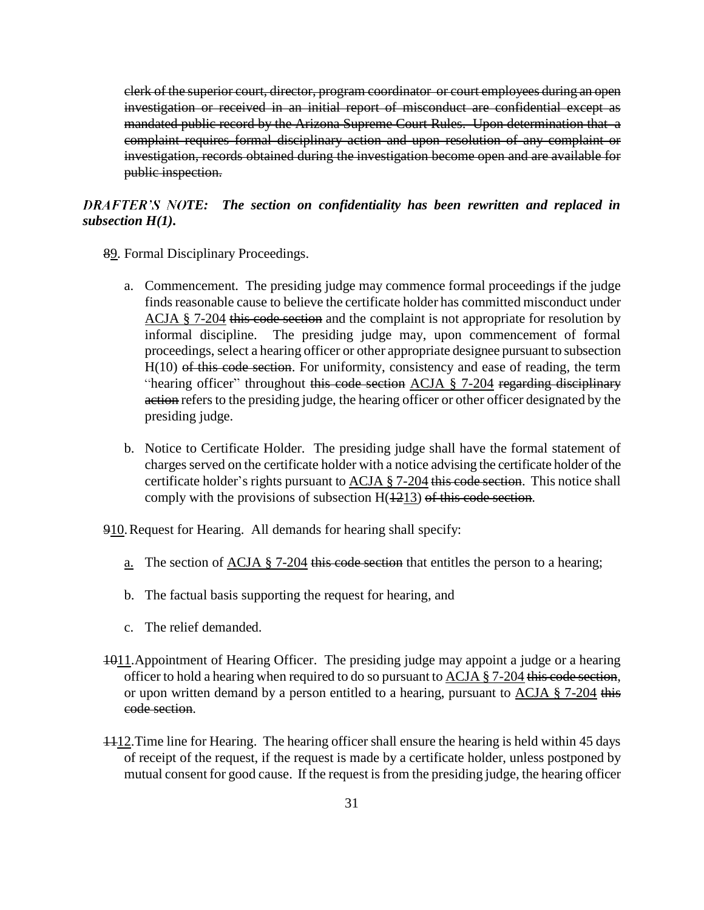~~clerk of the superior court, director, program coordinator or court employees during an open investigation or received in an initial report of misconduct are confidential except as mandated public record by the Arizona Supreme Court Rules. Upon determination that a complaint requires formal disciplinary action and upon resolution of any complaint or investigation, records obtained during the investigation become open and are available for public inspection.~~

***DRAFTER'S NOTE: The section on confidentiality has been rewritten and replaced in subsection H(1).***

~~8~~<u>9</u>. Formal Disciplinary Proceedings.

a. Commencement. The presiding judge may commence formal proceedings if the judge finds reasonable cause to believe the certificate holder has committed misconduct under <u>ACJA § 7-204</u> ~~this code section~~ and the complaint is not appropriate for resolution by informal discipline. The presiding judge may, upon commencement of formal proceedings, select a hearing officer or other appropriate designee pursuant to subsection H(10) ~~of this code section~~. For uniformity, consistency and ease of reading, the term "hearing officer" throughout ~~this code section~~ <u>ACJA § 7-204</u> ~~regarding disciplinary action~~ refers to the presiding judge, the hearing officer or other officer designated by the presiding judge.

b. Notice to Certificate Holder. The presiding judge shall have the formal statement of charges served on the certificate holder with a notice advising the certificate holder of the certificate holder's rights pursuant to <u>ACJA § 7-204</u> ~~this code section~~. This notice shall comply with the provisions of subsection H(~~12~~<u>13</u>) ~~of this code section~~.

~~9~~<u>10</u>. Request for Hearing. All demands for hearing shall specify:

<u>a.</u> The section of <u>ACJA § 7-204</u> ~~this code section~~ that entitles the person to a hearing;

b. The factual basis supporting the request for hearing, and

c. The relief demanded.

~~10~~<u>11</u>. Appointment of Hearing Officer. The presiding judge may appoint a judge or a hearing officer to hold a hearing when required to do so pursuant to <u>ACJA § 7-204</u> ~~this code section~~, or upon written demand by a person entitled to a hearing, pursuant to <u>ACJA § 7-204</u> ~~this code section~~.

~~11~~<u>12</u>. Time line for Hearing. The hearing officer shall ensure the hearing is held within 45 days of receipt of the request, if the request is made by a certificate holder, unless postponed by mutual consent for good cause. If the request is from the presiding judge, the hearing officer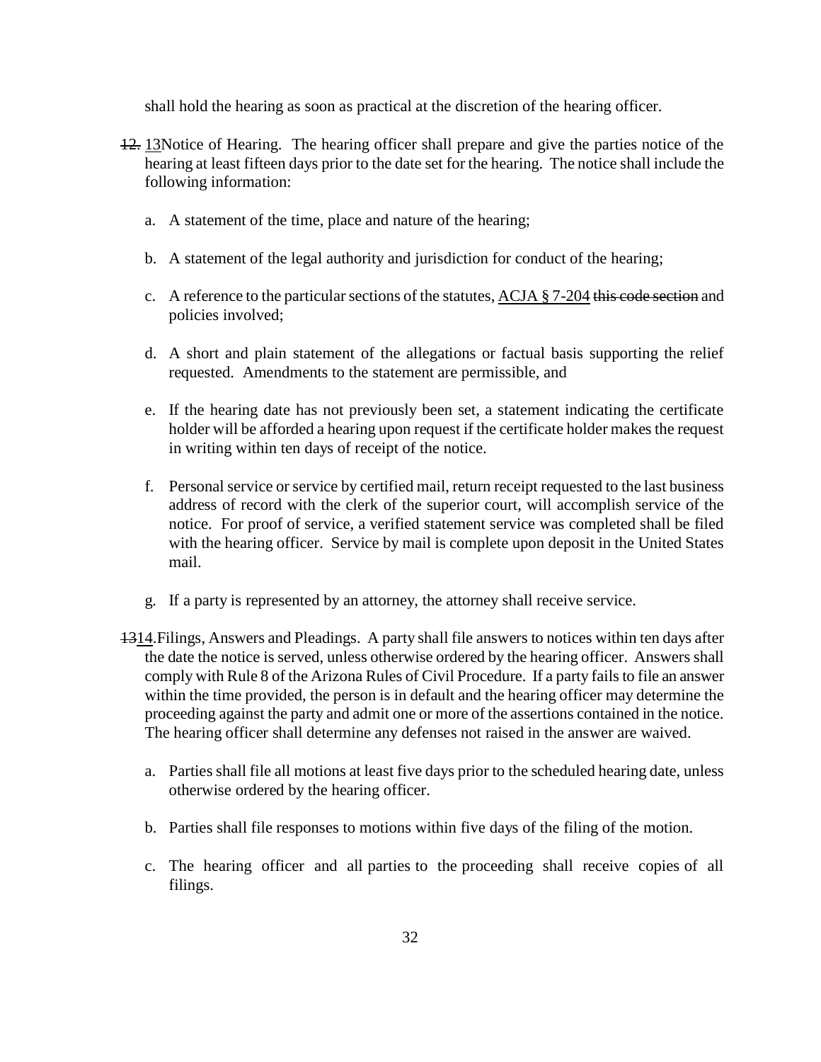shall hold the hearing as soon as practical at the discretion of the hearing officer.

~~12.~~ <u>13</u>Notice of Hearing. The hearing officer shall prepare and give the parties notice of the hearing at least fifteen days prior to the date set for the hearing. The notice shall include the following information:

   a. A statement of the time, place and nature of the hearing;

   b. A statement of the legal authority and jurisdiction for conduct of the hearing;

   c. A reference to the particular sections of the statutes, <u>ACJA § 7-204</u> ~~this code section~~ and policies involved;

   d. A short and plain statement of the allegations or factual basis supporting the relief requested. Amendments to the statement are permissible, and

   e. If the hearing date has not previously been set, a statement indicating the certificate holder will be afforded a hearing upon request if the certificate holder makes the request in writing within ten days of receipt of the notice.

   f. Personal service or service by certified mail, return receipt requested to the last business address of record with the clerk of the superior court, will accomplish service of the notice. For proof of service, a verified statement service was completed shall be filed with the hearing officer. Service by mail is complete upon deposit in the United States mail.

   g. If a party is represented by an attorney, the attorney shall receive service.

~~13~~<u>14</u>.Filings, Answers and Pleadings. A party shall file answers to notices within ten days after the date the notice is served, unless otherwise ordered by the hearing officer. Answers shall comply with Rule 8 of the Arizona Rules of Civil Procedure. If a party fails to file an answer within the time provided, the person is in default and the hearing officer may determine the proceeding against the party and admit one or more of the assertions contained in the notice. The hearing officer shall determine any defenses not raised in the answer are waived.

   a. Parties shall file all motions at least five days prior to the scheduled hearing date, unless otherwise ordered by the hearing officer.

   b. Parties shall file responses to motions within five days of the filing of the motion.

   c. The hearing officer and all parties to the proceeding shall receive copies of all filings.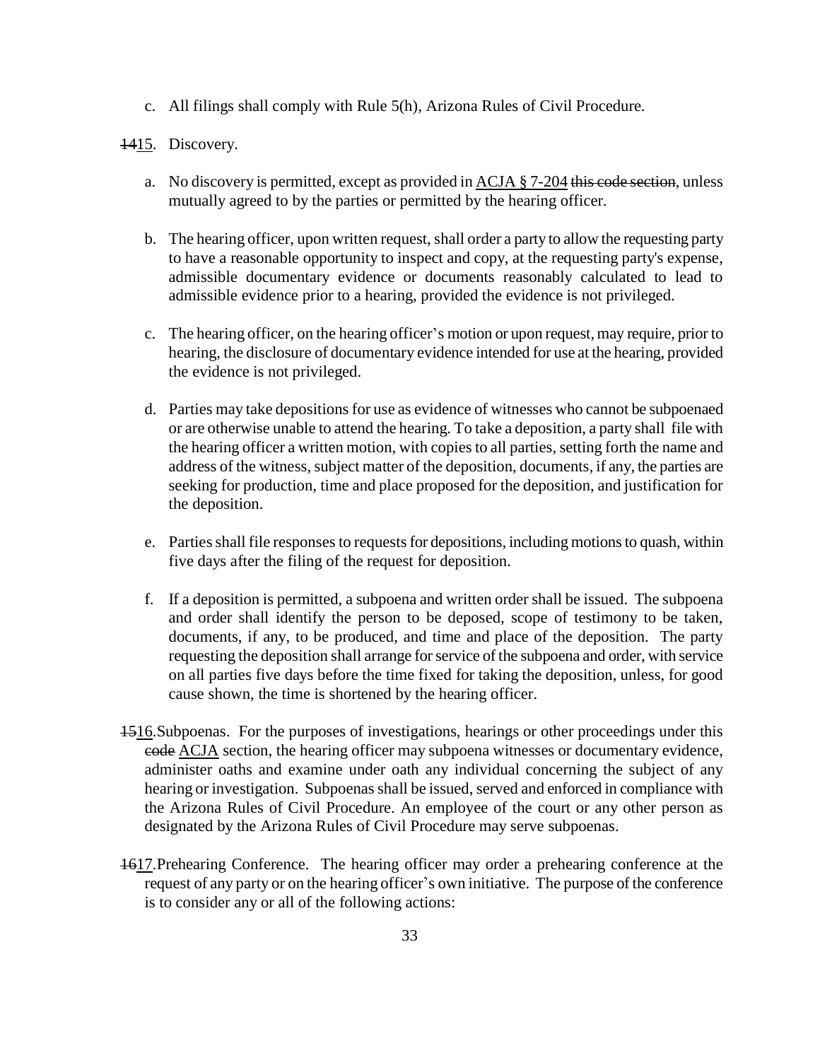c. All filings shall comply with Rule 5(h), Arizona Rules of Civil Procedure.

~~14~~15. Discovery.

a. No discovery is permitted, except as provided in ACJA § 7-204 ~~this code section~~, unless mutually agreed to by the parties or permitted by the hearing officer.

b. The hearing officer, upon written request, shall order a party to allow the requesting party to have a reasonable opportunity to inspect and copy, at the requesting party's expense, admissible documentary evidence or documents reasonably calculated to lead to admissible evidence prior to a hearing, provided the evidence is not privileged.

c. The hearing officer, on the hearing officer's motion or upon request, may require, prior to hearing, the disclosure of documentary evidence intended for use at the hearing, provided the evidence is not privileged.

d. Parties may take depositions for use as evidence of witnesses who cannot be subpoenaed or are otherwise unable to attend the hearing. To take a deposition, a party shall file with the hearing officer a written motion, with copies to all parties, setting forth the name and address of the witness, subject matter of the deposition, documents, if any, the parties are seeking for production, time and place proposed for the deposition, and justification for the deposition.

e. Parties shall file responses to requests for depositions, including motions to quash, within five days after the filing of the request for deposition.

f. If a deposition is permitted, a subpoena and written order shall be issued. The subpoena and order shall identify the person to be deposed, scope of testimony to be taken, documents, if any, to be produced, and time and place of the deposition. The party requesting the deposition shall arrange for service of the subpoena and order, with service on all parties five days before the time fixed for taking the deposition, unless, for good cause shown, the time is shortened by the hearing officer.

~~15~~16. Subpoenas. For the purposes of investigations, hearings or other proceedings under this ~~code~~ ACJA section, the hearing officer may subpoena witnesses or documentary evidence, administer oaths and examine under oath any individual concerning the subject of any hearing or investigation. Subpoenas shall be issued, served and enforced in compliance with the Arizona Rules of Civil Procedure. An employee of the court or any other person as designated by the Arizona Rules of Civil Procedure may serve subpoenas.

~~16~~17. Prehearing Conference. The hearing officer may order a prehearing conference at the request of any party or on the hearing officer's own initiative. The purpose of the conference is to consider any or all of the following actions: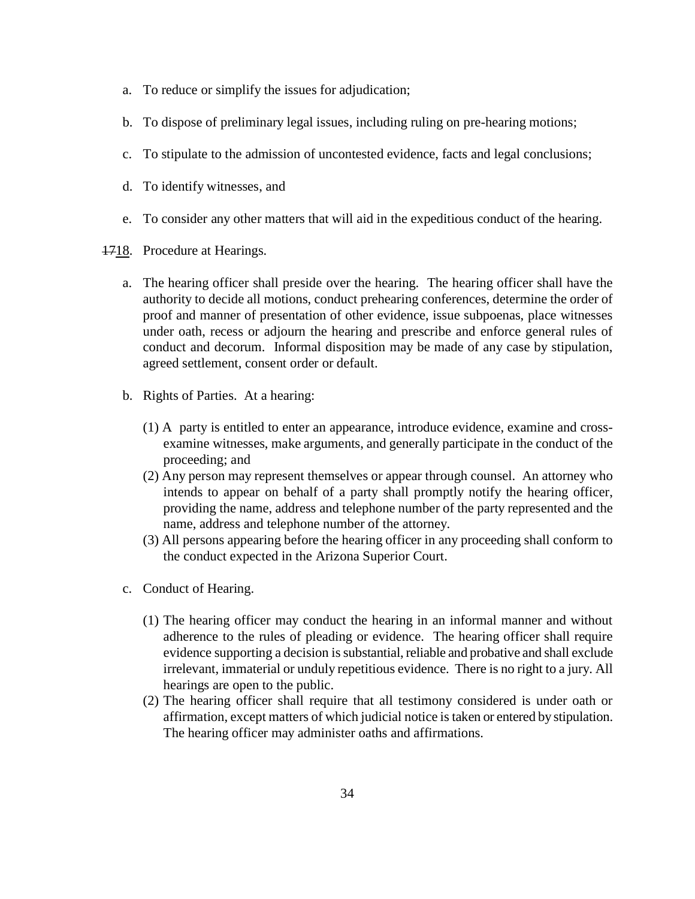a. To reduce or simplify the issues for adjudication;

b. To dispose of preliminary legal issues, including ruling on pre-hearing motions;

c. To stipulate to the admission of uncontested evidence, facts and legal conclusions;

d. To identify witnesses, and

e. To consider any other matters that will aid in the expeditious conduct of the hearing.

~~17~~18. Procedure at Hearings.

a. The hearing officer shall preside over the hearing. The hearing officer shall have the authority to decide all motions, conduct prehearing conferences, determine the order of proof and manner of presentation of other evidence, issue subpoenas, place witnesses under oath, recess or adjourn the hearing and prescribe and enforce general rules of conduct and decorum. Informal disposition may be made of any case by stipulation, agreed settlement, consent order or default.

b. Rights of Parties. At a hearing:

(1) A party is entitled to enter an appearance, introduce evidence, examine and cross-examine witnesses, make arguments, and generally participate in the conduct of the proceeding; and

(2) Any person may represent themselves or appear through counsel. An attorney who intends to appear on behalf of a party shall promptly notify the hearing officer, providing the name, address and telephone number of the party represented and the name, address and telephone number of the attorney.

(3) All persons appearing before the hearing officer in any proceeding shall conform to the conduct expected in the Arizona Superior Court.

c. Conduct of Hearing.

(1) The hearing officer may conduct the hearing in an informal manner and without adherence to the rules of pleading or evidence. The hearing officer shall require evidence supporting a decision is substantial, reliable and probative and shall exclude irrelevant, immaterial or unduly repetitious evidence. There is no right to a jury. All hearings are open to the public.

(2) The hearing officer shall require that all testimony considered is under oath or affirmation, except matters of which judicial notice is taken or entered by stipulation. The hearing officer may administer oaths and affirmations.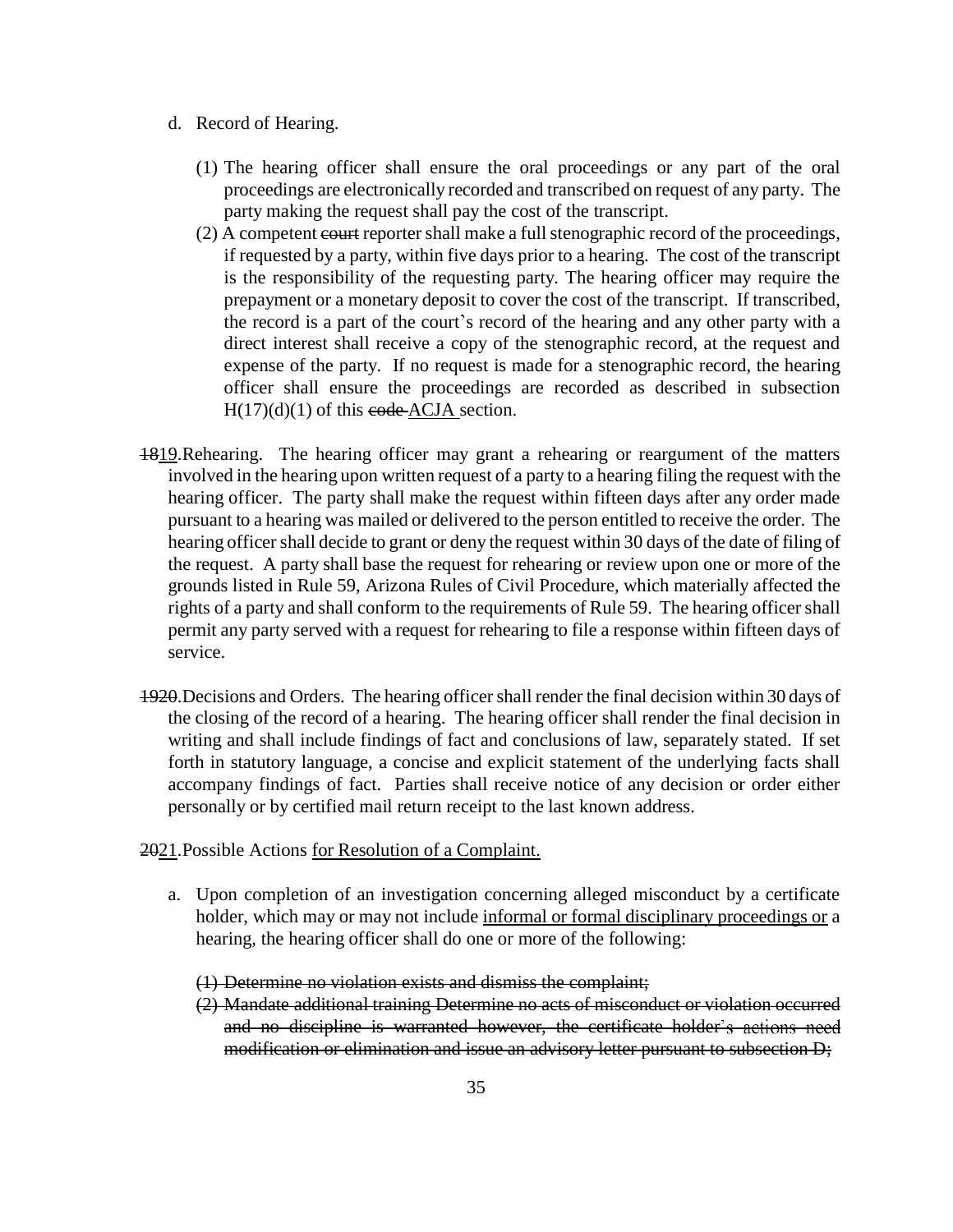d. Record of Hearing.

   (1) The hearing officer shall ensure the oral proceedings or any part of the oral proceedings are electronically recorded and transcribed on request of any party. The party making the request shall pay the cost of the transcript.

   (2) A competent ~~court~~ reporter shall make a full stenographic record of the proceedings, if requested by a party, within five days prior to a hearing. The cost of the transcript is the responsibility of the requesting party. The hearing officer may require the prepayment or a monetary deposit to cover the cost of the transcript. If transcribed, the record is a part of the court's record of the hearing and any other party with a direct interest shall receive a copy of the stenographic record, at the request and expense of the party. If no request is made for a stenographic record, the hearing officer shall ensure the proceedings are recorded as described in subsection H(17)(d)(1) of this ~~code~~ <u>ACJA</u> section.

~~18~~<u>19</u>.Rehearing. The hearing officer may grant a rehearing or reargument of the matters involved in the hearing upon written request of a party to a hearing filing the request with the hearing officer. The party shall make the request within fifteen days after any order made pursuant to a hearing was mailed or delivered to the person entitled to receive the order. The hearing officer shall decide to grant or deny the request within 30 days of the date of filing of the request. A party shall base the request for rehearing or review upon one or more of the grounds listed in Rule 59, Arizona Rules of Civil Procedure, which materially affected the rights of a party and shall conform to the requirements of Rule 59. The hearing officer shall permit any party served with a request for rehearing to file a response within fifteen days of service.

~~19~~<u>20</u>.Decisions and Orders. The hearing officer shall render the final decision within 30 days of the closing of the record of a hearing. The hearing officer shall render the final decision in writing and shall include findings of fact and conclusions of law, separately stated. If set forth in statutory language, a concise and explicit statement of the underlying facts shall accompany findings of fact. Parties shall receive notice of any decision or order either personally or by certified mail return receipt to the last known address.

~~20~~<u>21</u>.Possible Actions <u>for Resolution of a Complaint.</u>

a. Upon completion of an investigation concerning alleged misconduct by a certificate holder, which may or may not include <u>informal or formal disciplinary proceedings or</u> a hearing, the hearing officer shall do one or more of the following:

   ~~(1) Determine no violation exists and dismiss the complaint;~~

   ~~(2) Mandate additional training Determine no acts of misconduct or violation occurred and no discipline is warranted however, the certificate holder's actions need modification or elimination and issue an advisory letter pursuant to subsection D;~~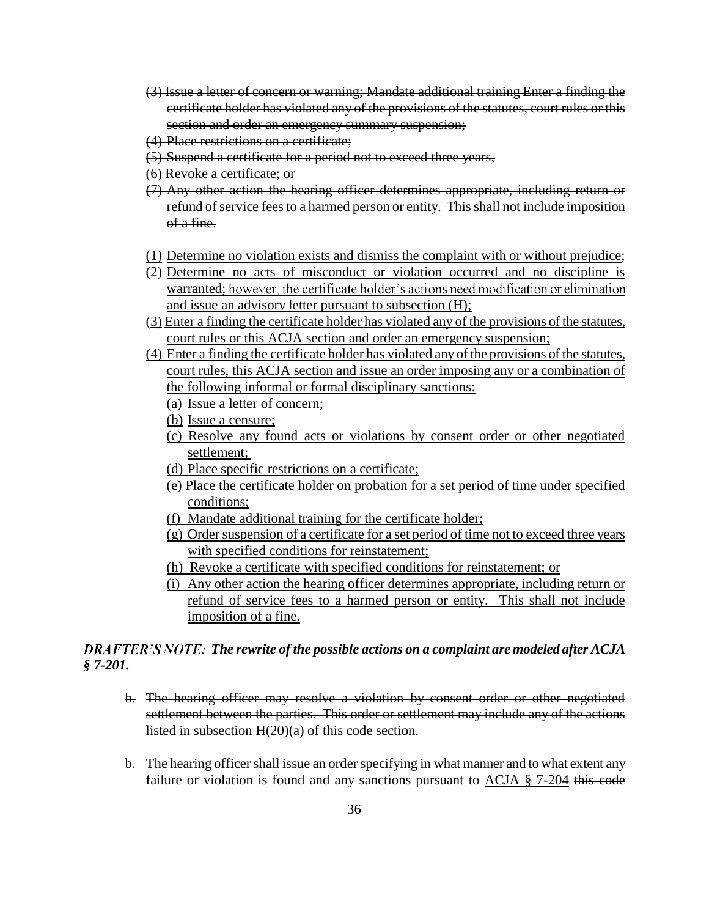~~(3) Issue a letter of concern or warning; Mandate additional training Enter a finding the certificate holder has violated any of the provisions of the statutes, court rules or this section and order an emergency summary suspension;~~

~~(4) Place restrictions on a certificate;~~

~~(5) Suspend a certificate for a period not to exceed three years,~~

~~(6) Revoke a certificate; or~~

~~(7) Any other action the hearing officer determines appropriate, including return or refund of service fees to a harmed person or entity. This shall not include imposition of a fine.~~

(1) Determine no violation exists and dismiss the complaint with or without prejudice;

(2) Determine no acts of misconduct or violation occurred and no discipline is warranted; however, the certificate holder's actions need modification or elimination and issue an advisory letter pursuant to subsection (H);

(3) Enter a finding the certificate holder has violated any of the provisions of the statutes, court rules or this ACJA section and order an emergency suspension;

(4) Enter a finding the certificate holder has violated any of the provisions of the statutes, court rules, this ACJA section and issue an order imposing any or a combination of the following informal or formal disciplinary sanctions:

   (a) Issue a letter of concern;

   (b) Issue a censure;

   (c) Resolve any found acts or violations by consent order or other negotiated settlement;

   (d) Place specific restrictions on a certificate;

   (e) Place the certificate holder on probation for a set period of time under specified conditions;

   (f) Mandate additional training for the certificate holder;

   (g) Order suspension of a certificate for a set period of time not to exceed three years with specified conditions for reinstatement;

   (h) Revoke a certificate with specified conditions for reinstatement; or

   (i) Any other action the hearing officer determines appropriate, including return or refund of service fees to a harmed person or entity. This shall not include imposition of a fine.

***DRAFTER'S NOTE: The rewrite of the possible actions on a complaint are modeled after ACJA § 7-201.***

~~b. The hearing officer may resolve a violation by consent order or other negotiated settlement between the parties. This order or settlement may include any of the actions listed in subsection H(20)(a) of this code section.~~

b. The hearing officer shall issue an order specifying in what manner and to what extent any failure or violation is found and any sanctions pursuant to ACJA § 7-204 ~~this code~~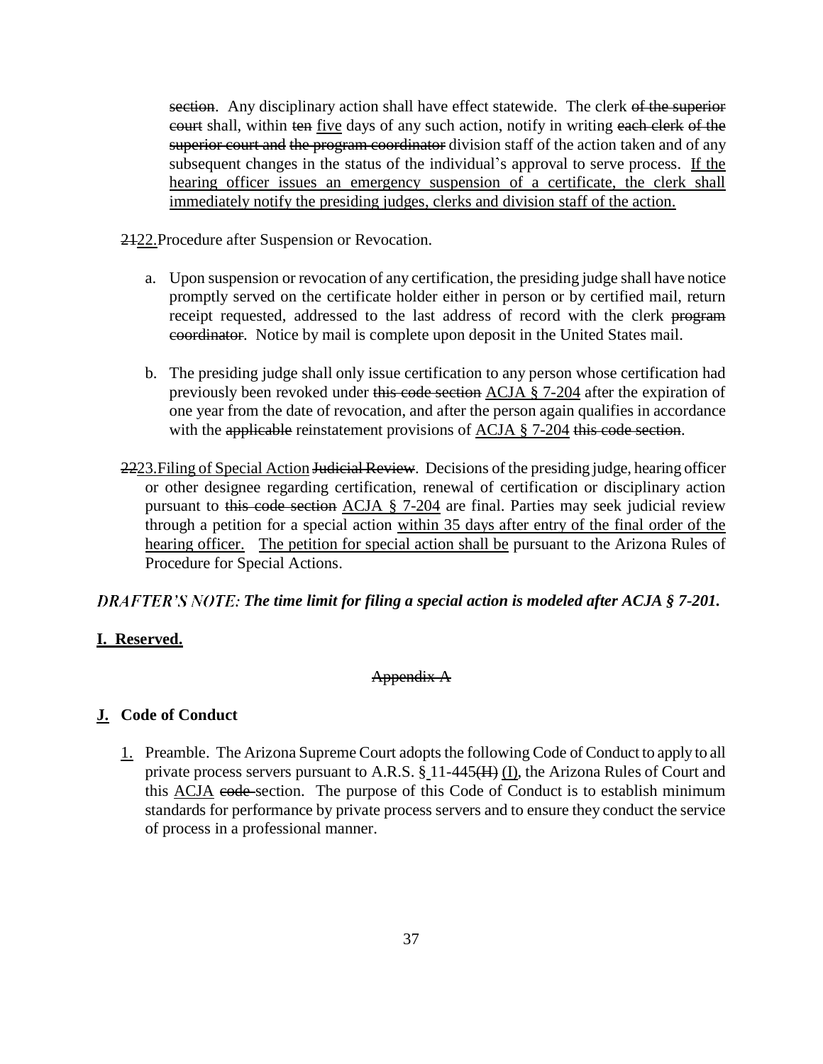~~section~~. Any disciplinary action shall have effect statewide. The clerk ~~of the superior court~~ shall, within ~~ten~~ <u>five</u> days of any such action, notify in writing ~~each clerk of the superior court and the program coordinator~~ division staff of the action taken and of any subsequent changes in the status of the individual's approval to serve process. <u>If the hearing officer issues an emergency suspension of a certificate, the clerk shall immediately notify the presiding judges, clerks and division staff of the action.</u>

~~21~~<u>22.</u>Procedure after Suspension or Revocation.

a. Upon suspension or revocation of any certification, the presiding judge shall have notice promptly served on the certificate holder either in person or by certified mail, return receipt requested, addressed to the last address of record with the clerk ~~program coordinator~~. Notice by mail is complete upon deposit in the United States mail.

b. The presiding judge shall only issue certification to any person whose certification had previously been revoked under ~~this code section~~ <u>ACJA § 7-204</u> after the expiration of one year from the date of revocation, and after the person again qualifies in accordance with the ~~applicable~~ reinstatement provisions of <u>ACJA § 7-204</u> ~~this code section~~.

~~22~~<u>23.</u>Filing of Special Action ~~Judicial Review~~. Decisions of the presiding judge, hearing officer or other designee regarding certification, renewal of certification or disciplinary action pursuant to ~~this code section~~ <u>ACJA § 7-204</u> are final. Parties may seek judicial review through a petition for a special action <u>within 35 days after entry of the final order of the hearing officer.</u> <u>The petition for special action shall be</u> pursuant to the Arizona Rules of Procedure for Special Actions.

***DRAFTER'S NOTE: The time limit for filing a special action is modeled after ACJA § 7-201.***

**<u>I. Reserved.</u>**

~~Appendix A~~

**<u>J.</u> Code of Conduct**

<u>1.</u> Preamble. The Arizona Supreme Court adopts the following Code of Conduct to apply to all private process servers pursuant to A.R.S. § 11-445~~(H)~~ <u>(I)</u>, the Arizona Rules of Court and this <u>ACJA</u> ~~code~~ section. The purpose of this Code of Conduct is to establish minimum standards for performance by private process servers and to ensure they conduct the service of process in a professional manner.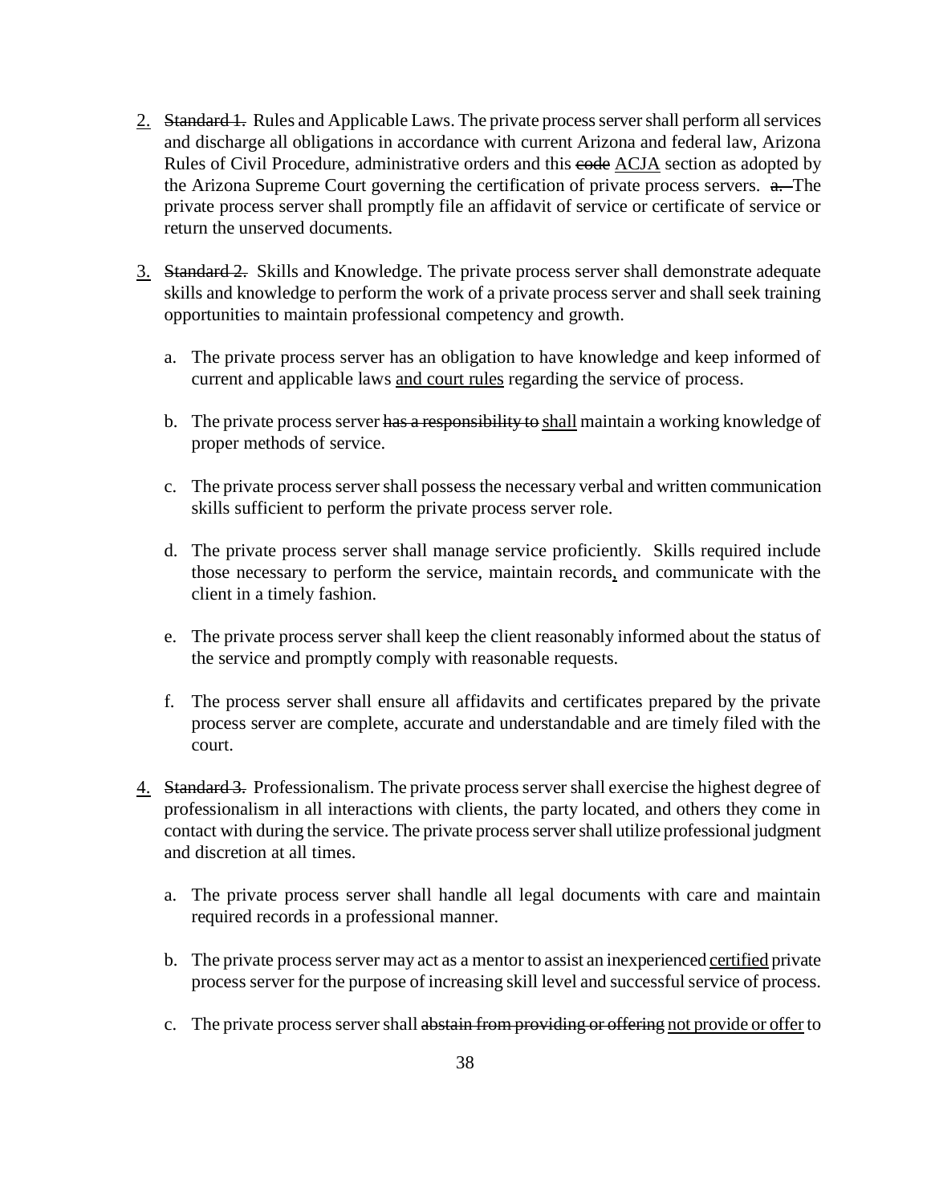2. ~~Standard 1.~~ Rules and Applicable Laws. The private process server shall perform all services and discharge all obligations in accordance with current Arizona and federal law, Arizona Rules of Civil Procedure, administrative orders and this ~~code~~ <u>ACJA</u> section as adopted by the Arizona Supreme Court governing the certification of private process servers. ~~a.~~ The private process server shall promptly file an affidavit of service or certificate of service or return the unserved documents.

3. ~~Standard 2.~~ Skills and Knowledge. The private process server shall demonstrate adequate skills and knowledge to perform the work of a private process server and shall seek training opportunities to maintain professional competency and growth.

   a. The private process server has an obligation to have knowledge and keep informed of current and applicable laws <u>and court rules</u> regarding the service of process.

   b. The private process server ~~has a responsibility to~~ <u>shall</u> maintain a working knowledge of proper methods of service.

   c. The private process server shall possess the necessary verbal and written communication skills sufficient to perform the private process server role.

   d. The private process server shall manage service proficiently. Skills required include those necessary to perform the service, maintain records<u>,</u> and communicate with the client in a timely fashion.

   e. The private process server shall keep the client reasonably informed about the status of the service and promptly comply with reasonable requests.

   f. The process server shall ensure all affidavits and certificates prepared by the private process server are complete, accurate and understandable and are timely filed with the court.

4. ~~Standard 3.~~ Professionalism. The private process server shall exercise the highest degree of professionalism in all interactions with clients, the party located, and others they come in contact with during the service. The private process server shall utilize professional judgment and discretion at all times.

   a. The private process server shall handle all legal documents with care and maintain required records in a professional manner.

   b. The private process server may act as a mentor to assist an inexperienced <u>certified</u> private process server for the purpose of increasing skill level and successful service of process.

   c. The private process server shall ~~abstain from providing or offering~~ <u>not provide or offer</u> to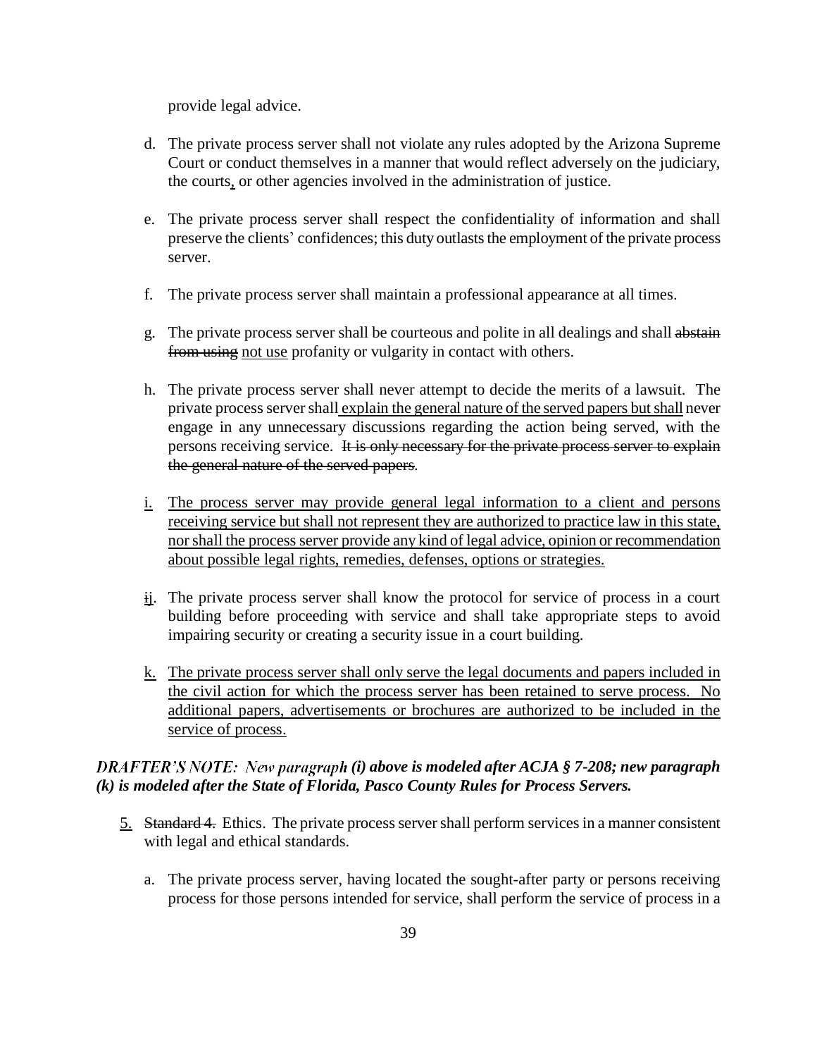provide legal advice.

d. The private process server shall not violate any rules adopted by the Arizona Supreme Court or conduct themselves in a manner that would reflect adversely on the judiciary, the courts, or other agencies involved in the administration of justice.

e. The private process server shall respect the confidentiality of information and shall preserve the clients' confidences; this duty outlasts the employment of the private process server.

f. The private process server shall maintain a professional appearance at all times.

g. The private process server shall be courteous and polite in all dealings and shall ~~abstain from using~~ <u>not use</u> profanity or vulgarity in contact with others.

h. The private process server shall never attempt to decide the merits of a lawsuit. The private process server shall <u>explain the general nature of the served papers but shall</u> never engage in any unnecessary discussions regarding the action being served, with the persons receiving service. ~~It is only necessary for the private process server to explain the general nature of the served papers.~~

<u>i. The process server may provide general legal information to a client and persons receiving service but shall not represent they are authorized to practice law in this state, nor shall the process server provide any kind of legal advice, opinion or recommendation about possible legal rights, remedies, defenses, options or strategies.</u>

~~i~~<u>j</u>. The private process server shall know the protocol for service of process in a court building before proceeding with service and shall take appropriate steps to avoid impairing security or creating a security issue in a court building.

<u>k. The private process server shall only serve the legal documents and papers included in the civil action for which the process server has been retained to serve process. No additional papers, advertisements or brochures are authorized to be included in the service of process.</u>

***DRAFTER'S NOTE: New paragraph (i) above is modeled after ACJA § 7-208; new paragraph (k) is modeled after the State of Florida, Pasco County Rules for Process Servers.***

<u>5.</u> ~~Standard 4.~~ Ethics. The private process server shall perform services in a manner consistent with legal and ethical standards.

a. The private process server, having located the sought-after party or persons receiving process for those persons intended for service, shall perform the service of process in a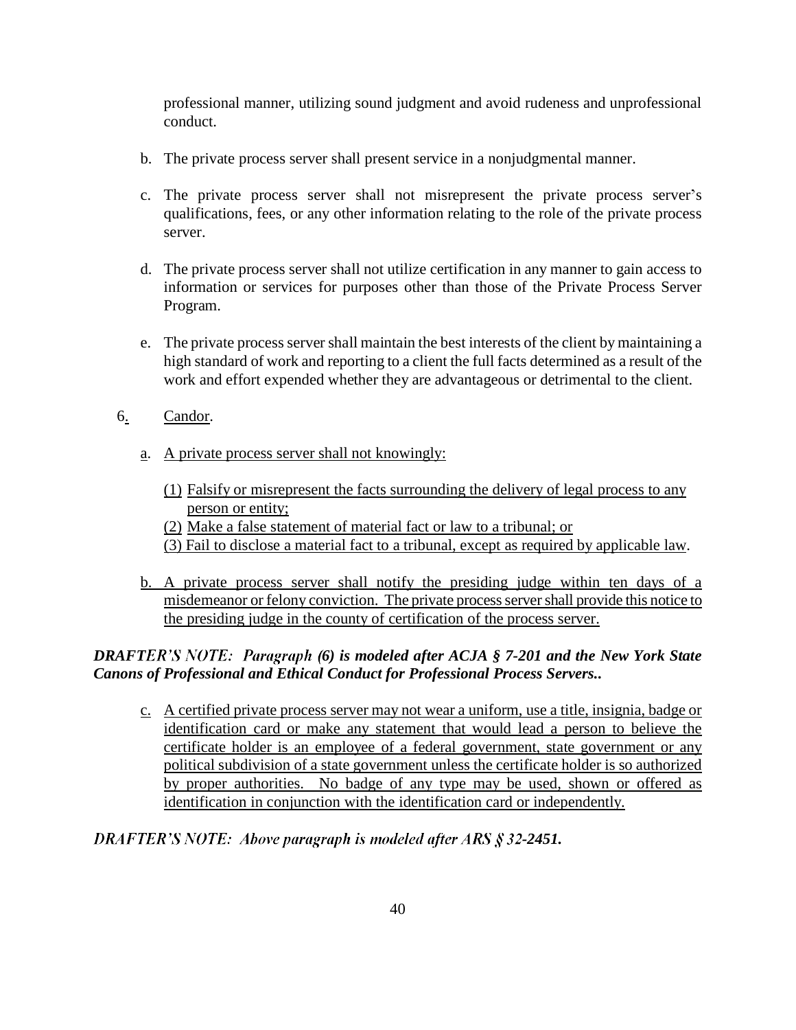professional manner, utilizing sound judgment and avoid rudeness and unprofessional conduct.

b. The private process server shall present service in a nonjudgmental manner.

c. The private process server shall not misrepresent the private process server's qualifications, fees, or any other information relating to the role of the private process server.

d. The private process server shall not utilize certification in any manner to gain access to information or services for purposes other than those of the Private Process Server Program.

e. The private process server shall maintain the best interests of the client by maintaining a high standard of work and reporting to a client the full facts determined as a result of the work and effort expended whether they are advantageous or detrimental to the client.

6. Candor.

a. A private process server shall not knowingly:

(1) Falsify or misrepresent the facts surrounding the delivery of legal process to any person or entity;
(2) Make a false statement of material fact or law to a tribunal; or
(3) Fail to disclose a material fact to a tribunal, except as required by applicable law.

b. A private process server shall notify the presiding judge within ten days of a misdemeanor or felony conviction. The private process server shall provide this notice to the presiding judge in the county of certification of the process server.

***DRAFTER'S NOTE: Paragraph (6) is modeled after ACJA § 7-201 and the New York State Canons of Professional and Ethical Conduct for Professional Process Servers..***

c. A certified private process server may not wear a uniform, use a title, insignia, badge or identification card or make any statement that would lead a person to believe the certificate holder is an employee of a federal government, state government or any political subdivision of a state government unless the certificate holder is so authorized by proper authorities. No badge of any type may be used, shown or offered as identification in conjunction with the identification card or independently.

***DRAFTER'S NOTE: Above paragraph is modeled after ARS § 32-2451.***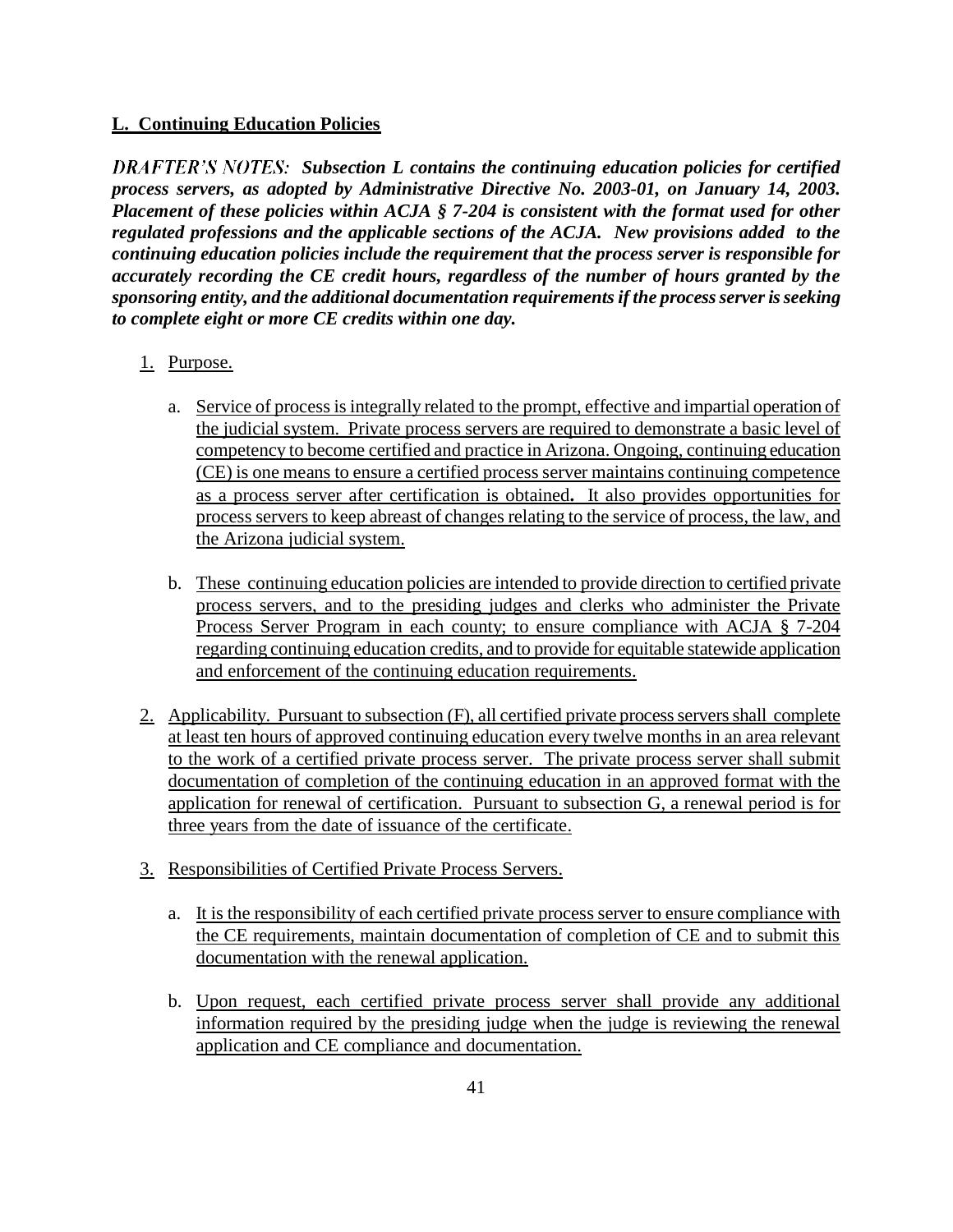**L. Continuing Education Policies**

***DRAFTER'S NOTES: Subsection L contains the continuing education policies for certified process servers, as adopted by Administrative Directive No. 2003-01, on January 14, 2003. Placement of these policies within ACJA § 7-204 is consistent with the format used for other regulated professions and the applicable sections of the ACJA. New provisions added to the continuing education policies include the requirement that the process server is responsible for accurately recording the CE credit hours, regardless of the number of hours granted by the sponsoring entity, and the additional documentation requirements if the process server is seeking to complete eight or more CE credits within one day.***

1. Purpose.

   a. Service of process is integrally related to the prompt, effective and impartial operation of the judicial system. Private process servers are required to demonstrate a basic level of competency to become certified and practice in Arizona. Ongoing, continuing education (CE) is one means to ensure a certified process server maintains continuing competence as a process server after certification is obtained. It also provides opportunities for process servers to keep abreast of changes relating to the service of process, the law, and the Arizona judicial system.

   b. These continuing education policies are intended to provide direction to certified private process servers, and to the presiding judges and clerks who administer the Private Process Server Program in each county; to ensure compliance with ACJA § 7-204 regarding continuing education credits, and to provide for equitable statewide application and enforcement of the continuing education requirements.

2. Applicability. Pursuant to subsection (F), all certified private process servers shall complete at least ten hours of approved continuing education every twelve months in an area relevant to the work of a certified private process server. The private process server shall submit documentation of completion of the continuing education in an approved format with the application for renewal of certification. Pursuant to subsection G, a renewal period is for three years from the date of issuance of the certificate.

3. Responsibilities of Certified Private Process Servers.

   a. It is the responsibility of each certified private process server to ensure compliance with the CE requirements, maintain documentation of completion of CE and to submit this documentation with the renewal application.

   b. Upon request, each certified private process server shall provide any additional information required by the presiding judge when the judge is reviewing the renewal application and CE compliance and documentation.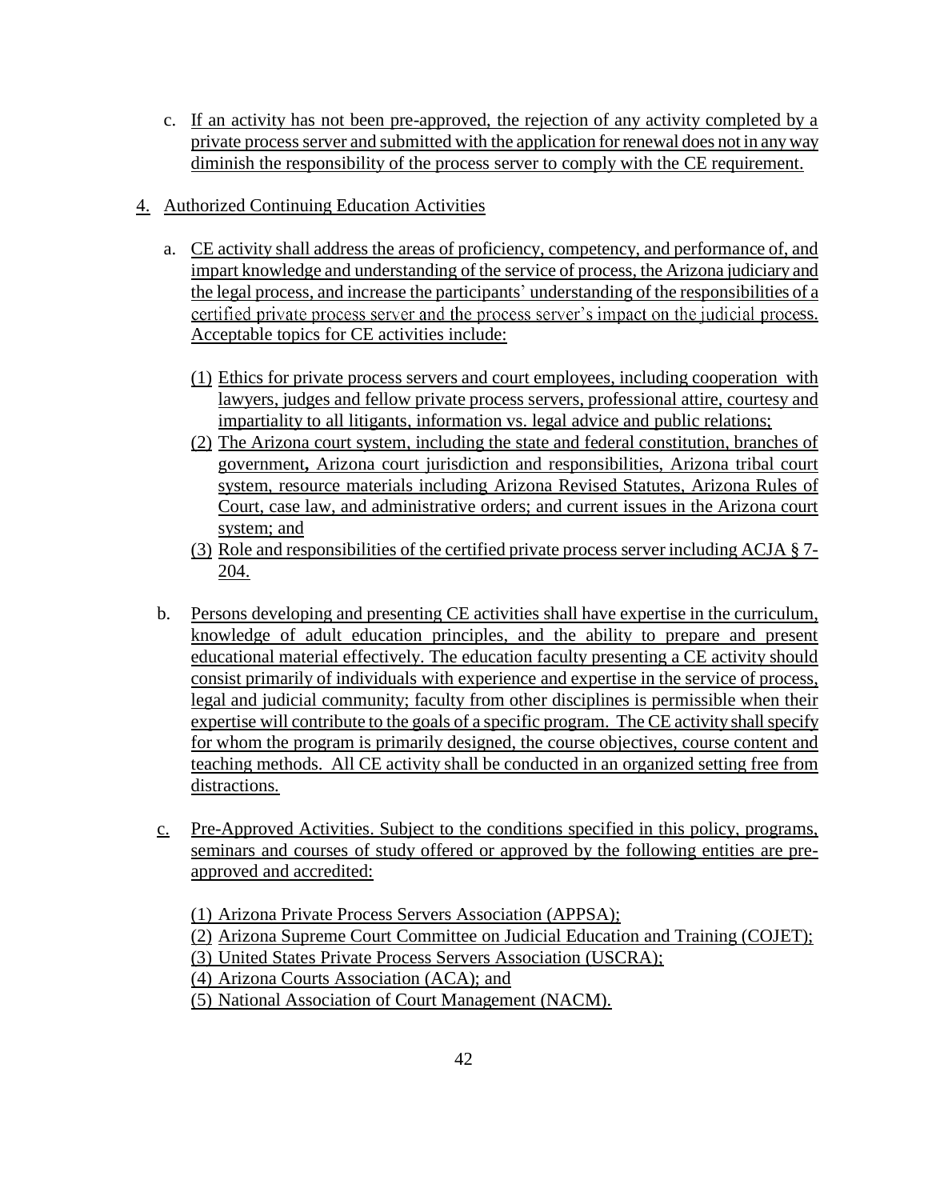c. If an activity has not been pre-approved, the rejection of any activity completed by a private process server and submitted with the application for renewal does not in any way diminish the responsibility of the process server to comply with the CE requirement.

4. Authorized Continuing Education Activities

   a. CE activity shall address the areas of proficiency, competency, and performance of, and impart knowledge and understanding of the service of process, the Arizona judiciary and the legal process, and increase the participants' understanding of the responsibilities of a certified private process server and the process server's impact on the judicial process. Acceptable topics for CE activities include:

      (1) Ethics for private process servers and court employees, including cooperation with lawyers, judges and fellow private process servers, professional attire, courtesy and impartiality to all litigants, information vs. legal advice and public relations;
      (2) The Arizona court system, including the state and federal constitution, branches of government**,** Arizona court jurisdiction and responsibilities, Arizona tribal court system, resource materials including Arizona Revised Statutes, Arizona Rules of Court, case law, and administrative orders; and current issues in the Arizona court system; and
      (3) Role and responsibilities of the certified private process server including ACJA § 7-204.

   b. Persons developing and presenting CE activities shall have expertise in the curriculum, knowledge of adult education principles, and the ability to prepare and present educational material effectively. The education faculty presenting a CE activity should consist primarily of individuals with experience and expertise in the service of process, legal and judicial community; faculty from other disciplines is permissible when their expertise will contribute to the goals of a specific program. The CE activity shall specify for whom the program is primarily designed, the course objectives, course content and teaching methods. All CE activity shall be conducted in an organized setting free from distractions.

   c. Pre-Approved Activities. Subject to the conditions specified in this policy, programs, seminars and courses of study offered or approved by the following entities are pre-approved and accredited:

      (1) Arizona Private Process Servers Association (APPSA);
      (2) Arizona Supreme Court Committee on Judicial Education and Training (COJET);
      (3) United States Private Process Servers Association (USCRA);
      (4) Arizona Courts Association (ACA); and
      (5) National Association of Court Management (NACM).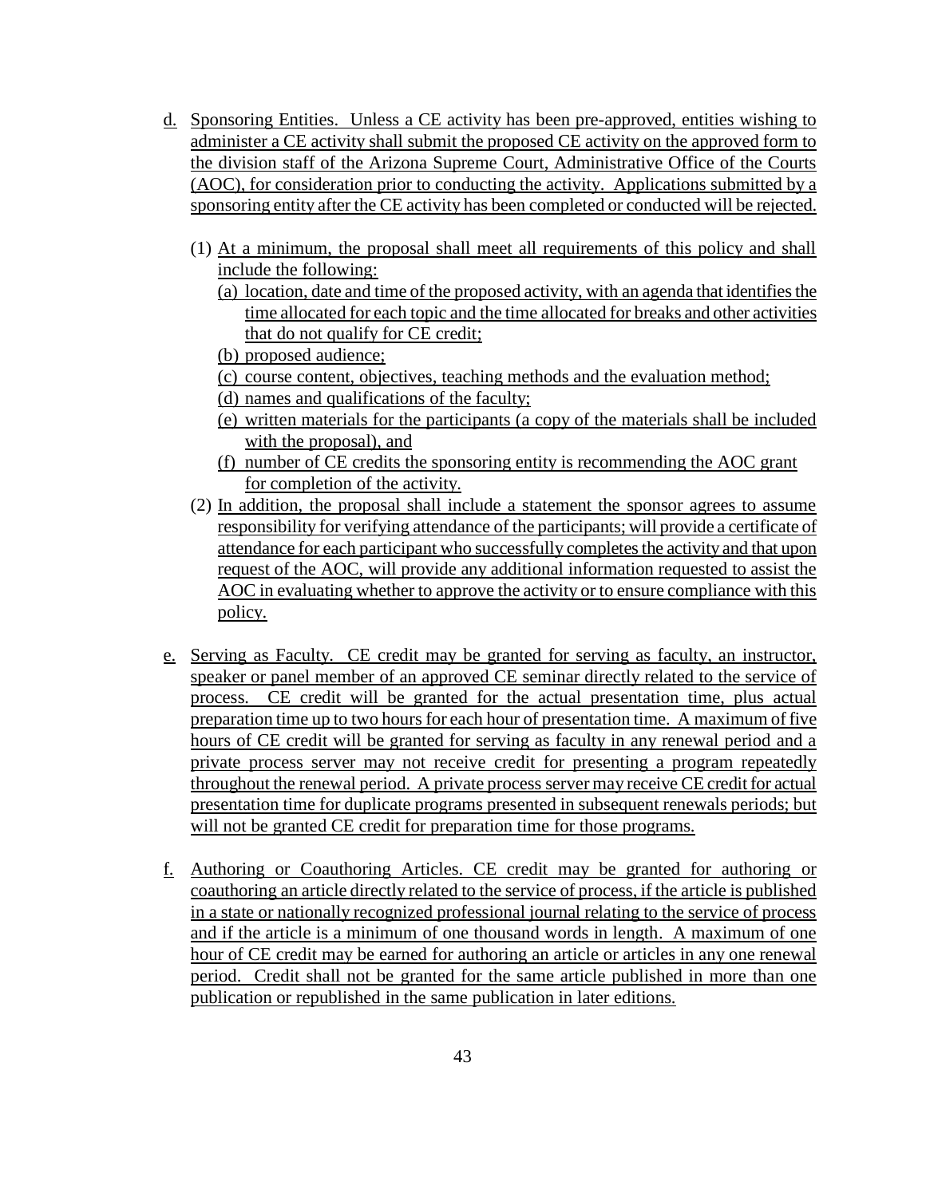d. Sponsoring Entities. Unless a CE activity has been pre-approved, entities wishing to administer a CE activity shall submit the proposed CE activity on the approved form to the division staff of the Arizona Supreme Court, Administrative Office of the Courts (AOC), for consideration prior to conducting the activity. Applications submitted by a sponsoring entity after the CE activity has been completed or conducted will be rejected.

   (1) At a minimum, the proposal shall meet all requirements of this policy and shall include the following:
      (a) location, date and time of the proposed activity, with an agenda that identifies the time allocated for each topic and the time allocated for breaks and other activities that do not qualify for CE credit;
      (b) proposed audience;
      (c) course content, objectives, teaching methods and the evaluation method;
      (d) names and qualifications of the faculty;
      (e) written materials for the participants (a copy of the materials shall be included with the proposal), and
      (f) number of CE credits the sponsoring entity is recommending the AOC grant for completion of the activity.

   (2) In addition, the proposal shall include a statement the sponsor agrees to assume responsibility for verifying attendance of the participants; will provide a certificate of attendance for each participant who successfully completes the activity and that upon request of the AOC, will provide any additional information requested to assist the AOC in evaluating whether to approve the activity or to ensure compliance with this policy.

e. Serving as Faculty. CE credit may be granted for serving as faculty, an instructor, speaker or panel member of an approved CE seminar directly related to the service of process. CE credit will be granted for the actual presentation time, plus actual preparation time up to two hours for each hour of presentation time. A maximum of five hours of CE credit will be granted for serving as faculty in any renewal period and a private process server may not receive credit for presenting a program repeatedly throughout the renewal period. A private process server may receive CE credit for actual presentation time for duplicate programs presented in subsequent renewals periods; but will not be granted CE credit for preparation time for those programs.

f. Authoring or Coauthoring Articles. CE credit may be granted for authoring or coauthoring an article directly related to the service of process, if the article is published in a state or nationally recognized professional journal relating to the service of process and if the article is a minimum of one thousand words in length. A maximum of one hour of CE credit may be earned for authoring an article or articles in any one renewal period. Credit shall not be granted for the same article published in more than one publication or republished in the same publication in later editions.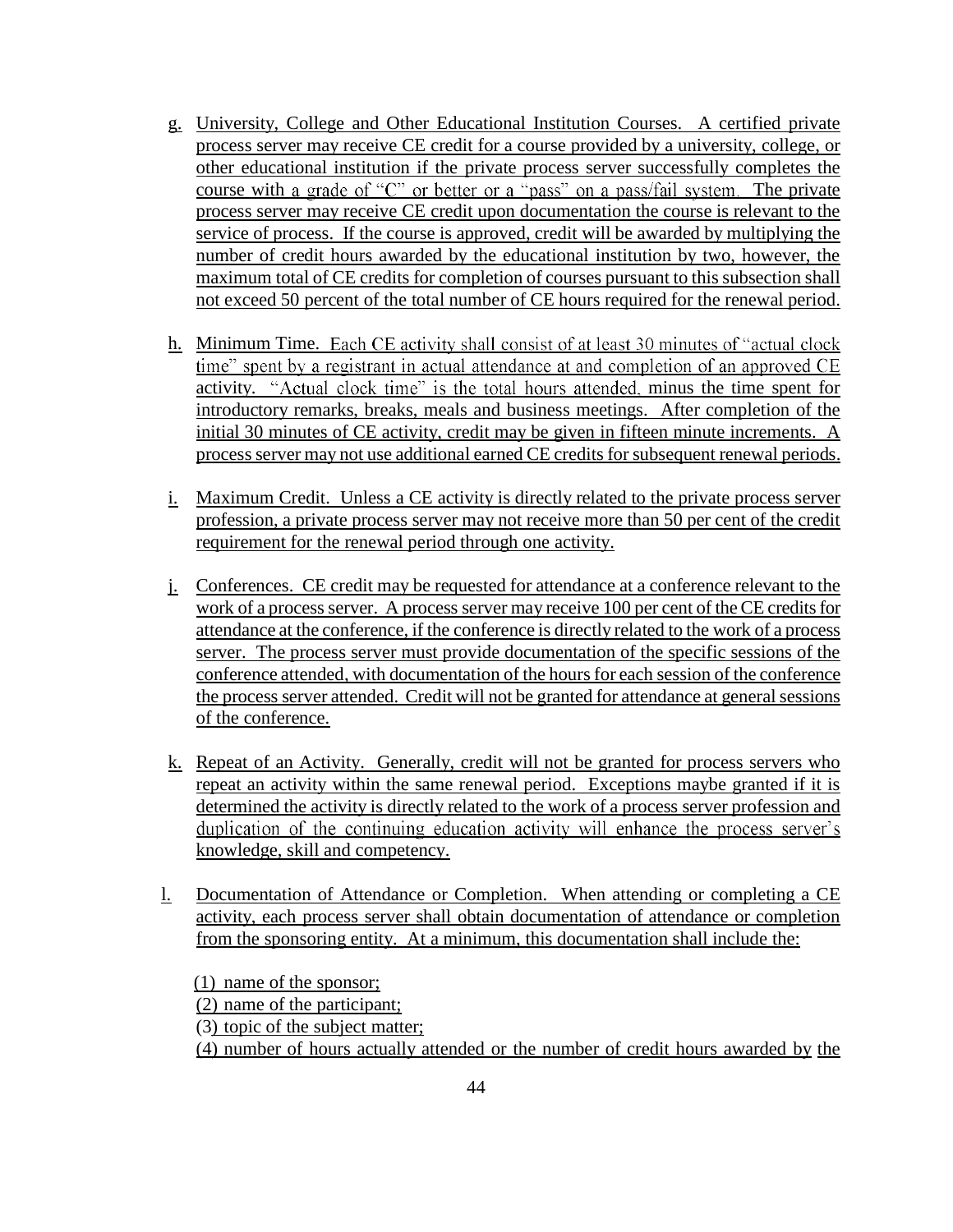g. University, College and Other Educational Institution Courses. A certified private process server may receive CE credit for a course provided by a university, college, or other educational institution if the private process server successfully completes the course with a grade of "C" or better or a "pass" on a pass/fail system. The private process server may receive CE credit upon documentation the course is relevant to the service of process. If the course is approved, credit will be awarded by multiplying the number of credit hours awarded by the educational institution by two, however, the maximum total of CE credits for completion of courses pursuant to this subsection shall not exceed 50 percent of the total number of CE hours required for the renewal period.

h. Minimum Time. Each CE activity shall consist of at least 30 minutes of "actual clock time" spent by a registrant in actual attendance at and completion of an approved CE activity. "Actual clock time" is the total hours attended, minus the time spent for introductory remarks, breaks, meals and business meetings. After completion of the initial 30 minutes of CE activity, credit may be given in fifteen minute increments. A process server may not use additional earned CE credits for subsequent renewal periods.

i. Maximum Credit. Unless a CE activity is directly related to the private process server profession, a private process server may not receive more than 50 per cent of the credit requirement for the renewal period through one activity.

j. Conferences. CE credit may be requested for attendance at a conference relevant to the work of a process server. A process server may receive 100 per cent of the CE credits for attendance at the conference, if the conference is directly related to the work of a process server. The process server must provide documentation of the specific sessions of the conference attended, with documentation of the hours for each session of the conference the process server attended. Credit will not be granted for attendance at general sessions of the conference.

k. Repeat of an Activity. Generally, credit will not be granted for process servers who repeat an activity within the same renewal period. Exceptions maybe granted if it is determined the activity is directly related to the work of a process server profession and duplication of the continuing education activity will enhance the process server's knowledge, skill and competency.

l. Documentation of Attendance or Completion. When attending or completing a CE activity, each process server shall obtain documentation of attendance or completion from the sponsoring entity. At a minimum, this documentation shall include the:

(1) name of the sponsor;
(2) name of the participant;
(3) topic of the subject matter;
(4) number of hours actually attended or the number of credit hours awarded by the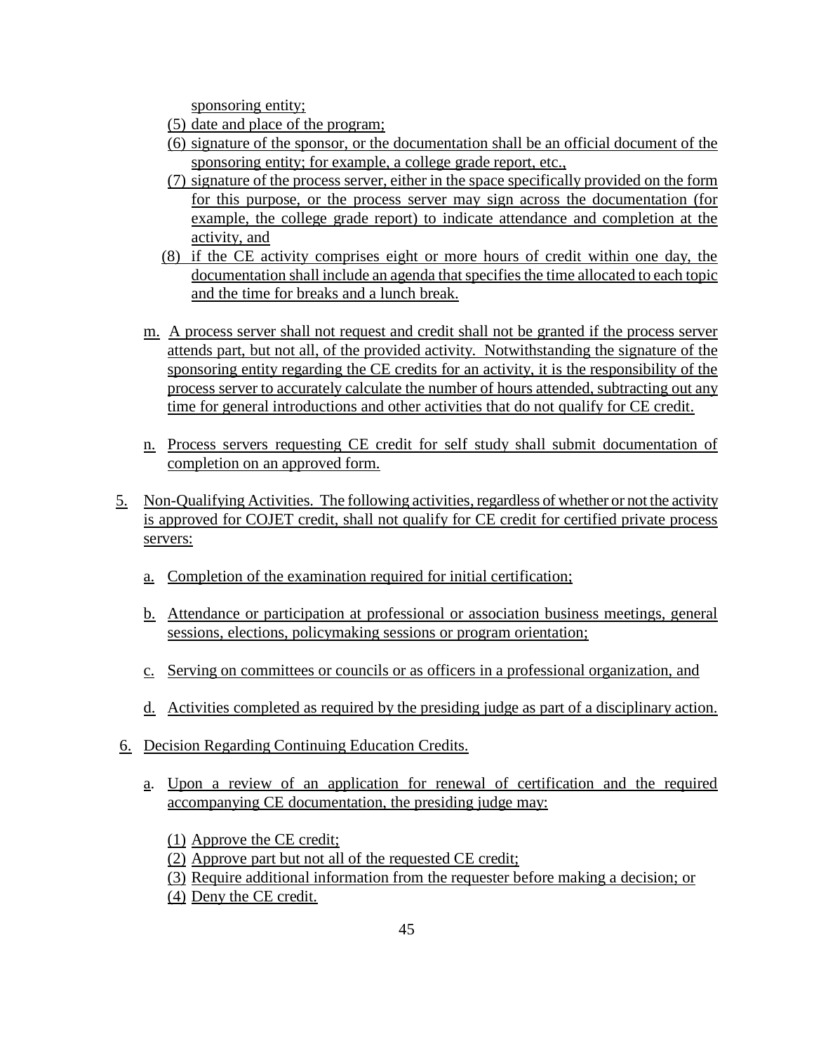sponsoring entity;

(5) date and place of the program;

(6) signature of the sponsor, or the documentation shall be an official document of the sponsoring entity; for example, a college grade report, etc.,

(7) signature of the process server, either in the space specifically provided on the form for this purpose, or the process server may sign across the documentation (for example, the college grade report) to indicate attendance and completion at the activity, and

(8) if the CE activity comprises eight or more hours of credit within one day, the documentation shall include an agenda that specifies the time allocated to each topic and the time for breaks and a lunch break.

m. A process server shall not request and credit shall not be granted if the process server attends part, but not all, of the provided activity. Notwithstanding the signature of the sponsoring entity regarding the CE credits for an activity, it is the responsibility of the process server to accurately calculate the number of hours attended, subtracting out any time for general introductions and other activities that do not qualify for CE credit.

n. Process servers requesting CE credit for self study shall submit documentation of completion on an approved form.

5. Non-Qualifying Activities. The following activities, regardless of whether or not the activity is approved for COJET credit, shall not qualify for CE credit for certified private process servers:

   a. Completion of the examination required for initial certification;

   b. Attendance or participation at professional or association business meetings, general sessions, elections, policymaking sessions or program orientation;

   c. Serving on committees or councils or as officers in a professional organization, and

   d. Activities completed as required by the presiding judge as part of a disciplinary action.

6. Decision Regarding Continuing Education Credits.

   a. Upon a review of an application for renewal of certification and the required accompanying CE documentation, the presiding judge may:

      (1) Approve the CE credit;
      (2) Approve part but not all of the requested CE credit;
      (3) Require additional information from the requester before making a decision; or
      (4) Deny the CE credit.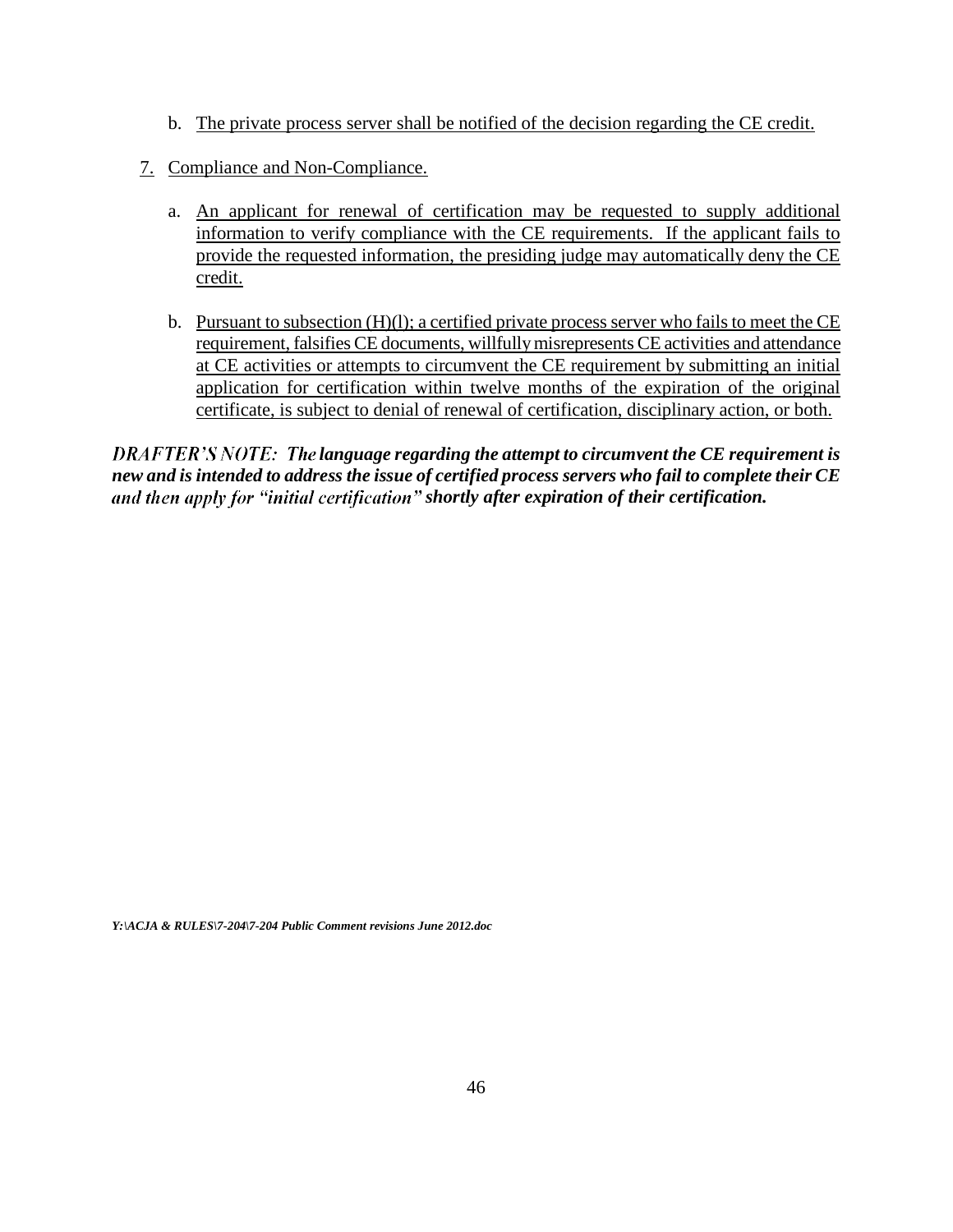b. The private process server shall be notified of the decision regarding the CE credit.

7. Compliance and Non-Compliance.

   a. An applicant for renewal of certification may be requested to supply additional information to verify compliance with the CE requirements. If the applicant fails to provide the requested information, the presiding judge may automatically deny the CE credit.

   b. Pursuant to subsection (H)(l); a certified private process server who fails to meet the CE requirement, falsifies CE documents, willfully misrepresents CE activities and attendance at CE activities or attempts to circumvent the CE requirement by submitting an initial application for certification within twelve months of the expiration of the original certificate, is subject to denial of renewal of certification, disciplinary action, or both.

***DRAFTER'S NOTE: The language regarding the attempt to circumvent the CE requirement is new and is intended to address the issue of certified process servers who fail to complete their CE and then apply for "initial certification" shortly after expiration of their certification.***

***Y:\ACJA & RULES\7-204\7-204 Public Comment revisions June 2012.doc***